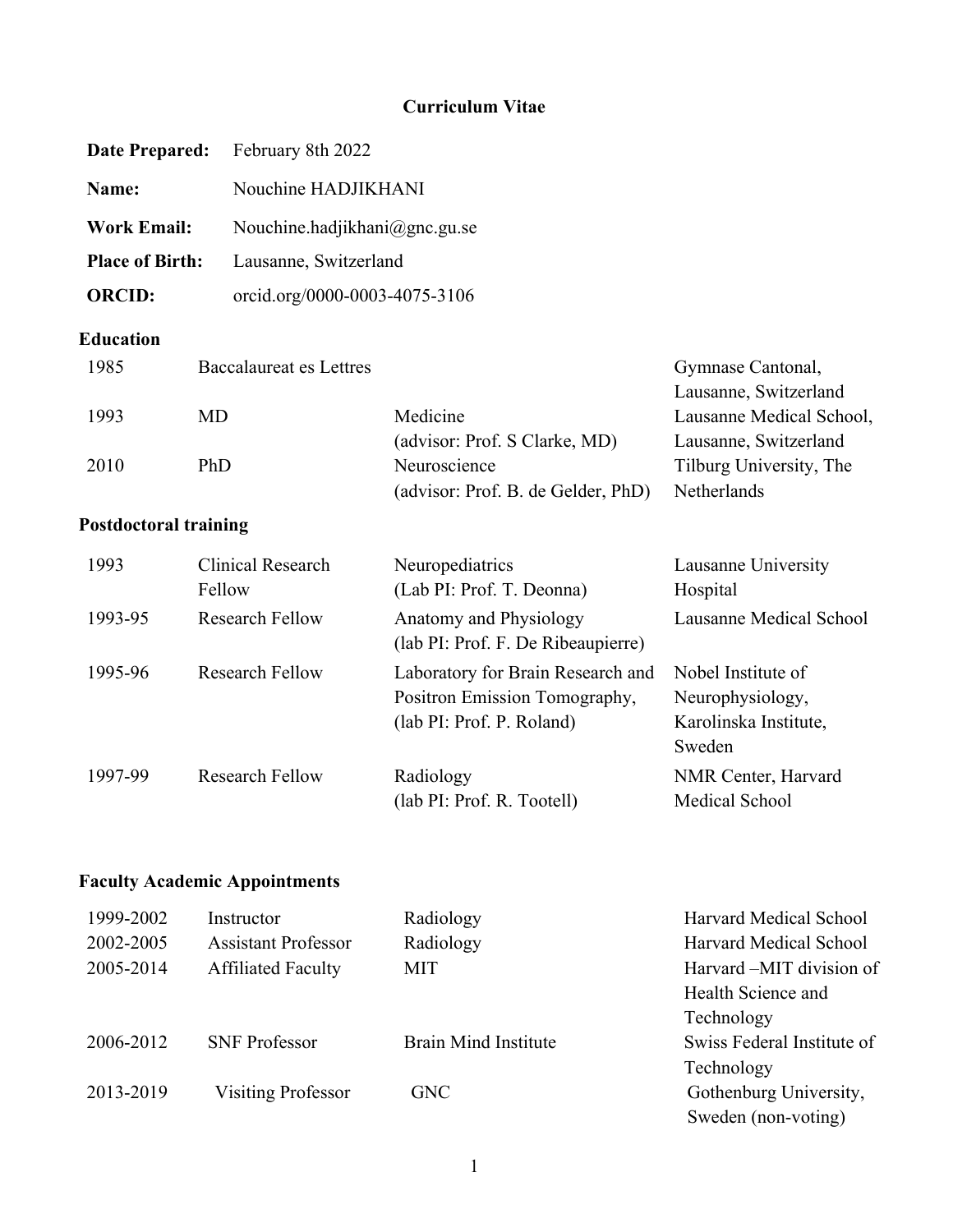# Curriculum Vitae

| | |
|---|---|
| **Date Prepared:** | February 8th 2022 |
| **Name:** | Nouchine HADJIKHANI |
| **Work Email:** | Nouchine.hadjikhani@gnc.gu.se |
| **Place of Birth:** | Lausanne, Switzerland |
| **ORCID:** | orcid.org/0000-0003-4075-3106 |

## Education

| | | | |
|---|---|---|---|
| 1985 | Baccalaureat es Lettres | | Gymnase Cantonal, Lausanne, Switzerland |
| 1993 | MD | Medicine (advisor: Prof. S Clarke, MD) | Lausanne Medical School, Lausanne, Switzerland |
| 2010 | PhD | Neuroscience (advisor: Prof. B. de Gelder, PhD) | Tilburg University, The Netherlands |

## Postdoctoral training

| | | | |
|---|---|---|---|
| 1993 | Clinical Research Fellow | Neuropediatrics (Lab PI: Prof. T. Deonna) | Lausanne University Hospital |
| 1993-95 | Research Fellow | Anatomy and Physiology (lab PI: Prof. F. De Ribeaupierre) | Lausanne Medical School |
| 1995-96 | Research Fellow | Laboratory for Brain Research and Positron Emission Tomography, (lab PI: Prof. P. Roland) | Nobel Institute of Neurophysiology, Karolinska Institute, Sweden |
| 1997-99 | Research Fellow | Radiology (lab PI: Prof. R. Tootell) | NMR Center, Harvard Medical School |

## Faculty Academic Appointments

| | | | |
|---|---|---|---|
| 1999-2002 | Instructor | Radiology | Harvard Medical School |
| 2002-2005 | Assistant Professor | Radiology | Harvard Medical School |
| 2005-2014 | Affiliated Faculty | MIT | Harvard –MIT division of Health Science and Technology |
| 2006-2012 | SNF Professor | Brain Mind Institute | Swiss Federal Institute of Technology |
| 2013-2019 | Visiting Professor | GNC | Gothenburg University, Sweden (non-voting) |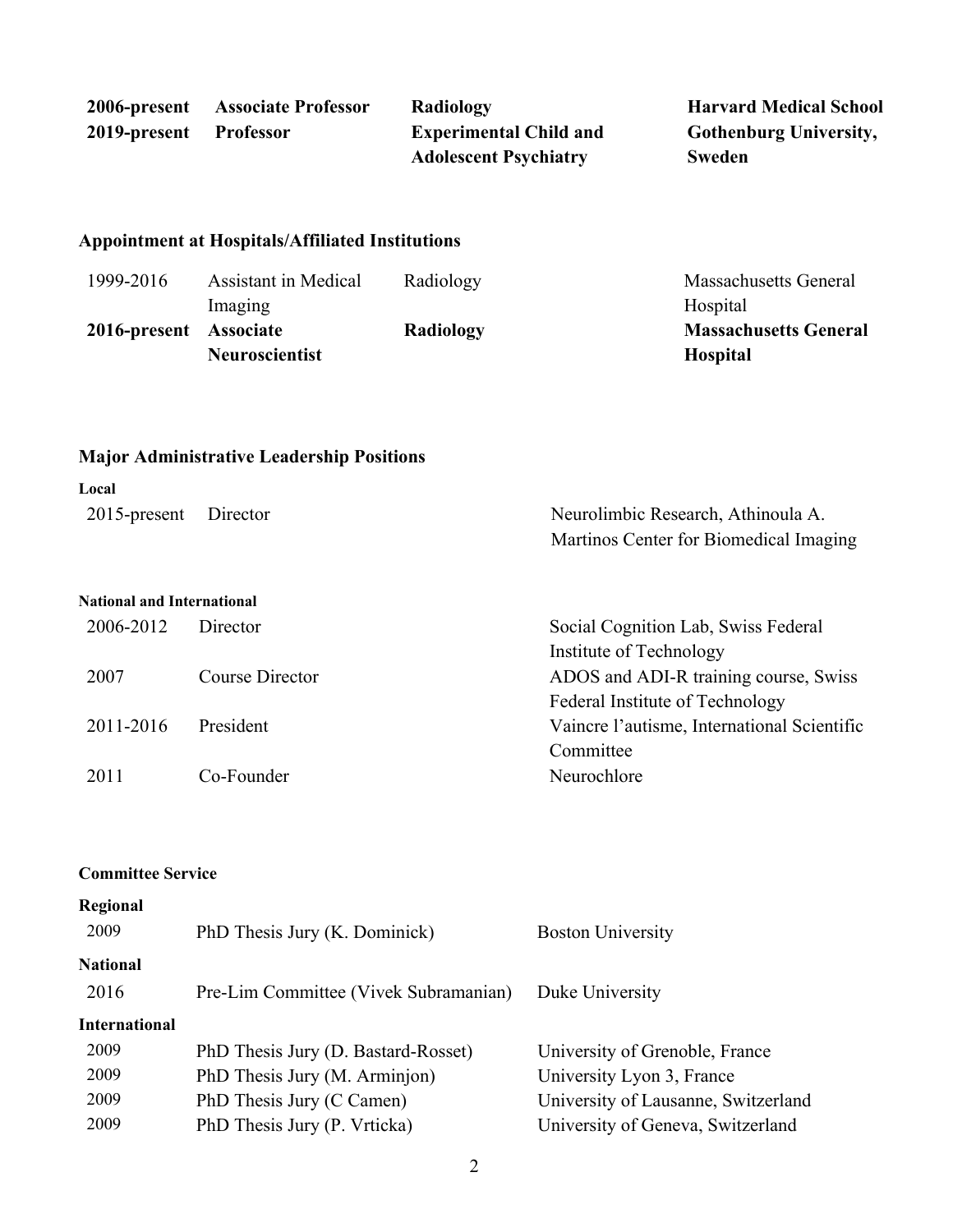| | | | |
|---|---|---|---|
| **2006-present** | **Associate Professor** | **Radiology** | **Harvard Medical School** |
| **2019-present** | **Professor** | **Experimental Child and Adolescent Psychiatry** | **Gothenburg University, Sweden** |

## Appointment at Hospitals/Affiliated Institutions

| | | | |
|---|---|---|---|
| 1999-2016 | Assistant in Medical Imaging | Radiology | Massachusetts General Hospital |
| **2016-present** | **Associate Neuroscientist** | **Radiology** | **Massachusetts General Hospital** |

## Major Administrative Leadership Positions

**Local**

| | | |
|---|---|---|
| 2015-present | Director | Neurolimbic Research, Athinoula A. Martinos Center for Biomedical Imaging |

**National and International**

| | | |
|---|---|---|
| 2006-2012 | Director | Social Cognition Lab, Swiss Federal Institute of Technology |
| 2007 | Course Director | ADOS and ADI-R training course, Swiss Federal Institute of Technology |
| 2011-2016 | President | Vaincre l'autisme, International Scientific Committee |
| 2011 | Co-Founder | Neurochlore |

## Committee Service

**Regional**

| | | |
|---|---|---|
| 2009 | PhD Thesis Jury (K. Dominick) | Boston University |

**National**

| | | |
|---|---|---|
| 2016 | Pre-Lim Committee (Vivek Subramanian) | Duke University |

**International**

| | | |
|---|---|---|
| 2009 | PhD Thesis Jury (D. Bastard-Rosset) | University of Grenoble, France |
| 2009 | PhD Thesis Jury (M. Arminjon) | University Lyon 3, France |
| 2009 | PhD Thesis Jury (C Camen) | University of Lausanne, Switzerland |
| 2009 | PhD Thesis Jury (P. Vrticka) | University of Geneva, Switzerland |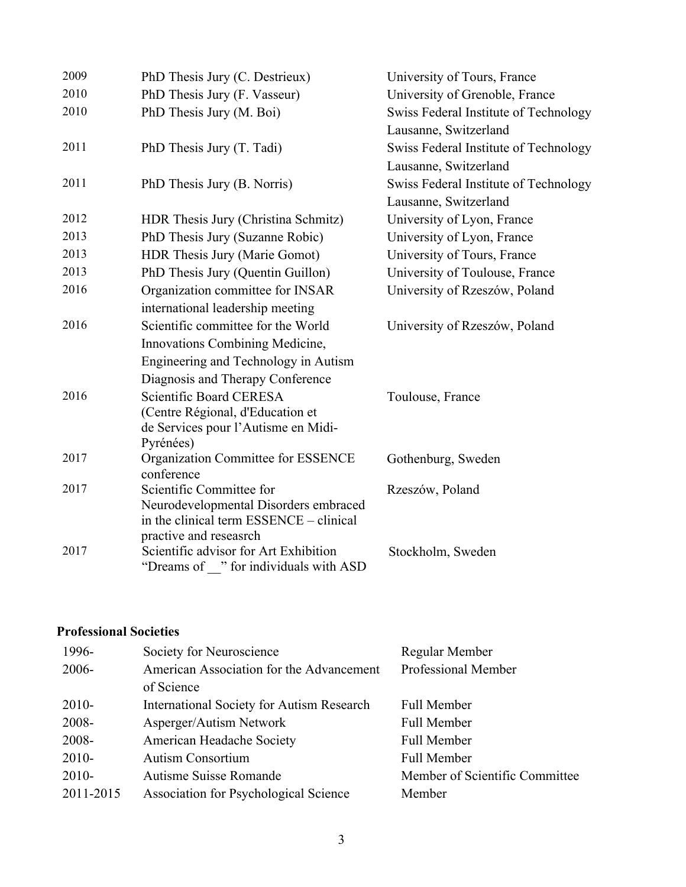| | | |
|---|---|---|
| 2009 | PhD Thesis Jury (C. Destrieux) | University of Tours, France |
| 2010 | PhD Thesis Jury (F. Vasseur) | University of Grenoble, France |
| 2010 | PhD Thesis Jury (M. Boi) | Swiss Federal Institute of Technology Lausanne, Switzerland |
| 2011 | PhD Thesis Jury (T. Tadi) | Swiss Federal Institute of Technology Lausanne, Switzerland |
| 2011 | PhD Thesis Jury (B. Norris) | Swiss Federal Institute of Technology Lausanne, Switzerland |
| 2012 | HDR Thesis Jury (Christina Schmitz) | University of Lyon, France |
| 2013 | PhD Thesis Jury (Suzanne Robic) | University of Lyon, France |
| 2013 | HDR Thesis Jury (Marie Gomot) | University of Tours, France |
| 2013 | PhD Thesis Jury (Quentin Guillon) | University of Toulouse, France |
| 2016 | Organization committee for INSAR international leadership meeting | University of Rzeszów, Poland |
| 2016 | Scientific committee for the World Innovations Combining Medicine, Engineering and Technology in Autism Diagnosis and Therapy Conference | University of Rzeszów, Poland |
| 2016 | Scientific Board CERESA (Centre Régional, d'Education et de Services pour l'Autisme en Midi-Pyrénées) | Toulouse, France |
| 2017 | Organization Committee for ESSENCE conference | Gothenburg, Sweden |
| 2017 | Scientific Committee for Neurodevelopmental Disorders embraced in the clinical term ESSENCE – clinical practive and reseasrch | Rzeszów, Poland |
| 2017 | Scientific advisor for Art Exhibition "Dreams of __" for individuals with ASD | Stockholm, Sweden |

**Professional Societies**

| | | |
|---|---|---|
| 1996- | Society for Neuroscience | Regular Member |
| 2006- | American Association for the Advancement of Science | Professional Member |
| 2010- | International Society for Autism Research | Full Member |
| 2008- | Asperger/Autism Network | Full Member |
| 2008- | American Headache Society | Full Member |
| 2010- | Autism Consortium | Full Member |
| 2010- | Autisme Suisse Romande | Member of Scientific Committee |
| 2011-2015 | Association for Psychological Science | Member |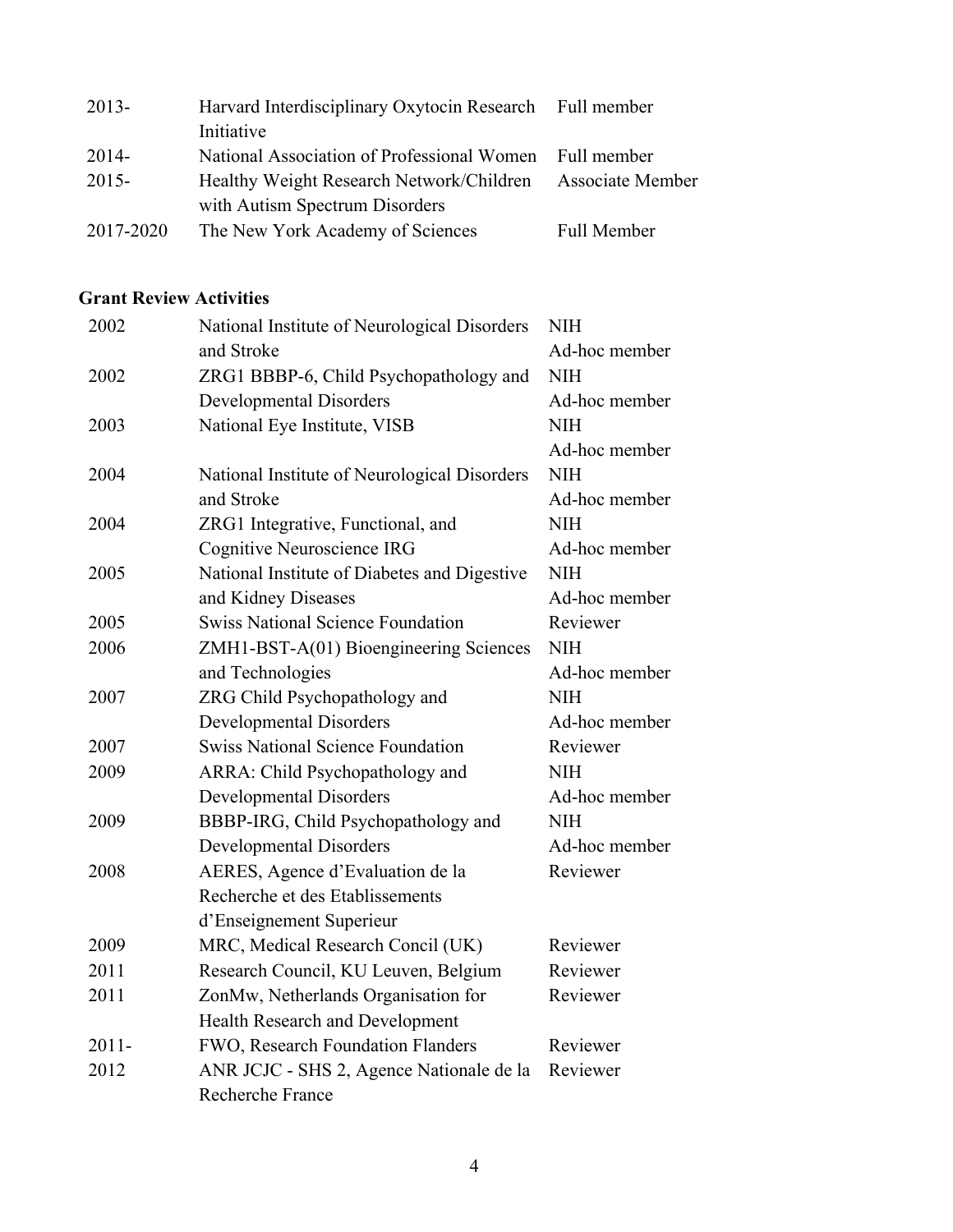| | | |
|---|---|---|
| 2013- | Harvard Interdisciplinary Oxytocin Research Initiative | Full member |
| 2014- | National Association of Professional Women | Full member |
| 2015- | Healthy Weight Research Network/Children with Autism Spectrum Disorders | Associate Member |
| 2017-2020 | The New York Academy of Sciences | Full Member |

**Grant Review Activities**

| | | |
|---|---|---|
| 2002 | National Institute of Neurological Disorders and Stroke | NIH Ad-hoc member |
| 2002 | ZRG1 BBBP-6, Child Psychopathology and Developmental Disorders | NIH Ad-hoc member |
| 2003 | National Eye Institute, VISB | NIH Ad-hoc member |
| 2004 | National Institute of Neurological Disorders and Stroke | NIH Ad-hoc member |
| 2004 | ZRG1 Integrative, Functional, and Cognitive Neuroscience IRG | NIH Ad-hoc member |
| 2005 | National Institute of Diabetes and Digestive and Kidney Diseases | NIH Ad-hoc member |
| 2005 | Swiss National Science Foundation | Reviewer |
| 2006 | ZMH1-BST-A(01) Bioengineering Sciences and Technologies | NIH Ad-hoc member |
| 2007 | ZRG Child Psychopathology and Developmental Disorders | NIH Ad-hoc member |
| 2007 | Swiss National Science Foundation | Reviewer |
| 2009 | ARRA: Child Psychopathology and Developmental Disorders | NIH Ad-hoc member |
| 2009 | BBBP-IRG, Child Psychopathology and Developmental Disorders | NIH Ad-hoc member |
| 2008 | AERES, Agence d'Evaluation de la Recherche et des Etablissements d'Enseignement Superieur | Reviewer |
| 2009 | MRC, Medical Research Concil (UK) | Reviewer |
| 2011 | Research Council, KU Leuven, Belgium | Reviewer |
| 2011 | ZonMw, Netherlands Organisation for Health Research and Development | Reviewer |
| 2011- | FWO, Research Foundation Flanders | Reviewer |
| 2012 | ANR JCJC - SHS 2, Agence Nationale de la Recherche France | Reviewer |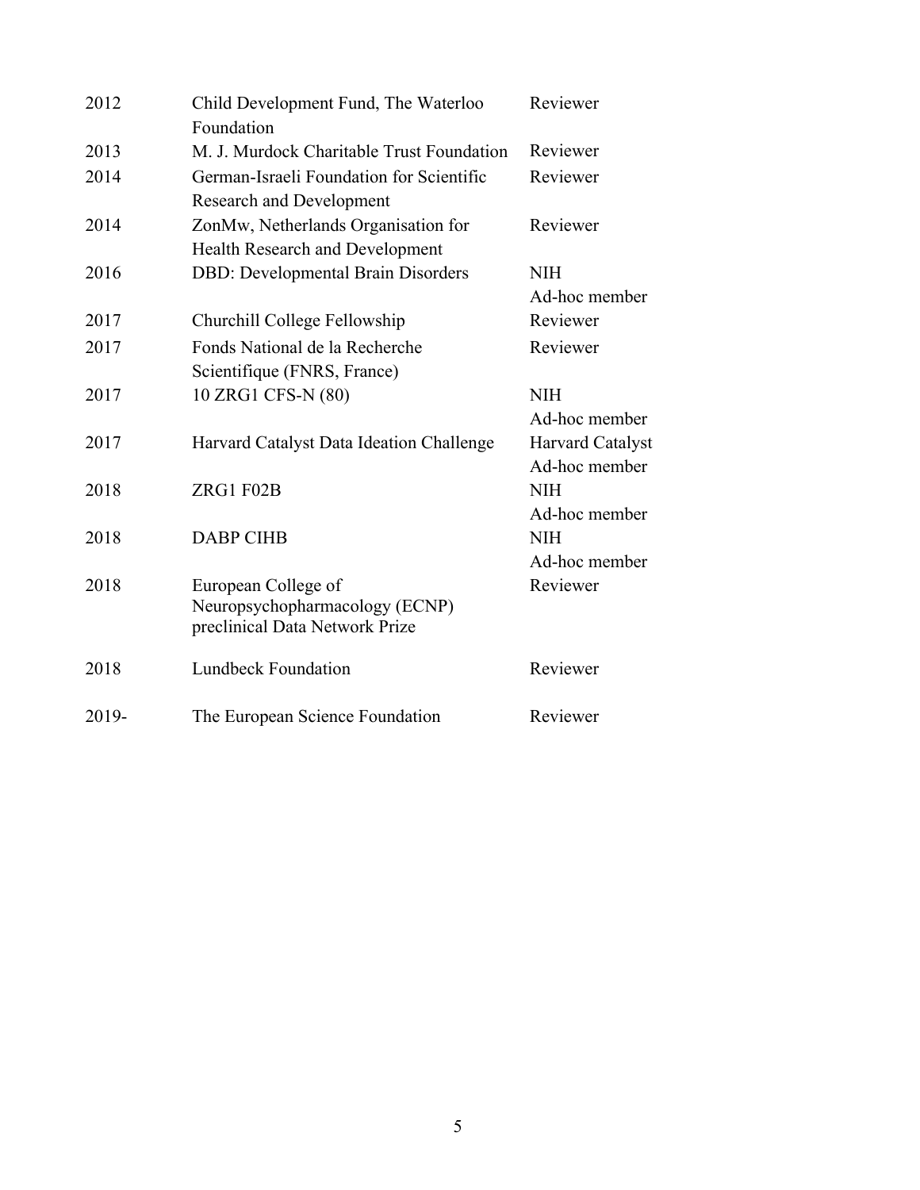| | | |
|---|---|---|
| 2012 | Child Development Fund, The Waterloo Foundation | Reviewer |
| 2013 | M. J. Murdock Charitable Trust Foundation | Reviewer |
| 2014 | German-Israeli Foundation for Scientific Research and Development | Reviewer |
| 2014 | ZonMw, Netherlands Organisation for Health Research and Development | Reviewer |
| 2016 | DBD: Developmental Brain Disorders | NIH Ad-hoc member |
| 2017 | Churchill College Fellowship | Reviewer |
| 2017 | Fonds National de la Recherche Scientifique (FNRS, France) | Reviewer |
| 2017 | 10 ZRG1 CFS-N (80) | NIH Ad-hoc member |
| 2017 | Harvard Catalyst Data Ideation Challenge | Harvard Catalyst Ad-hoc member |
| 2018 | ZRG1 F02B | NIH Ad-hoc member |
| 2018 | DABP CIHB | NIH Ad-hoc member |
| 2018 | European College of Neuropsychopharmacology (ECNP) preclinical Data Network Prize | Reviewer |
| 2018 | Lundbeck Foundation | Reviewer |
| 2019- | The European Science Foundation | Reviewer |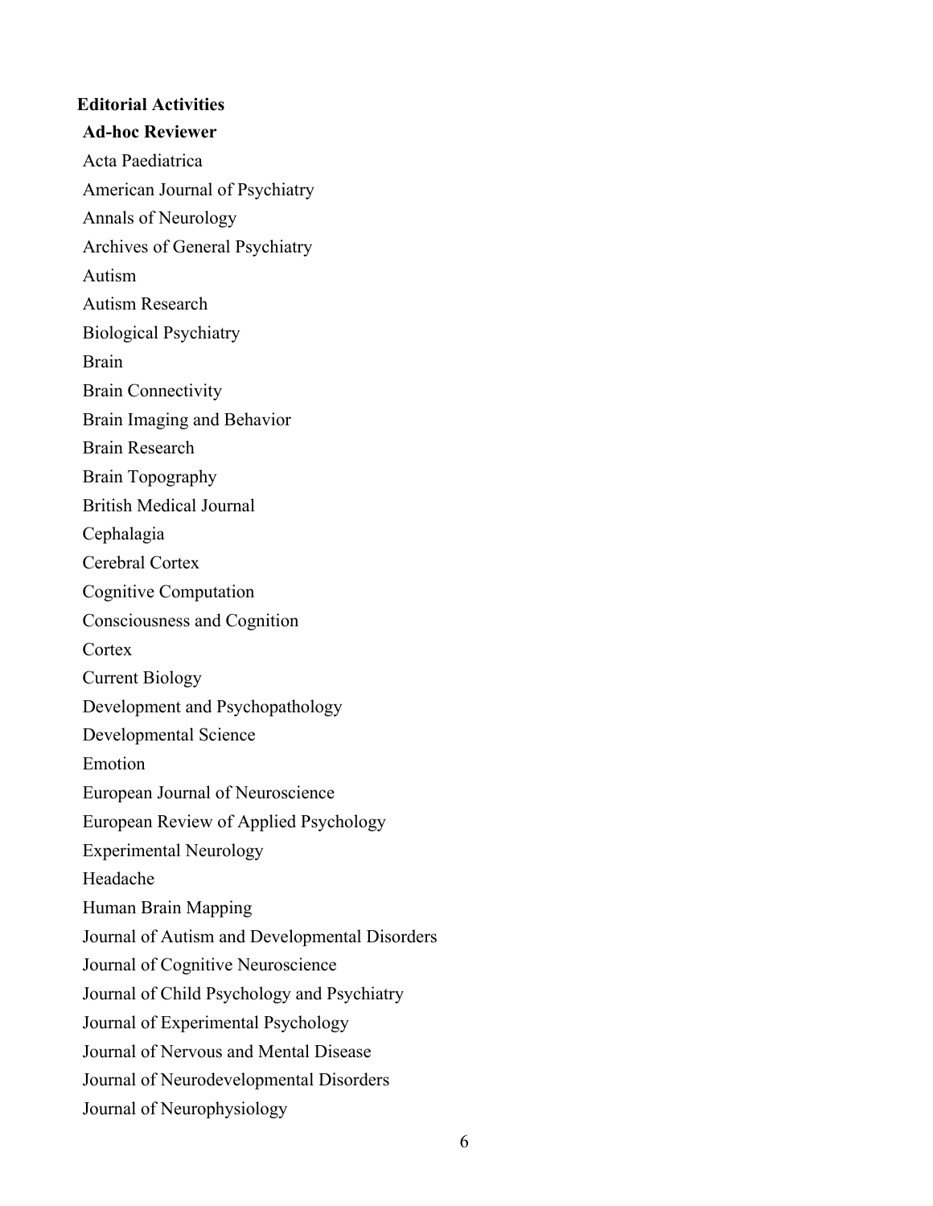**Editorial Activities**

**Ad-hoc Reviewer**

Acta Paediatrica

American Journal of Psychiatry

Annals of Neurology

Archives of General Psychiatry

Autism

Autism Research

Biological Psychiatry

Brain

Brain Connectivity

Brain Imaging and Behavior

Brain Research

Brain Topography

British Medical Journal

Cephalagia

Cerebral Cortex

Cognitive Computation

Consciousness and Cognition

Cortex

Current Biology

Development and Psychopathology

Developmental Science

Emotion

European Journal of Neuroscience

European Review of Applied Psychology

Experimental Neurology

Headache

Human Brain Mapping

Journal of Autism and Developmental Disorders

Journal of Cognitive Neuroscience

Journal of Child Psychology and Psychiatry

Journal of Experimental Psychology

Journal of Nervous and Mental Disease

Journal of Neurodevelopmental Disorders

Journal of Neurophysiology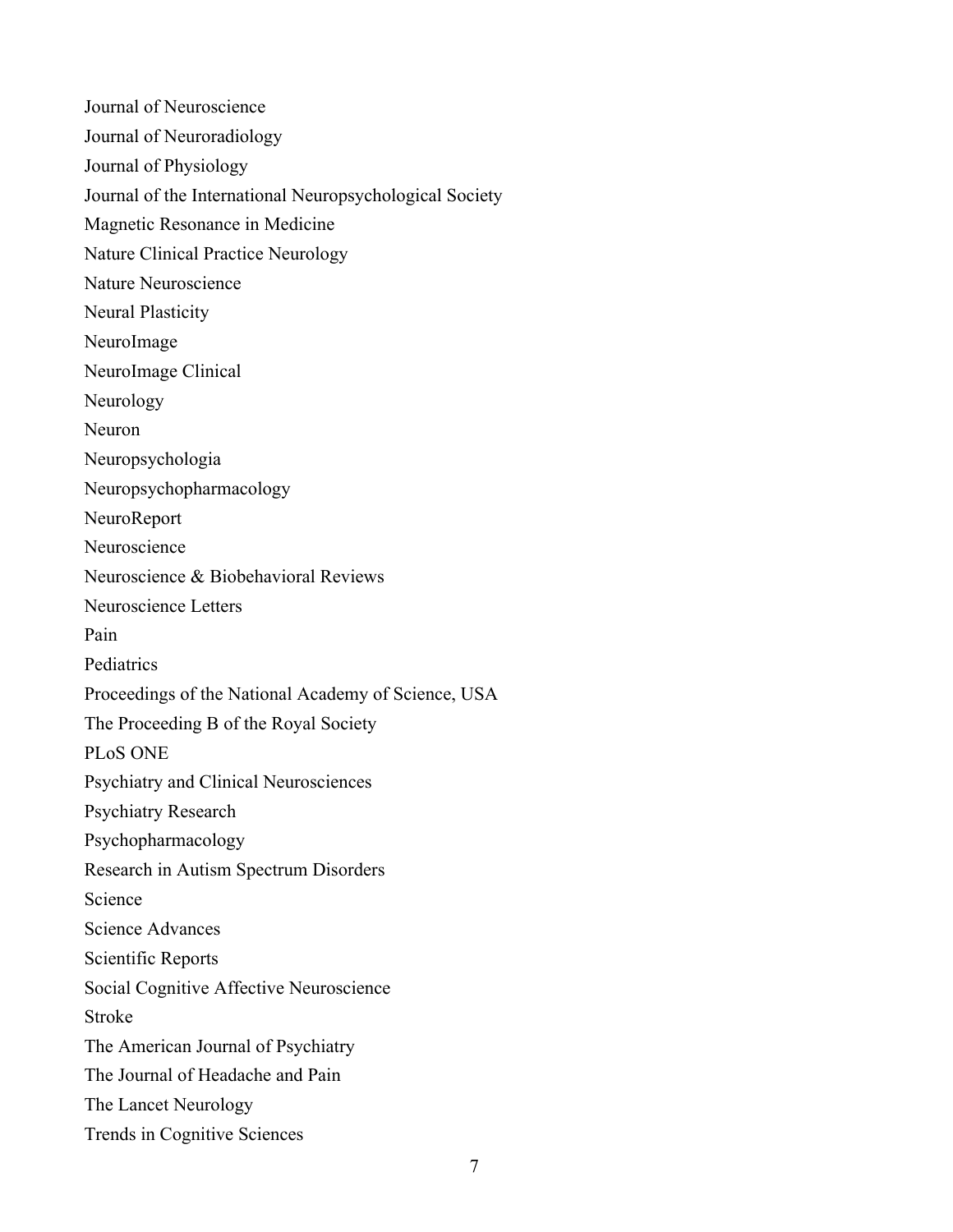Journal of Neuroscience

Journal of Neuroradiology

Journal of Physiology

Journal of the International Neuropsychological Society

Magnetic Resonance in Medicine

Nature Clinical Practice Neurology

Nature Neuroscience

Neural Plasticity

NeuroImage

NeuroImage Clinical

Neurology

Neuron

Neuropsychologia

Neuropsychopharmacology

NeuroReport

Neuroscience

Neuroscience & Biobehavioral Reviews

Neuroscience Letters

Pain

Pediatrics

Proceedings of the National Academy of Science, USA

The Proceeding B of the Royal Society

PLoS ONE

Psychiatry and Clinical Neurosciences

Psychiatry Research

Psychopharmacology

Research in Autism Spectrum Disorders

Science

Science Advances

Scientific Reports

Social Cognitive Affective Neuroscience

Stroke

The American Journal of Psychiatry

The Journal of Headache and Pain

The Lancet Neurology

Trends in Cognitive Sciences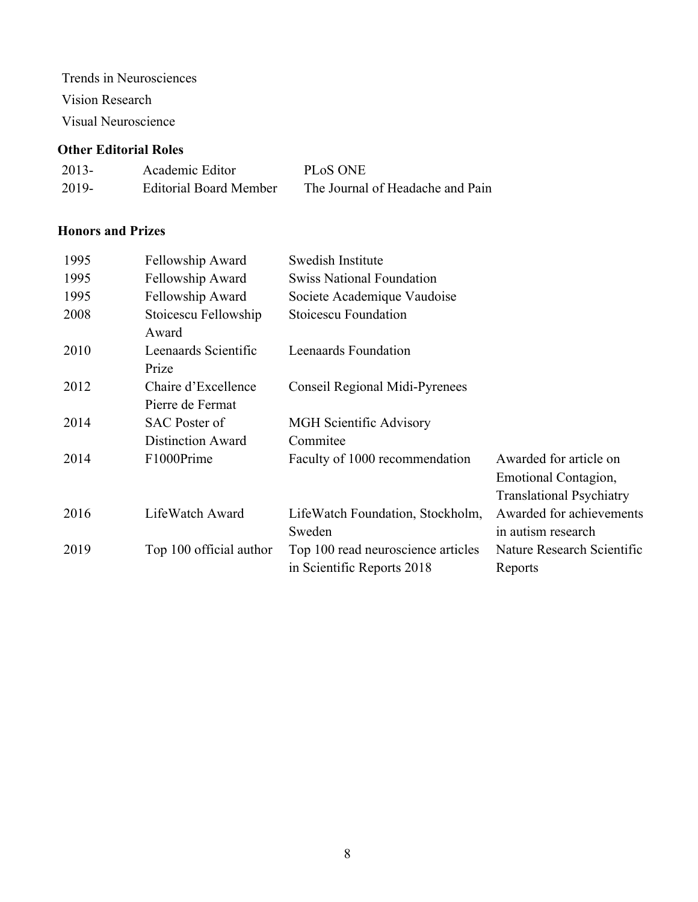Trends in Neurosciences

Vision Research

Visual Neuroscience

**Other Editorial Roles**

| | | |
|---|---|---|
| 2013- | Academic Editor | PLoS ONE |
| 2019- | Editorial Board Member | The Journal of Headache and Pain |

**Honors and Prizes**

| | | | |
|---|---|---|---|
| 1995 | Fellowship Award | Swedish Institute | |
| 1995 | Fellowship Award | Swiss National Foundation | |
| 1995 | Fellowship Award | Societe Academique Vaudoise | |
| 2008 | Stoicescu Fellowship Award | Stoicescu Foundation | |
| 2010 | Leenaards Scientific Prize | Leenaards Foundation | |
| 2012 | Chaire d'Excellence Pierre de Fermat | Conseil Regional Midi-Pyrenees | |
| 2014 | SAC Poster of Distinction Award | MGH Scientific Advisory Commitee | |
| 2014 | F1000Prime | Faculty of 1000 recommendation | Awarded for article on Emotional Contagion, Translational Psychiatry |
| 2016 | LifeWatch Award | LifeWatch Foundation, Stockholm, Sweden | Awarded for achievements in autism research |
| 2019 | Top 100 official author | Top 100 read neuroscience articles in Scientific Reports 2018 | Nature Research Scientific Reports |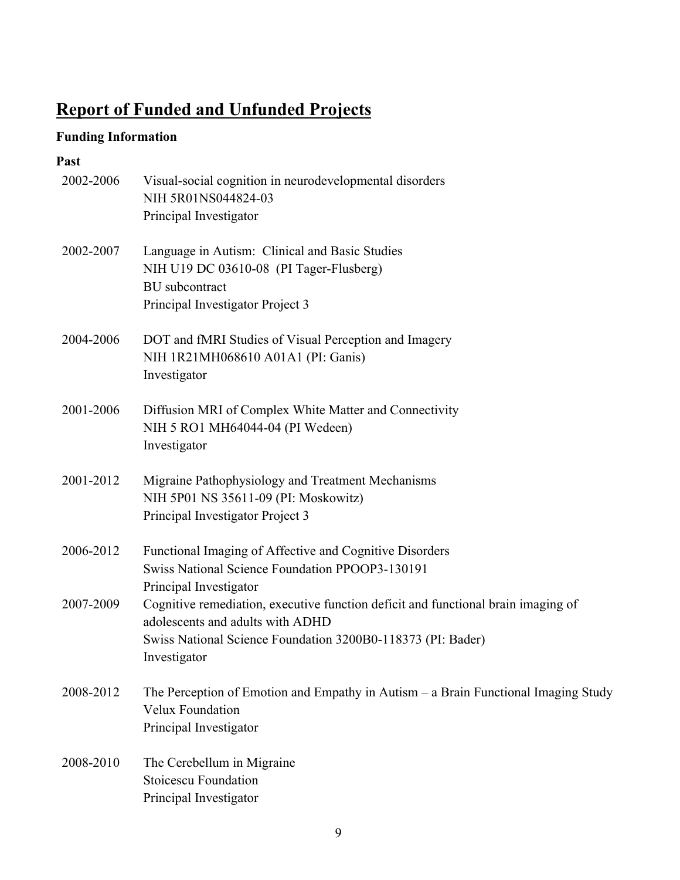## Report of Funded and Unfunded Projects

### Funding Information

**Past**

2002-2006 Visual-social cognition in neurodevelopmental disorders
NIH 5R01NS044824-03
Principal Investigator

2002-2007 Language in Autism: Clinical and Basic Studies
NIH U19 DC 03610-08 (PI Tager-Flusberg)
BU subcontract
Principal Investigator Project 3

2004-2006 DOT and fMRI Studies of Visual Perception and Imagery
NIH 1R21MH068610 A01A1 (PI: Ganis)
Investigator

2001-2006 Diffusion MRI of Complex White Matter and Connectivity
NIH 5 RO1 MH64044-04 (PI Wedeen)
Investigator

2001-2012 Migraine Pathophysiology and Treatment Mechanisms
NIH 5P01 NS 35611-09 (PI: Moskowitz)
Principal Investigator Project 3

2006-2012 Functional Imaging of Affective and Cognitive Disorders
Swiss National Science Foundation PPOOP3-130191
Principal Investigator

2007-2009 Cognitive remediation, executive function deficit and functional brain imaging of adolescents and adults with ADHD
Swiss National Science Foundation 3200B0-118373 (PI: Bader)
Investigator

2008-2012 The Perception of Emotion and Empathy in Autism – a Brain Functional Imaging Study
Velux Foundation
Principal Investigator

2008-2010 The Cerebellum in Migraine
Stoicescu Foundation
Principal Investigator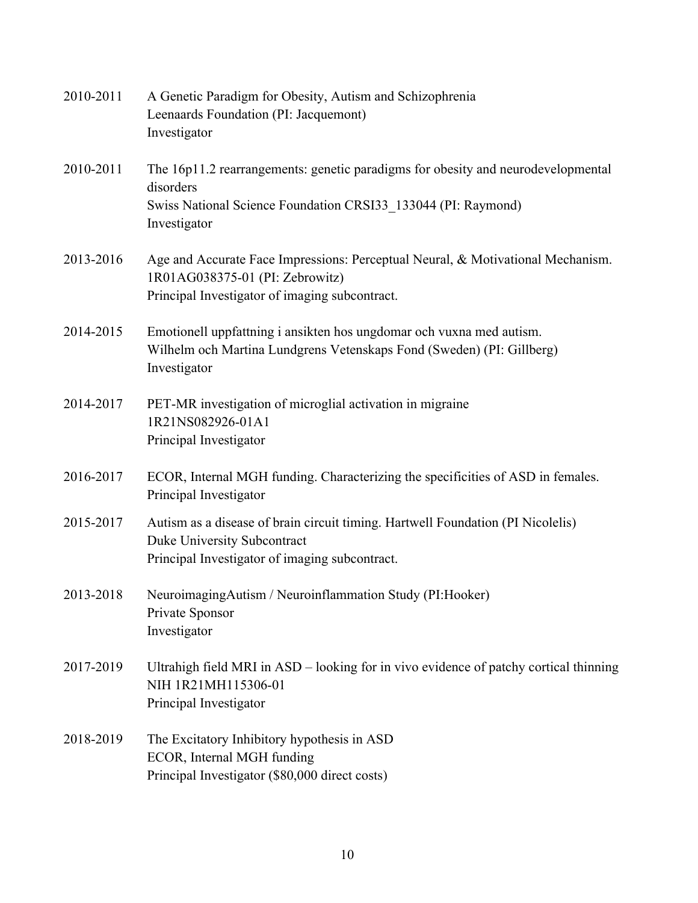2010-2011 A Genetic Paradigm for Obesity, Autism and Schizophrenia
Leenaards Foundation (PI: Jacquemont)
Investigator

2010-2011 The 16p11.2 rearrangements: genetic paradigms for obesity and neurodevelopmental disorders
Swiss National Science Foundation CRSI33_133044 (PI: Raymond)
Investigator

2013-2016 Age and Accurate Face Impressions: Perceptual Neural, & Motivational Mechanism.
1R01AG038375-01 (PI: Zebrowitz)
Principal Investigator of imaging subcontract.

2014-2015 Emotionell uppfattning i ansikten hos ungdomar och vuxna med autism.
Wilhelm och Martina Lundgrens Vetenskaps Fond (Sweden) (PI: Gillberg)
Investigator

2014-2017 PET-MR investigation of microglial activation in migraine
1R21NS082926-01A1
Principal Investigator

2016-2017 ECOR, Internal MGH funding. Characterizing the specificities of ASD in females.
Principal Investigator

2015-2017 Autism as a disease of brain circuit timing. Hartwell Foundation (PI Nicolelis)
Duke University Subcontract
Principal Investigator of imaging subcontract.

2013-2018 NeuroimagingAutism / Neuroinflammation Study (PI:Hooker)
Private Sponsor
Investigator

2017-2019 Ultrahigh field MRI in ASD – looking for in vivo evidence of patchy cortical thinning
NIH 1R21MH115306-01
Principal Investigator

2018-2019 The Excitatory Inhibitory hypothesis in ASD
ECOR, Internal MGH funding
Principal Investigator ($80,000 direct costs)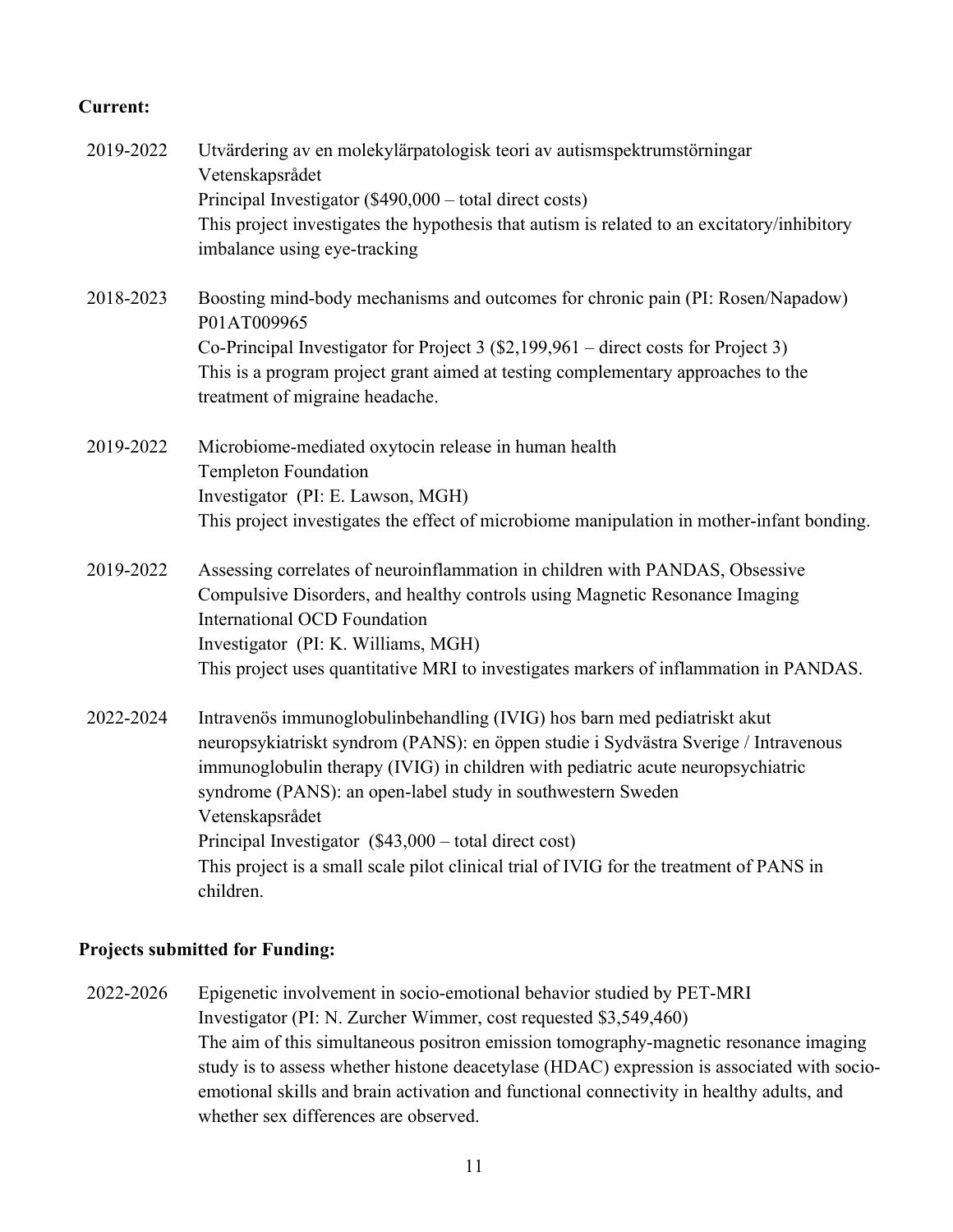**Current:**

2019-2022 Utvärdering av en molekylärpatologisk teori av autismspektrumstörningar
Vetenskapsrådet
Principal Investigator ($490,000 – total direct costs)
This project investigates the hypothesis that autism is related to an excitatory/inhibitory imbalance using eye-tracking

2018-2023 Boosting mind-body mechanisms and outcomes for chronic pain (PI: Rosen/Napadow)
P01AT009965
Co-Principal Investigator for Project 3 ($2,199,961 – direct costs for Project 3)
This is a program project grant aimed at testing complementary approaches to the treatment of migraine headache.

2019-2022 Microbiome-mediated oxytocin release in human health
Templeton Foundation
Investigator (PI: E. Lawson, MGH)
This project investigates the effect of microbiome manipulation in mother-infant bonding.

2019-2022 Assessing correlates of neuroinflammation in children with PANDAS, Obsessive Compulsive Disorders, and healthy controls using Magnetic Resonance Imaging
International OCD Foundation
Investigator (PI: K. Williams, MGH)
This project uses quantitative MRI to investigates markers of inflammation in PANDAS.

2022-2024 Intravenös immunoglobulinbehandling (IVIG) hos barn med pediatriskt akut neuropsykiatriskt syndrom (PANS): en öppen studie i Sydvästra Sverige / Intravenous immunoglobulin therapy (IVIG) in children with pediatric acute neuropsychiatric syndrome (PANS): an open-label study in southwestern Sweden
Vetenskapsrådet
Principal Investigator ($43,000 – total direct cost)
This project is a small scale pilot clinical trial of IVIG for the treatment of PANS in children.

**Projects submitted for Funding:**

2022-2026 Epigenetic involvement in socio-emotional behavior studied by PET-MRI
Investigator (PI: N. Zurcher Wimmer, cost requested $3,549,460)
The aim of this simultaneous positron emission tomography-magnetic resonance imaging study is to assess whether histone deacetylase (HDAC) expression is associated with socio-emotional skills and brain activation and functional connectivity in healthy adults, and whether sex differences are observed.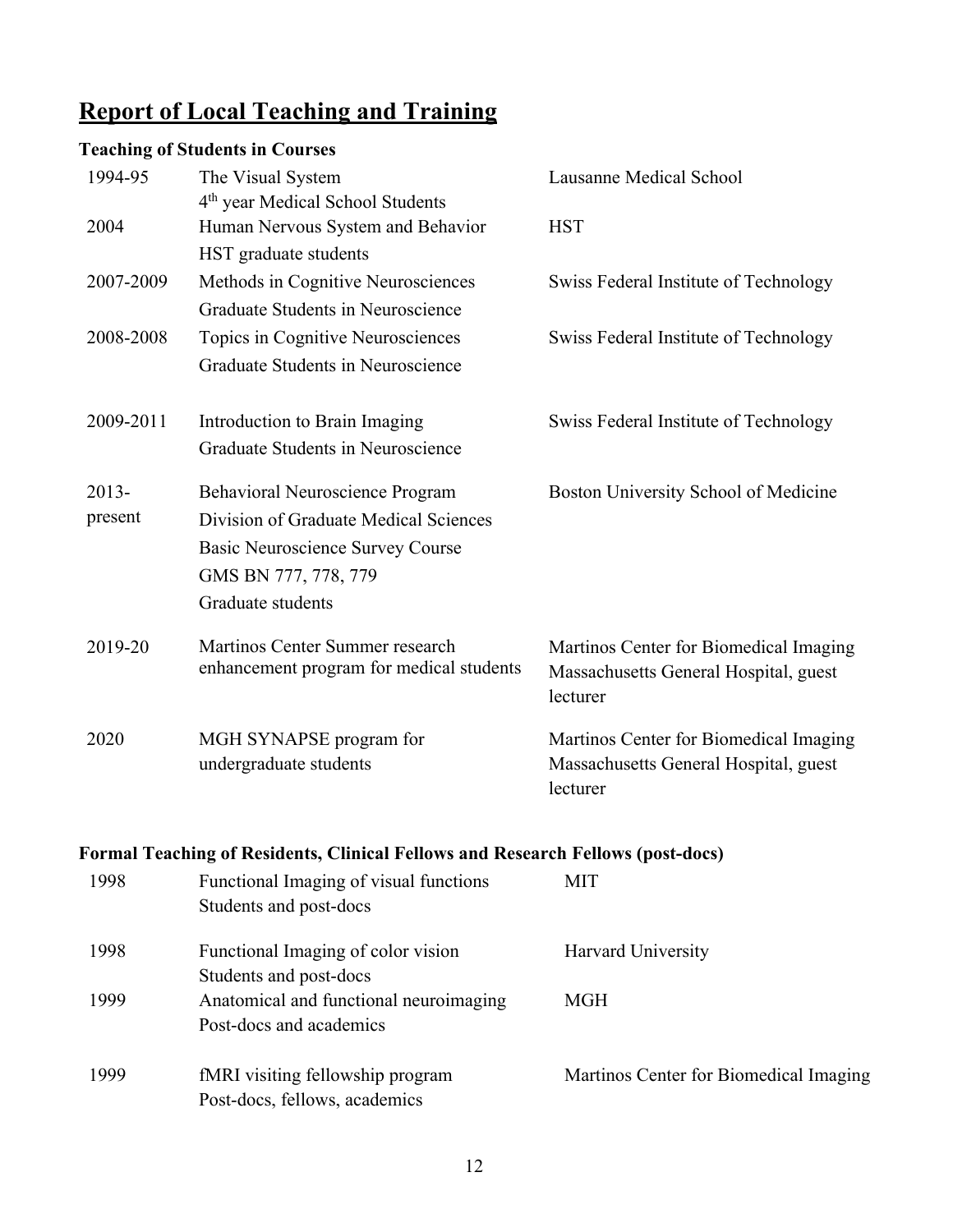## Report of Local Teaching and Training

### Teaching of Students in Courses

| | | |
|---|---|---|
| 1994-95 | The Visual System<br>4th year Medical School Students | Lausanne Medical School |
| 2004 | Human Nervous System and Behavior<br>HST graduate students | HST |
| 2007-2009 | Methods in Cognitive Neurosciences<br>Graduate Students in Neuroscience | Swiss Federal Institute of Technology |
| 2008-2008 | Topics in Cognitive Neurosciences<br>Graduate Students in Neuroscience | Swiss Federal Institute of Technology |
| 2009-2011 | Introduction to Brain Imaging<br>Graduate Students in Neuroscience | Swiss Federal Institute of Technology |
| 2013-present | Behavioral Neuroscience Program<br>Division of Graduate Medical Sciences<br>Basic Neuroscience Survey Course<br>GMS BN 777, 778, 779<br>Graduate students | Boston University School of Medicine |
| 2019-20 | Martinos Center Summer research enhancement program for medical students | Martinos Center for Biomedical Imaging Massachusetts General Hospital, guest lecturer |
| 2020 | MGH SYNAPSE program for undergraduate students | Martinos Center for Biomedical Imaging Massachusetts General Hospital, guest lecturer |

### Formal Teaching of Residents, Clinical Fellows and Research Fellows (post-docs)

| | | |
|---|---|---|
| 1998 | Functional Imaging of visual functions<br>Students and post-docs | MIT |
| 1998 | Functional Imaging of color vision<br>Students and post-docs | Harvard University |
| 1999 | Anatomical and functional neuroimaging<br>Post-docs and academics | MGH |
| 1999 | fMRI visiting fellowship program<br>Post-docs, fellows, academics | Martinos Center for Biomedical Imaging |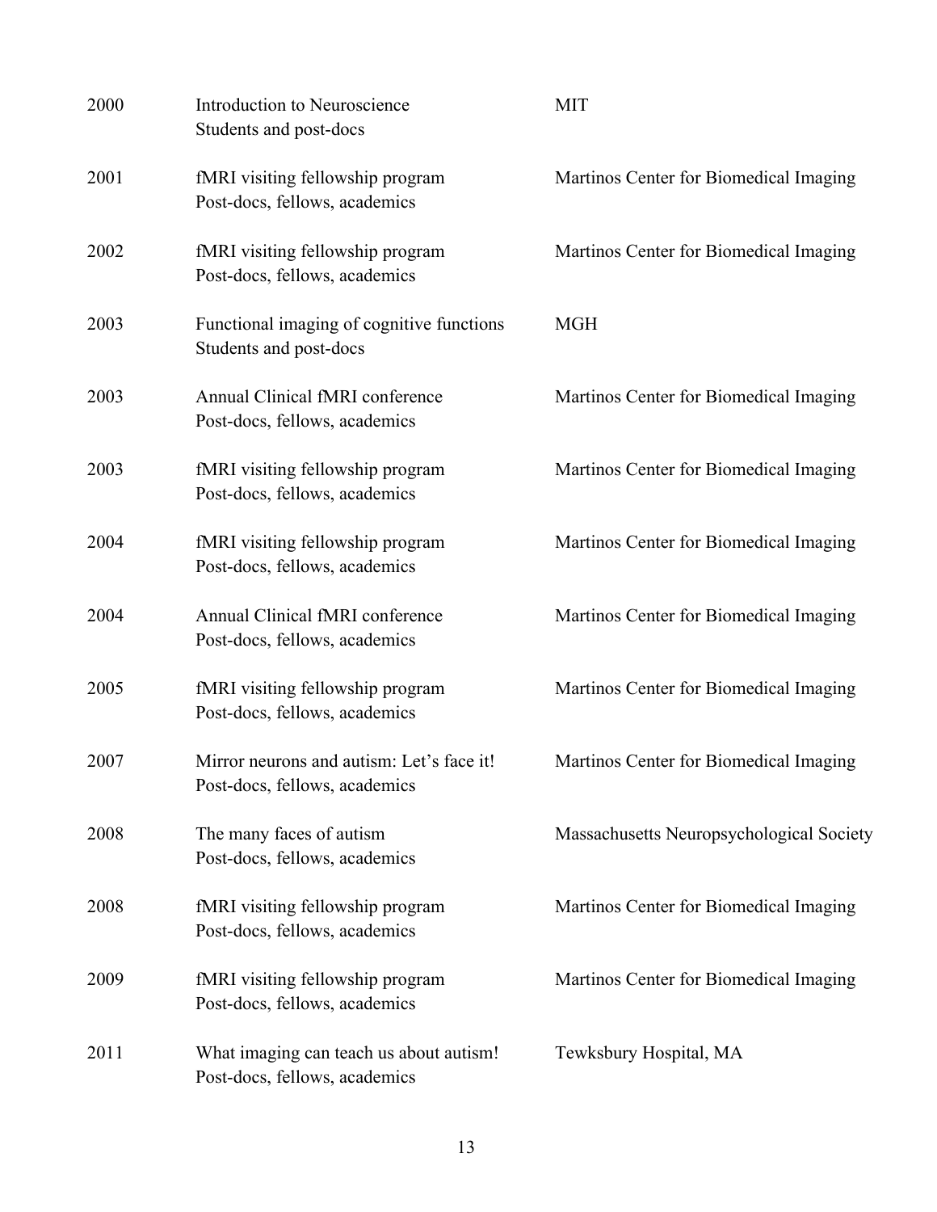| | | |
|---|---|---|
| 2000 | Introduction to Neuroscience<br>Students and post-docs | MIT |
| 2001 | fMRI visiting fellowship program<br>Post-docs, fellows, academics | Martinos Center for Biomedical Imaging |
| 2002 | fMRI visiting fellowship program<br>Post-docs, fellows, academics | Martinos Center for Biomedical Imaging |
| 2003 | Functional imaging of cognitive functions<br>Students and post-docs | MGH |
| 2003 | Annual Clinical fMRI conference<br>Post-docs, fellows, academics | Martinos Center for Biomedical Imaging |
| 2003 | fMRI visiting fellowship program<br>Post-docs, fellows, academics | Martinos Center for Biomedical Imaging |
| 2004 | fMRI visiting fellowship program<br>Post-docs, fellows, academics | Martinos Center for Biomedical Imaging |
| 2004 | Annual Clinical fMRI conference<br>Post-docs, fellows, academics | Martinos Center for Biomedical Imaging |
| 2005 | fMRI visiting fellowship program<br>Post-docs, fellows, academics | Martinos Center for Biomedical Imaging |
| 2007 | Mirror neurons and autism: Let's face it!<br>Post-docs, fellows, academics | Martinos Center for Biomedical Imaging |
| 2008 | The many faces of autism<br>Post-docs, fellows, academics | Massachusetts Neuropsychological Society |
| 2008 | fMRI visiting fellowship program<br>Post-docs, fellows, academics | Martinos Center for Biomedical Imaging |
| 2009 | fMRI visiting fellowship program<br>Post-docs, fellows, academics | Martinos Center for Biomedical Imaging |
| 2011 | What imaging can teach us about autism!<br>Post-docs, fellows, academics | Tewksbury Hospital, MA |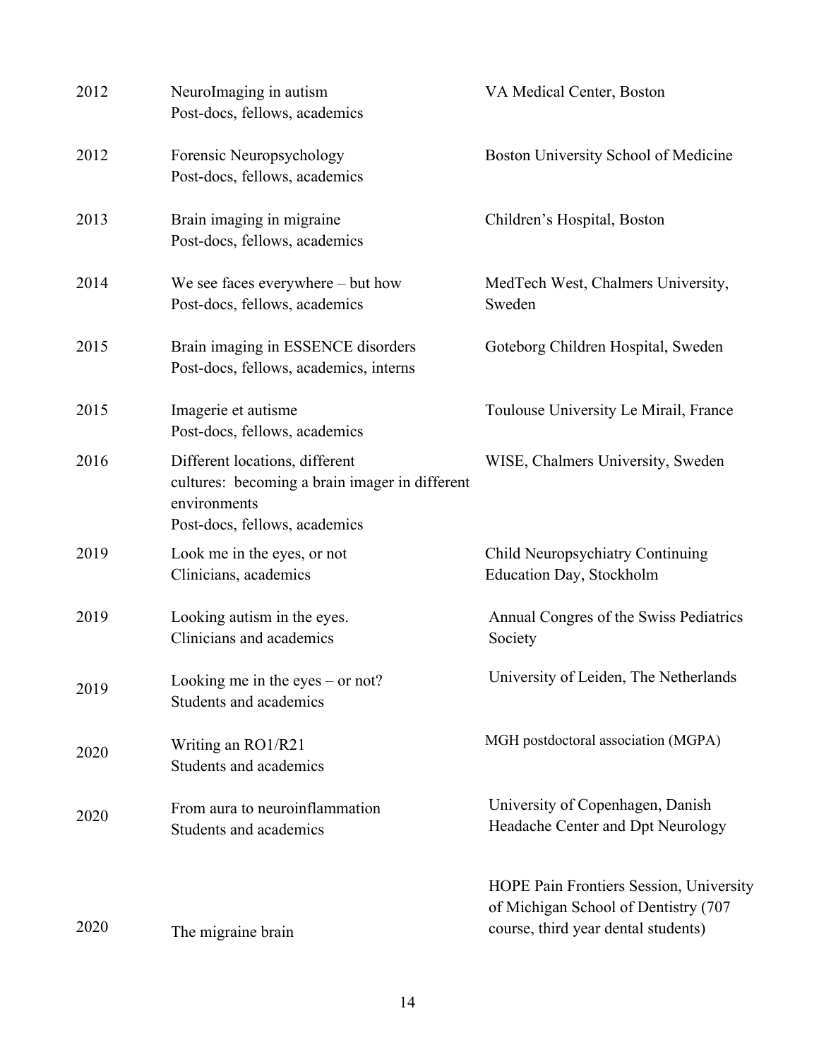| | | |
|---|---|---|
| 2012 | NeuroImaging in autism<br>Post-docs, fellows, academics | VA Medical Center, Boston |
| 2012 | Forensic Neuropsychology<br>Post-docs, fellows, academics | Boston University School of Medicine |
| 2013 | Brain imaging in migraine<br>Post-docs, fellows, academics | Children's Hospital, Boston |
| 2014 | We see faces everywhere – but how<br>Post-docs, fellows, academics | MedTech West, Chalmers University, Sweden |
| 2015 | Brain imaging in ESSENCE disorders<br>Post-docs, fellows, academics, interns | Goteborg Children Hospital, Sweden |
| 2015 | Imagerie et autisme<br>Post-docs, fellows, academics | Toulouse University Le Mirail, France |
| 2016 | Different locations, different cultures: becoming a brain imager in different environments<br>Post-docs, fellows, academics | WISE, Chalmers University, Sweden |
| 2019 | Look me in the eyes, or not<br>Clinicians, academics | Child Neuropsychiatry Continuing Education Day, Stockholm |
| 2019 | Looking autism in the eyes.<br>Clinicians and academics | Annual Congres of the Swiss Pediatrics Society |
| 2019 | Looking me in the eyes – or not?<br>Students and academics | University of Leiden, The Netherlands |
| 2020 | Writing an RO1/R21<br>Students and academics | MGH postdoctoral association (MGPA) |
| 2020 | From aura to neuroinflammation<br>Students and academics | University of Copenhagen, Danish Headache Center and Dpt Neurology |
| 2020 | The migraine brain | HOPE Pain Frontiers Session, University of Michigan School of Dentistry (707 course, third year dental students) |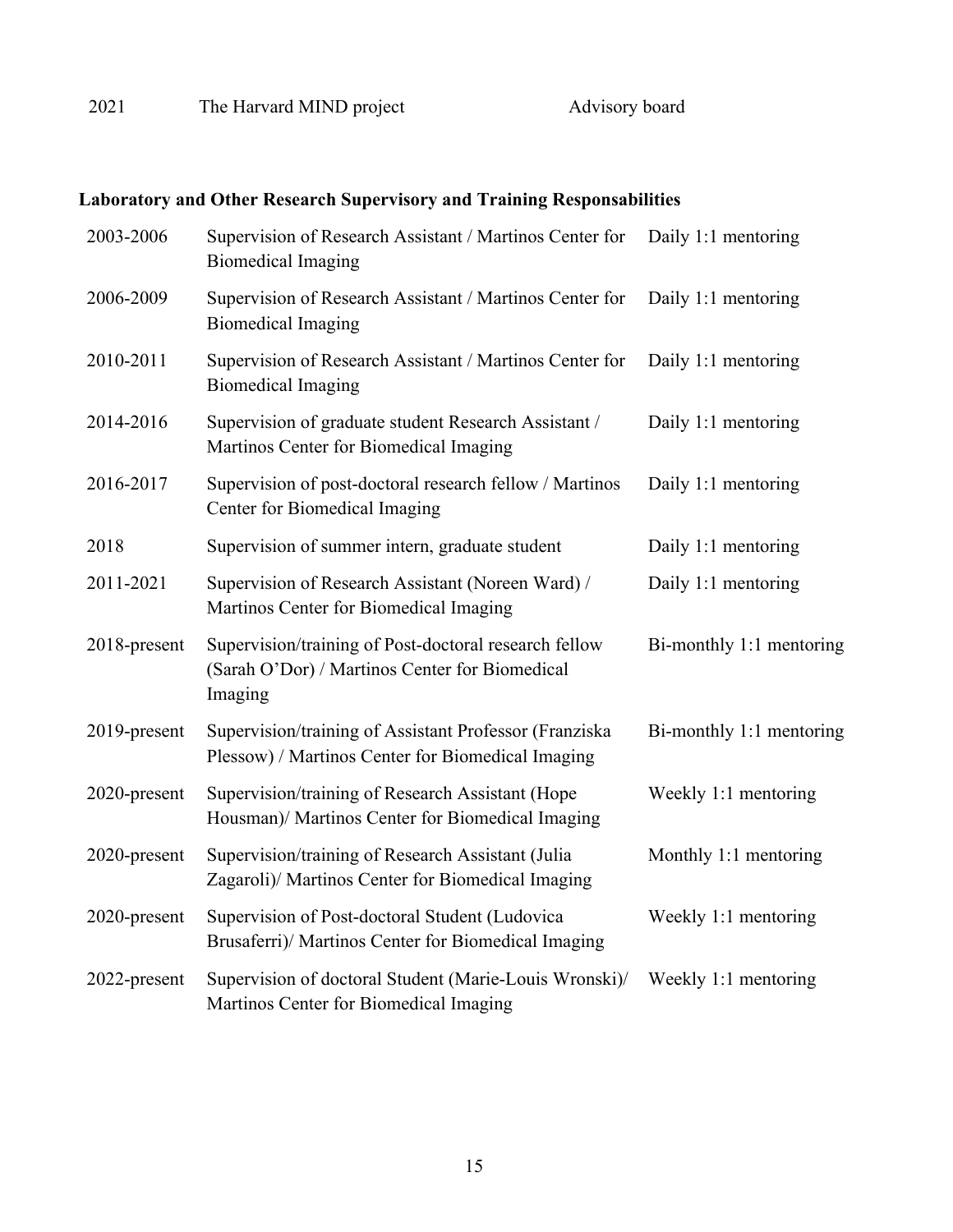| | | |
|---|---|---|
| 2021 | The Harvard MIND project | Advisory board |

**Laboratory and Other Research Supervisory and Training Responsabilities**

| | | |
|---|---|---|
| 2003-2006 | Supervision of Research Assistant / Martinos Center for Biomedical Imaging | Daily 1:1 mentoring |
| 2006-2009 | Supervision of Research Assistant / Martinos Center for Biomedical Imaging | Daily 1:1 mentoring |
| 2010-2011 | Supervision of Research Assistant / Martinos Center for Biomedical Imaging | Daily 1:1 mentoring |
| 2014-2016 | Supervision of graduate student Research Assistant / Martinos Center for Biomedical Imaging | Daily 1:1 mentoring |
| 2016-2017 | Supervision of post-doctoral research fellow / Martinos Center for Biomedical Imaging | Daily 1:1 mentoring |
| 2018 | Supervision of summer intern, graduate student | Daily 1:1 mentoring |
| 2011-2021 | Supervision of Research Assistant (Noreen Ward) / Martinos Center for Biomedical Imaging | Daily 1:1 mentoring |
| 2018-present | Supervision/training of Post-doctoral research fellow (Sarah O'Dor) / Martinos Center for Biomedical Imaging | Bi-monthly 1:1 mentoring |
| 2019-present | Supervision/training of Assistant Professor (Franziska Plessow) / Martinos Center for Biomedical Imaging | Bi-monthly 1:1 mentoring |
| 2020-present | Supervision/training of Research Assistant (Hope Housman)/ Martinos Center for Biomedical Imaging | Weekly 1:1 mentoring |
| 2020-present | Supervision/training of Research Assistant (Julia Zagaroli)/ Martinos Center for Biomedical Imaging | Monthly 1:1 mentoring |
| 2020-present | Supervision of Post-doctoral Student (Ludovica Brusaferri)/ Martinos Center for Biomedical Imaging | Weekly 1:1 mentoring |
| 2022-present | Supervision of doctoral Student (Marie-Louis Wronski)/ Martinos Center for Biomedical Imaging | Weekly 1:1 mentoring |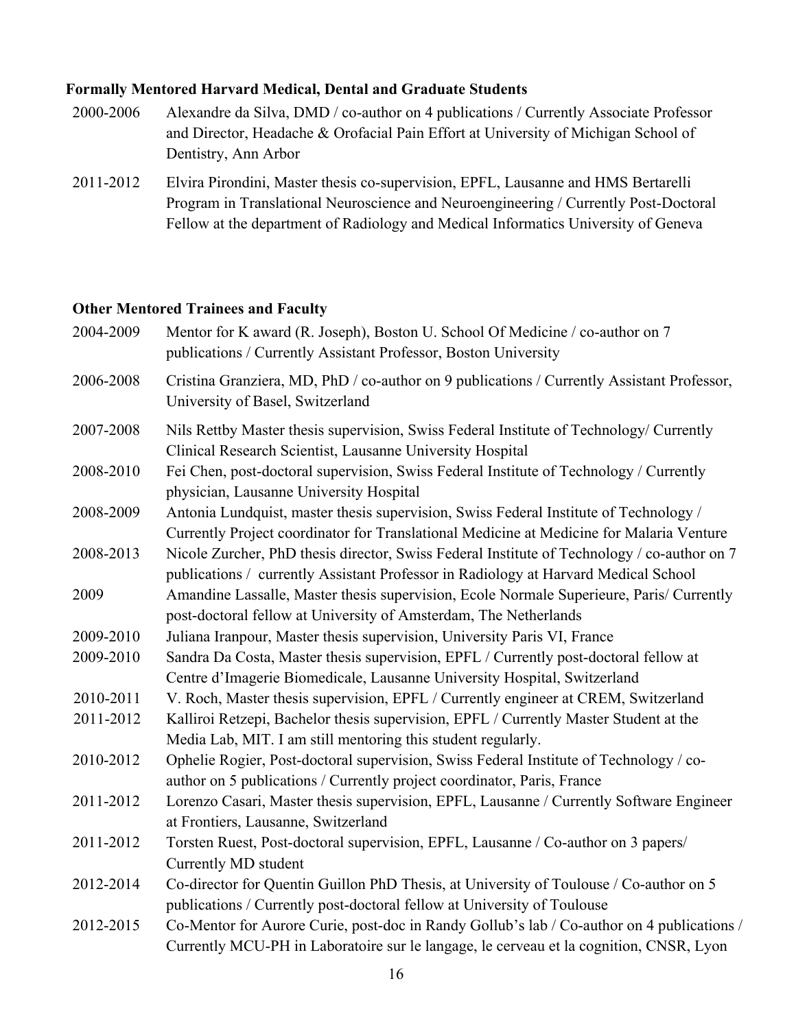**Formally Mentored Harvard Medical, Dental and Graduate Students**

| | |
|---|---|
| 2000-2006 | Alexandre da Silva, DMD / co-author on 4 publications / Currently Associate Professor and Director, Headache & Orofacial Pain Effort at University of Michigan School of Dentistry, Ann Arbor |
| 2011-2012 | Elvira Pirondini, Master thesis co-supervision, EPFL, Lausanne and HMS Bertarelli Program in Translational Neuroscience and Neuroengineering / Currently Post-Doctoral Fellow at the department of Radiology and Medical Informatics University of Geneva |

**Other Mentored Trainees and Faculty**

| | |
|---|---|
| 2004-2009 | Mentor for K award (R. Joseph), Boston U. School Of Medicine / co-author on 7 publications / Currently Assistant Professor, Boston University |
| 2006-2008 | Cristina Granziera, MD, PhD / co-author on 9 publications / Currently Assistant Professor, University of Basel, Switzerland |
| 2007-2008 | Nils Rettby Master thesis supervision, Swiss Federal Institute of Technology/ Currently Clinical Research Scientist, Lausanne University Hospital |
| 2008-2010 | Fei Chen, post-doctoral supervision, Swiss Federal Institute of Technology / Currently physician, Lausanne University Hospital |
| 2008-2009 | Antonia Lundquist, master thesis supervision, Swiss Federal Institute of Technology / Currently Project coordinator for Translational Medicine at Medicine for Malaria Venture |
| 2008-2013 | Nicole Zurcher, PhD thesis director, Swiss Federal Institute of Technology / co-author on 7 publications / currently Assistant Professor in Radiology at Harvard Medical School |
| 2009 | Amandine Lassalle, Master thesis supervision, Ecole Normale Superieure, Paris/ Currently post-doctoral fellow at University of Amsterdam, The Netherlands |
| 2009-2010 | Juliana Iranpour, Master thesis supervision, University Paris VI, France |
| 2009-2010 | Sandra Da Costa, Master thesis supervision, EPFL / Currently post-doctoral fellow at Centre d'Imagerie Biomedicale, Lausanne University Hospital, Switzerland |
| 2010-2011 | V. Roch, Master thesis supervision, EPFL / Currently engineer at CREM, Switzerland |
| 2011-2012 | Kalliroi Retzepi, Bachelor thesis supervision, EPFL / Currently Master Student at the Media Lab, MIT. I am still mentoring this student regularly. |
| 2010-2012 | Ophelie Rogier, Post-doctoral supervision, Swiss Federal Institute of Technology / co-author on 5 publications / Currently project coordinator, Paris, France |
| 2011-2012 | Lorenzo Casari, Master thesis supervision, EPFL, Lausanne / Currently Software Engineer at Frontiers, Lausanne, Switzerland |
| 2011-2012 | Torsten Ruest, Post-doctoral supervision, EPFL, Lausanne / Co-author on 3 papers/ Currently MD student |
| 2012-2014 | Co-director for Quentin Guillon PhD Thesis, at University of Toulouse / Co-author on 5 publications / Currently post-doctoral fellow at University of Toulouse |
| 2012-2015 | Co-Mentor for Aurore Curie, post-doc in Randy Gollub's lab / Co-author on 4 publications / Currently MCU-PH in Laboratoire sur le langage, le cerveau et la cognition, CNSR, Lyon |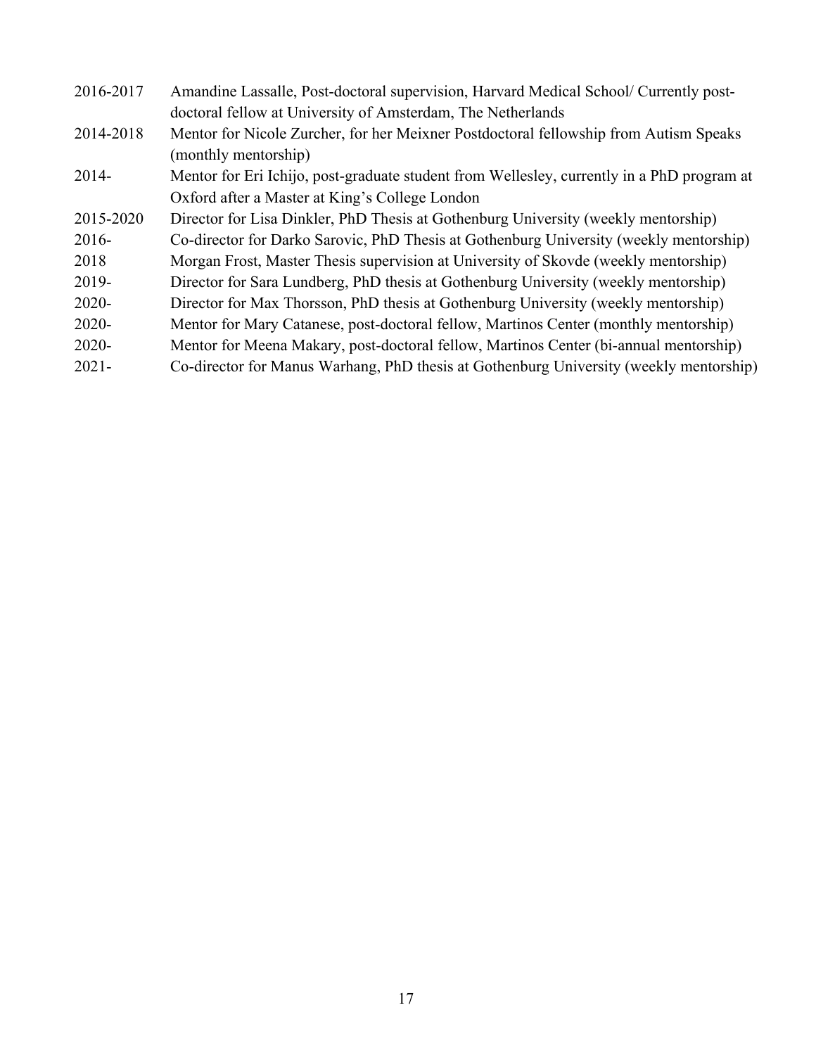| | |
|---|---|
| 2016-2017 | Amandine Lassalle, Post-doctoral supervision, Harvard Medical School/ Currently post-doctoral fellow at University of Amsterdam, The Netherlands |
| 2014-2018 | Mentor for Nicole Zurcher, for her Meixner Postdoctoral fellowship from Autism Speaks (monthly mentorship) |
| 2014- | Mentor for Eri Ichijo, post-graduate student from Wellesley, currently in a PhD program at Oxford after a Master at King's College London |
| 2015-2020 | Director for Lisa Dinkler, PhD Thesis at Gothenburg University (weekly mentorship) |
| 2016- | Co-director for Darko Sarovic, PhD Thesis at Gothenburg University (weekly mentorship) |
| 2018 | Morgan Frost, Master Thesis supervision at University of Skovde (weekly mentorship) |
| 2019- | Director for Sara Lundberg, PhD thesis at Gothenburg University (weekly mentorship) |
| 2020- | Director for Max Thorsson, PhD thesis at Gothenburg University (weekly mentorship) |
| 2020- | Mentor for Mary Catanese, post-doctoral fellow, Martinos Center (monthly mentorship) |
| 2020- | Mentor for Meena Makary, post-doctoral fellow, Martinos Center (bi-annual mentorship) |
| 2021- | Co-director for Manus Warhang, PhD thesis at Gothenburg University (weekly mentorship) |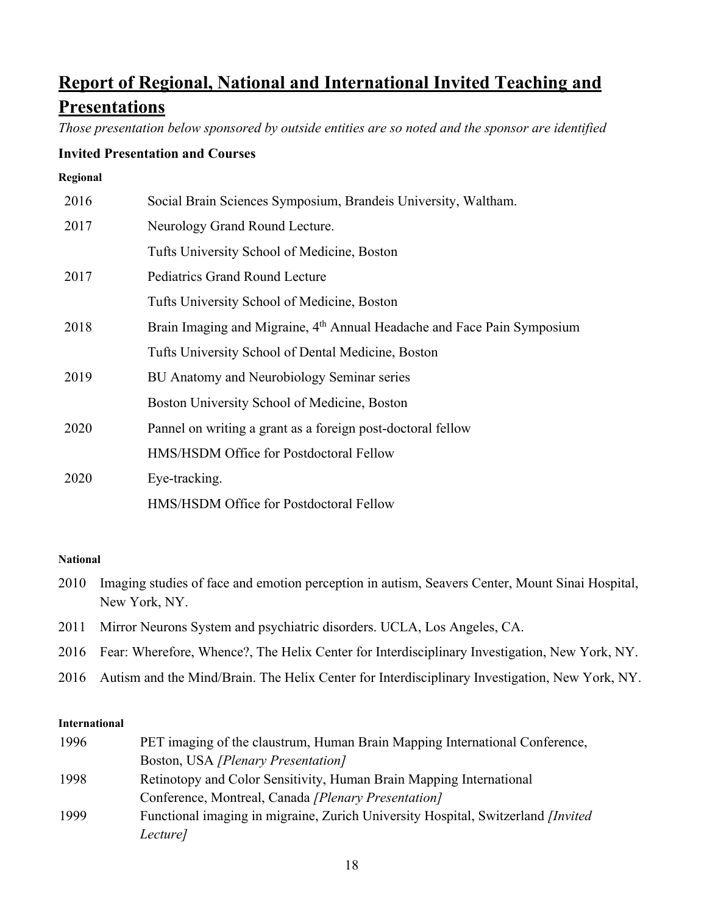## Report of Regional, National and International Invited Teaching and Presentations

*Those presentation below sponsored by outside entities are so noted and the sponsor are identified*

### Invited Presentation and Courses

#### Regional

| | |
|---|---|
| 2016 | Social Brain Sciences Symposium, Brandeis University, Waltham. |
| 2017 | Neurology Grand Round Lecture. Tufts University School of Medicine, Boston |
| 2017 | Pediatrics Grand Round Lecture Tufts University School of Medicine, Boston |
| 2018 | Brain Imaging and Migraine, 4th Annual Headache and Face Pain Symposium Tufts University School of Dental Medicine, Boston |
| 2019 | BU Anatomy and Neurobiology Seminar series Boston University School of Medicine, Boston |
| 2020 | Pannel on writing a grant as a foreign post-doctoral fellow HMS/HSDM Office for Postdoctoral Fellow |
| 2020 | Eye-tracking. HMS/HSDM Office for Postdoctoral Fellow |

#### National

2010 Imaging studies of face and emotion perception in autism, Seavers Center, Mount Sinai Hospital, New York, NY.

2011 Mirror Neurons System and psychiatric disorders. UCLA, Los Angeles, CA.

2016 Fear: Wherefore, Whence?, The Helix Center for Interdisciplinary Investigation, New York, NY.

2016 Autism and the Mind/Brain. The Helix Center for Interdisciplinary Investigation, New York, NY.

#### International

| | |
|---|---|
| 1996 | PET imaging of the claustrum, Human Brain Mapping International Conference, Boston, USA *[Plenary Presentation]* |
| 1998 | Retinotopy and Color Sensitivity, Human Brain Mapping International Conference, Montreal, Canada *[Plenary Presentation]* |
| 1999 | Functional imaging in migraine, Zurich University Hospital, Switzerland *[Invited Lecture]* |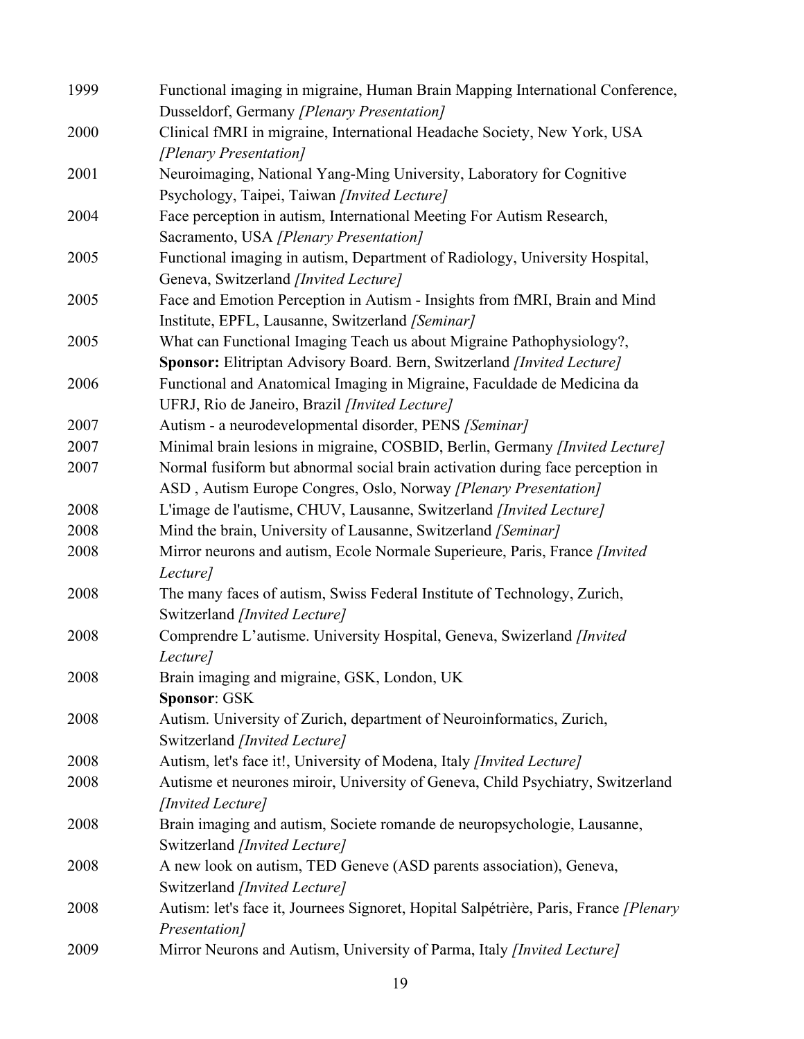| | |
|---|---|
| 1999 | Functional imaging in migraine, Human Brain Mapping International Conference, Dusseldorf, Germany *[Plenary Presentation]* |
| 2000 | Clinical fMRI in migraine, International Headache Society, New York, USA *[Plenary Presentation]* |
| 2001 | Neuroimaging, National Yang-Ming University, Laboratory for Cognitive Psychology, Taipei, Taiwan *[Invited Lecture]* |
| 2004 | Face perception in autism, International Meeting For Autism Research, Sacramento, USA *[Plenary Presentation]* |
| 2005 | Functional imaging in autism, Department of Radiology, University Hospital, Geneva, Switzerland *[Invited Lecture]* |
| 2005 | Face and Emotion Perception in Autism - Insights from fMRI, Brain and Mind Institute, EPFL, Lausanne, Switzerland *[Seminar]* |
| 2005 | What can Functional Imaging Teach us about Migraine Pathophysiology?, **Sponsor:** Elitriptan Advisory Board. Bern, Switzerland *[Invited Lecture]* |
| 2006 | Functional and Anatomical Imaging in Migraine, Faculdade de Medicina da UFRJ, Rio de Janeiro, Brazil *[Invited Lecture]* |
| 2007 | Autism - a neurodevelopmental disorder, PENS *[Seminar]* |
| 2007 | Minimal brain lesions in migraine, COSBID, Berlin, Germany *[Invited Lecture]* |
| 2007 | Normal fusiform but abnormal social brain activation during face perception in ASD , Autism Europe Congres, Oslo, Norway *[Plenary Presentation]* |
| 2008 | L'image de l'autisme, CHUV, Lausanne, Switzerland *[Invited Lecture]* |
| 2008 | Mind the brain, University of Lausanne, Switzerland *[Seminar]* |
| 2008 | Mirror neurons and autism, Ecole Normale Superieure, Paris, France *[Invited Lecture]* |
| 2008 | The many faces of autism, Swiss Federal Institute of Technology, Zurich, Switzerland *[Invited Lecture]* |
| 2008 | Comprendre L'autisme. University Hospital, Geneva, Swizerland *[Invited Lecture]* |
| 2008 | Brain imaging and migraine, GSK, London, UK **Sponsor**: GSK |
| 2008 | Autism. University of Zurich, department of Neuroinformatics, Zurich, Switzerland *[Invited Lecture]* |
| 2008 | Autism, let's face it!, University of Modena, Italy *[Invited Lecture]* |
| 2008 | Autisme et neurones miroir, University of Geneva, Child Psychiatry, Switzerland *[Invited Lecture]* |
| 2008 | Brain imaging and autism, Societe romande de neuropsychologie, Lausanne, Switzerland *[Invited Lecture]* |
| 2008 | A new look on autism, TED Geneve (ASD parents association), Geneva, Switzerland *[Invited Lecture]* |
| 2008 | Autism: let's face it, Journees Signoret, Hopital Salpétrière, Paris, France *[Plenary Presentation]* |
| 2009 | Mirror Neurons and Autism, University of Parma, Italy *[Invited Lecture]* |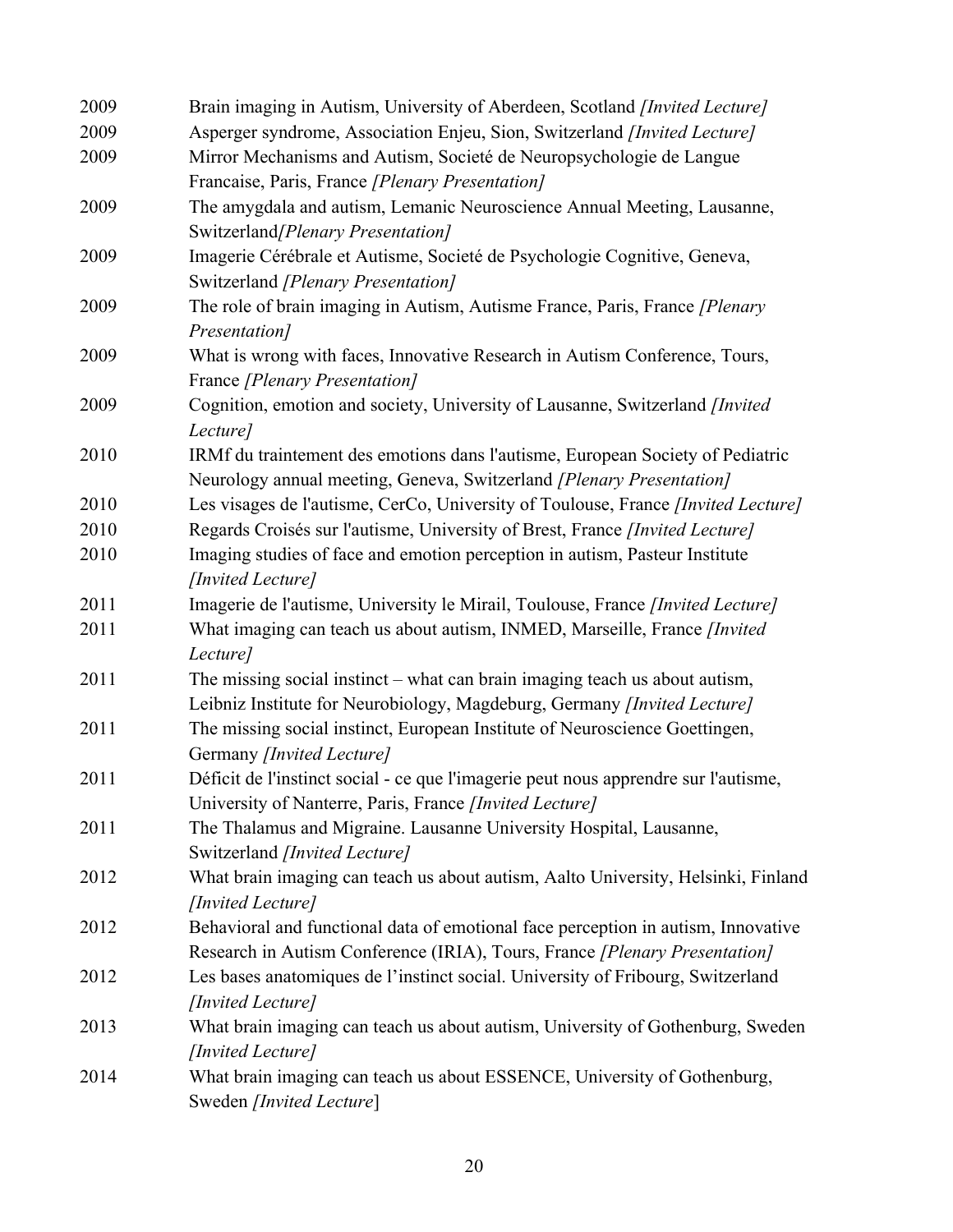| | |
|---|---|
| 2009 | Brain imaging in Autism, University of Aberdeen, Scotland *[Invited Lecture]* |
| 2009 | Asperger syndrome, Association Enjeu, Sion, Switzerland *[Invited Lecture]* |
| 2009 | Mirror Mechanisms and Autism, Societé de Neuropsychologie de Langue Francaise, Paris, France *[Plenary Presentation]* |
| 2009 | The amygdala and autism, Lemanic Neuroscience Annual Meeting, Lausanne, Switzerland*[Plenary Presentation]* |
| 2009 | Imagerie Cérébrale et Autisme, Societé de Psychologie Cognitive, Geneva, Switzerland *[Plenary Presentation]* |
| 2009 | The role of brain imaging in Autism, Autisme France, Paris, France *[Plenary Presentation]* |
| 2009 | What is wrong with faces, Innovative Research in Autism Conference, Tours, France *[Plenary Presentation]* |
| 2009 | Cognition, emotion and society, University of Lausanne, Switzerland *[Invited Lecture]* |
| 2010 | IRMf du traitement des emotions dans l'autisme, European Society of Pediatric Neurology annual meeting, Geneva, Switzerland *[Plenary Presentation]* |
| 2010 | Les visages de l'autisme, CerCo, University of Toulouse, France *[Invited Lecture]* |
| 2010 | Regards Croisés sur l'autisme, University of Brest, France *[Invited Lecture]* |
| 2010 | Imaging studies of face and emotion perception in autism, Pasteur Institute *[Invited Lecture]* |
| 2011 | Imagerie de l'autisme, University le Mirail, Toulouse, France *[Invited Lecture]* |
| 2011 | What imaging can teach us about autism, INMED, Marseille, France *[Invited Lecture]* |
| 2011 | The missing social instinct – what can brain imaging teach us about autism, Leibniz Institute for Neurobiology, Magdeburg, Germany *[Invited Lecture]* |
| 2011 | The missing social instinct, European Institute of Neuroscience Goettingen, Germany *[Invited Lecture]* |
| 2011 | Déficit de l'instinct social - ce que l'imagerie peut nous apprendre sur l'autisme, University of Nanterre, Paris, France *[Invited Lecture]* |
| 2011 | The Thalamus and Migraine. Lausanne University Hospital, Lausanne, Switzerland *[Invited Lecture]* |
| 2012 | What brain imaging can teach us about autism, Aalto University, Helsinki, Finland *[Invited Lecture]* |
| 2012 | Behavioral and functional data of emotional face perception in autism, Innovative Research in Autism Conference (IRIA), Tours, France *[Plenary Presentation]* |
| 2012 | Les bases anatomiques de l'instinct social. University of Fribourg, Switzerland *[Invited Lecture]* |
| 2013 | What brain imaging can teach us about autism, University of Gothenburg, Sweden *[Invited Lecture]* |
| 2014 | What brain imaging can teach us about ESSENCE, University of Gothenburg, Sweden *[Invited Lecture]* |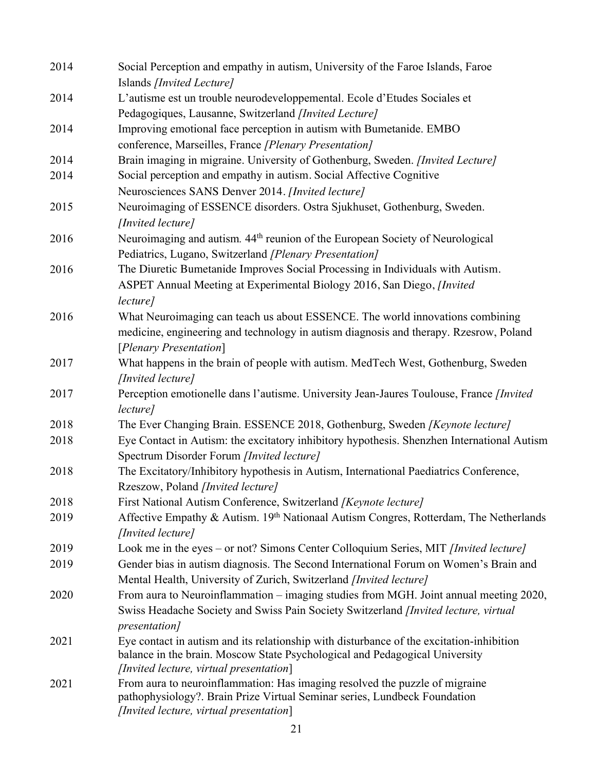2014 Social Perception and empathy in autism, University of the Faroe Islands, Faroe Islands *[Invited Lecture]*

2014 L'autisme est un trouble neurodeveloppemental. Ecole d'Etudes Sociales et Pedagogiques, Lausanne, Switzerland *[Invited Lecture]*

2014 Improving emotional face perception in autism with Bumetanide. EMBO conference, Marseilles, France *[Plenary Presentation]*

2014 Brain imaging in migraine. University of Gothenburg, Sweden. *[Invited Lecture]*

2014 Social perception and empathy in autism. Social Affective Cognitive Neurosciences SANS Denver 2014. *[Invited lecture]*

2015 Neuroimaging of ESSENCE disorders. Ostra Sjukhuset, Gothenburg, Sweden. *[Invited lecture]*

2016 Neuroimaging and autism. 44th reunion of the European Society of Neurological Pediatrics, Lugano, Switzerland *[Plenary Presentation]*

2016 The Diuretic Bumetanide Improves Social Processing in Individuals with Autism. ASPET Annual Meeting at Experimental Biology 2016, San Diego, *[Invited lecture]*

2016 What Neuroimaging can teach us about ESSENCE. The world innovations combining medicine, engineering and technology in autism diagnosis and therapy. Rzesrow, Poland [*Plenary Presentation*]

2017 What happens in the brain of people with autism. MedTech West, Gothenburg, Sweden *[Invited lecture]*

2017 Perception emotionelle dans l'autisme. University Jean-Jaures Toulouse, France *[Invited lecture]*

2018 The Ever Changing Brain. ESSENCE 2018, Gothenburg, Sweden *[Keynote lecture]*

2018 Eye Contact in Autism: the excitatory inhibitory hypothesis. Shenzhen International Autism Spectrum Disorder Forum *[Invited lecture]*

2018 The Excitatory/Inhibitory hypothesis in Autism, International Paediatrics Conference, Rzeszow, Poland *[Invited lecture]*

2018 First National Autism Conference, Switzerland *[Keynote lecture]*

2019 Affective Empathy & Autism. 19th Nationaal Autism Congres, Rotterdam, The Netherlands *[Invited lecture]*

2019 Look me in the eyes – or not? Simons Center Colloquium Series, MIT *[Invited lecture]*

2019 Gender bias in autism diagnosis. The Second International Forum on Women's Brain and Mental Health, University of Zurich, Switzerland *[Invited lecture]*

2020 From aura to Neuroinflammation – imaging studies from MGH. Joint annual meeting 2020, Swiss Headache Society and Swiss Pain Society Switzerland *[Invited lecture, virtual presentation]*

2021 Eye contact in autism and its relationship with disturbance of the excitation-inhibition balance in the brain. Moscow State Psychological and Pedagogical University *[Invited lecture, virtual presentation*]

2021 From aura to neuroinflammation: Has imaging resolved the puzzle of migraine pathophysiology?. Brain Prize Virtual Seminar series, Lundbeck Foundation *[Invited lecture, virtual presentation*]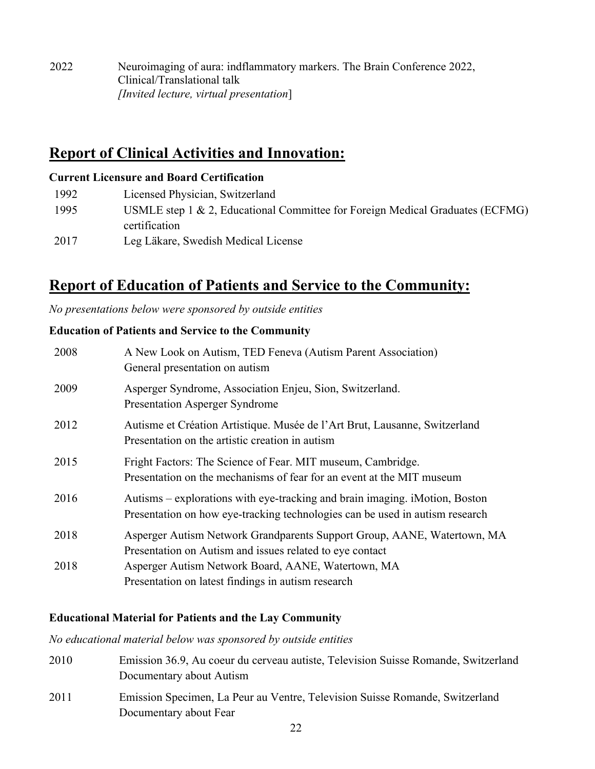| | |
|---|---|
| 2022 | Neuroimaging of aura: indflammatory markers. The Brain Conference 2022, Clinical/Translational talk *[Invited lecture, virtual presentation*] |

## Report of Clinical Activities and Innovation:

**Current Licensure and Board Certification**

| | |
|---|---|
| 1992 | Licensed Physician, Switzerland |
| 1995 | USMLE step 1 & 2, Educational Committee for Foreign Medical Graduates (ECFMG) certification |
| 2017 | Leg Läkare, Swedish Medical License |

## Report of Education of Patients and Service to the Community:

*No presentations below were sponsored by outside entities*

**Education of Patients and Service to the Community**

| | |
|---|---|
| 2008 | A New Look on Autism, TED Feneva (Autism Parent Association) General presentation on autism |
| 2009 | Asperger Syndrome, Association Enjeu, Sion, Switzerland. Presentation Asperger Syndrome |
| 2012 | Autisme et Création Artistique. Musée de l'Art Brut, Lausanne, Switzerland Presentation on the artistic creation in autism |
| 2015 | Fright Factors: The Science of Fear. MIT museum, Cambridge. Presentation on the mechanisms of fear for an event at the MIT museum |
| 2016 | Autisms – explorations with eye-tracking and brain imaging. iMotion, Boston Presentation on how eye-tracking technologies can be used in autism research |
| 2018 | Asperger Autism Network Grandparents Support Group, AANE, Watertown, MA Presentation on Autism and issues related to eye contact |
| 2018 | Asperger Autism Network Board, AANE, Watertown, MA Presentation on latest findings in autism research |

**Educational Material for Patients and the Lay Community**

*No educational material below was sponsored by outside entities*

| | |
|---|---|
| 2010 | Emission 36.9, Au coeur du cerveau autiste, Television Suisse Romande, Switzerland Documentary about Autism |
| 2011 | Emission Specimen, La Peur au Ventre, Television Suisse Romande, Switzerland Documentary about Fear |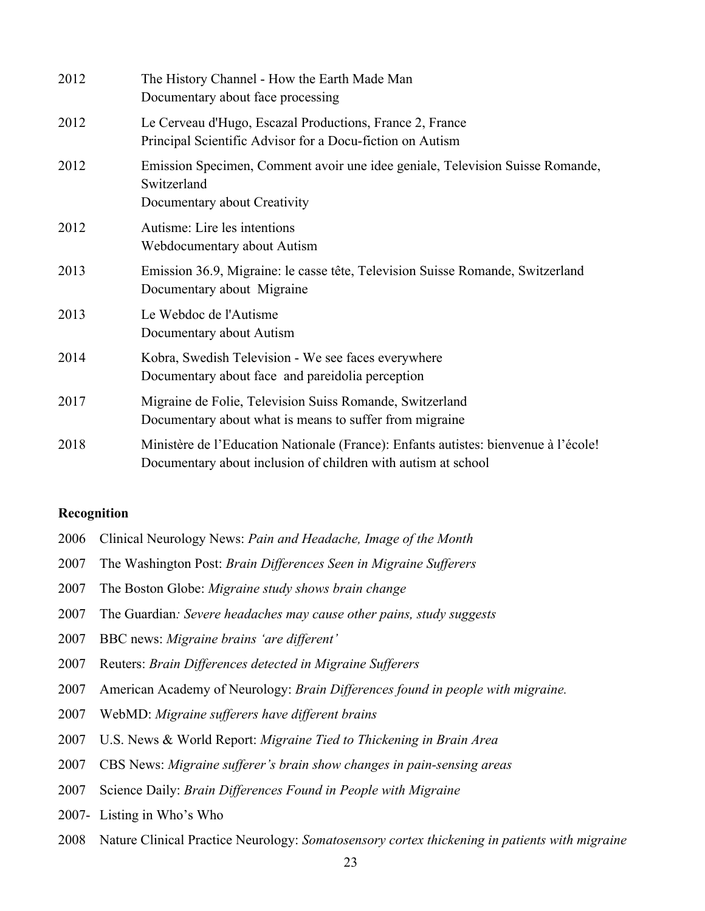| | |
|---|---|
| 2012 | The History Channel - How the Earth Made Man<br>Documentary about face processing |
| 2012 | Le Cerveau d'Hugo, Escazal Productions, France 2, France<br>Principal Scientific Advisor for a Docu-fiction on Autism |
| 2012 | Emission Specimen, Comment avoir une idee geniale, Television Suisse Romande, Switzerland<br>Documentary about Creativity |
| 2012 | Autisme: Lire les intentions<br>Webdocumentary about Autism |
| 2013 | Emission 36.9, Migraine: le casse tête, Television Suisse Romande, Switzerland<br>Documentary about Migraine |
| 2013 | Le Webdoc de l'Autisme<br>Documentary about Autism |
| 2014 | Kobra, Swedish Television - We see faces everywhere<br>Documentary about face and pareidolia perception |
| 2017 | Migraine de Folie, Television Suiss Romande, Switzerland<br>Documentary about what is means to suffer from migraine |
| 2018 | Ministère de l'Education Nationale (France): Enfants autistes: bienvenue à l'école!<br>Documentary about inclusion of children with autism at school |

**Recognition**

2006 Clinical Neurology News: *Pain and Headache, Image of the Month*

2007 The Washington Post: *Brain Differences Seen in Migraine Sufferers*

2007 The Boston Globe: *Migraine study shows brain change*

2007 The Guardian*: Severe headaches may cause other pains, study suggests*

2007 BBC news: *Migraine brains 'are different'*

2007 Reuters: *Brain Differences detected in Migraine Sufferers*

2007 American Academy of Neurology: *Brain Differences found in people with migraine.*

2007 WebMD: *Migraine sufferers have different brains*

2007 U.S. News & World Report: *Migraine Tied to Thickening in Brain Area*

2007 CBS News: *Migraine sufferer's brain show changes in pain-sensing areas*

2007 Science Daily: *Brain Differences Found in People with Migraine*

2007- Listing in Who's Who

2008 Nature Clinical Practice Neurology: *Somatosensory cortex thickening in patients with migraine*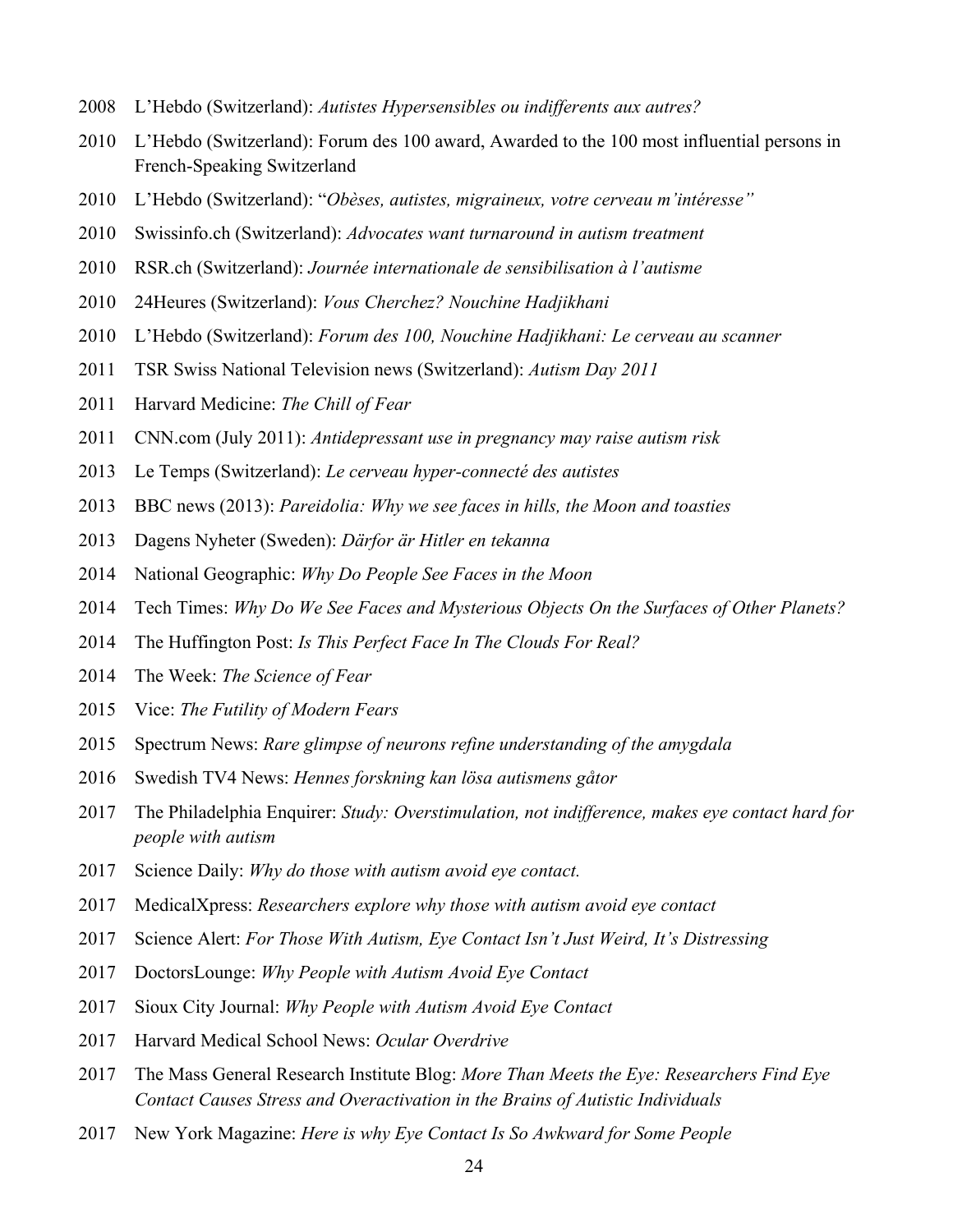2008 L'Hebdo (Switzerland): *Autistes Hypersensibles ou indifferents aux autres?*

2010 L'Hebdo (Switzerland): Forum des 100 award, Awarded to the 100 most influential persons in French-Speaking Switzerland

2010 L'Hebdo (Switzerland): "*Obèses, autistes, migraineux, votre cerveau m'intéresse"*

2010 Swissinfo.ch (Switzerland): *Advocates want turnaround in autism treatment*

2010 RSR.ch (Switzerland): *Journée internationale de sensibilisation à l'autisme*

2010 24Heures (Switzerland): *Vous Cherchez? Nouchine Hadjikhani*

2010 L'Hebdo (Switzerland): *Forum des 100, Nouchine Hadjikhani: Le cerveau au scanner*

2011 TSR Swiss National Television news (Switzerland): *Autism Day 2011*

2011 Harvard Medicine: *The Chill of Fear*

2011 CNN.com (July 2011): *Antidepressant use in pregnancy may raise autism risk*

2013 Le Temps (Switzerland): *Le cerveau hyper-connecté des autistes*

2013 BBC news (2013): *Pareidolia: Why we see faces in hills, the Moon and toasties*

2013 Dagens Nyheter (Sweden): *Därfor är Hitler en tekanna*

2014 National Geographic: *Why Do People See Faces in the Moon*

2014 Tech Times: *Why Do We See Faces and Mysterious Objects On the Surfaces of Other Planets?*

2014 The Huffington Post: *Is This Perfect Face In The Clouds For Real?*

2014 The Week: *The Science of Fear*

2015 Vice: *The Futility of Modern Fears*

2015 Spectrum News: *Rare glimpse of neurons refine understanding of the amygdala*

2016 Swedish TV4 News: *Hennes forskning kan lösa autismens gåtor*

2017 The Philadelphia Enquirer: *Study: Overstimulation, not indifference, makes eye contact hard for people with autism*

2017 Science Daily: *Why do those with autism avoid eye contact.*

2017 MedicalXpress: *Researchers explore why those with autism avoid eye contact*

2017 Science Alert: *For Those With Autism, Eye Contact Isn't Just Weird, It's Distressing*

2017 DoctorsLounge: *Why People with Autism Avoid Eye Contact*

2017 Sioux City Journal: *Why People with Autism Avoid Eye Contact*

2017 Harvard Medical School News: *Ocular Overdrive*

2017 The Mass General Research Institute Blog: *More Than Meets the Eye: Researchers Find Eye Contact Causes Stress and Overactivation in the Brains of Autistic Individuals*

2017 New York Magazine: *Here is why Eye Contact Is So Awkward for Some People*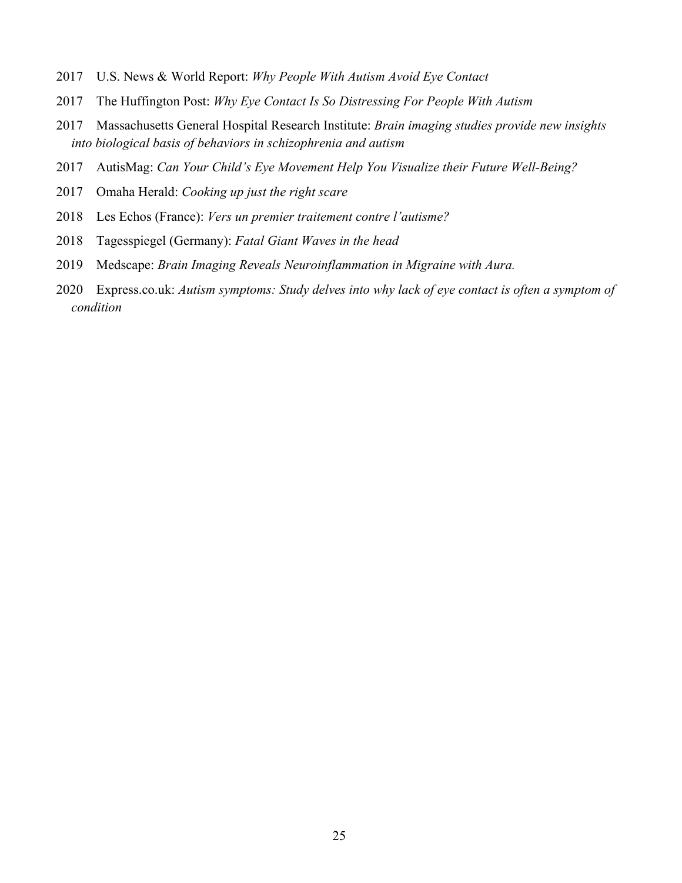2017 U.S. News & World Report: *Why People With Autism Avoid Eye Contact*

2017 The Huffington Post: *Why Eye Contact Is So Distressing For People With Autism*

2017 Massachusetts General Hospital Research Institute: *Brain imaging studies provide new insights into biological basis of behaviors in schizophrenia and autism*

2017 AutisMag: *Can Your Child's Eye Movement Help You Visualize their Future Well-Being?*

2017 Omaha Herald: *Cooking up just the right scare*

2018 Les Echos (France): *Vers un premier traitement contre l'autisme?*

2018 Tagesspiegel (Germany): *Fatal Giant Waves in the head*

2019 Medscape: *Brain Imaging Reveals Neuroinflammation in Migraine with Aura.*

2020 Express.co.uk: *Autism symptoms: Study delves into why lack of eye contact is often a symptom of condition*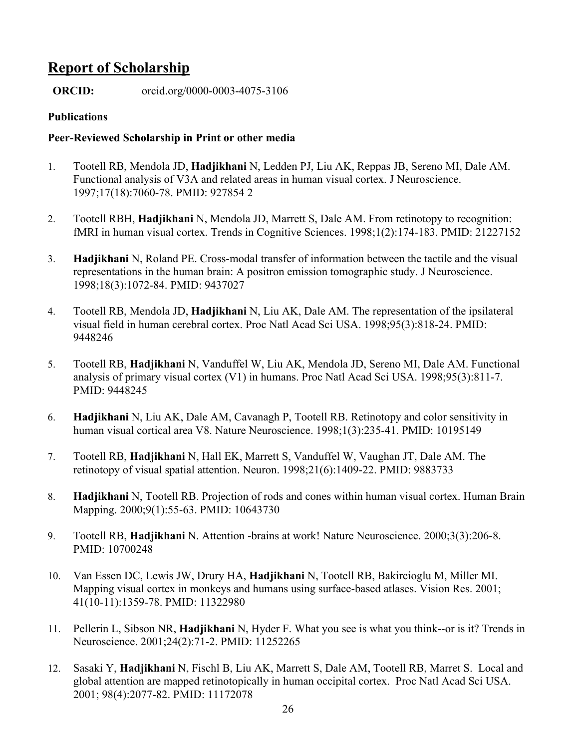## Report of Scholarship

**ORCID:** orcid.org/0000-0003-4075-3106

### Publications

### Peer-Reviewed Scholarship in Print or other media

1. Tootell RB, Mendola JD, **Hadjikhani** N, Ledden PJ, Liu AK, Reppas JB, Sereno MI, Dale AM. Functional analysis of V3A and related areas in human visual cortex. J Neuroscience. 1997;17(18):7060-78. PMID: 927854 2

2. Tootell RBH, **Hadjikhani** N, Mendola JD, Marrett S, Dale AM. From retinotopy to recognition: fMRI in human visual cortex. Trends in Cognitive Sciences. 1998;1(2):174-183. PMID: 21227152

3. **Hadjikhani** N, Roland PE. Cross-modal transfer of information between the tactile and the visual representations in the human brain: A positron emission tomographic study. J Neuroscience. 1998;18(3):1072-84. PMID: 9437027

4. Tootell RB, Mendola JD, **Hadjikhani** N, Liu AK, Dale AM. The representation of the ipsilateral visual field in human cerebral cortex. Proc Natl Acad Sci USA. 1998;95(3):818-24. PMID: 9448246

5. Tootell RB, **Hadjikhani** N, Vanduffel W, Liu AK, Mendola JD, Sereno MI, Dale AM. Functional analysis of primary visual cortex (V1) in humans. Proc Natl Acad Sci USA. 1998;95(3):811-7. PMID: 9448245

6. **Hadjikhani** N, Liu AK, Dale AM, Cavanagh P, Tootell RB. Retinotopy and color sensitivity in human visual cortical area V8. Nature Neuroscience. 1998;1(3):235-41. PMID: 10195149

7. Tootell RB, **Hadjikhani** N, Hall EK, Marrett S, Vanduffel W, Vaughan JT, Dale AM. The retinotopy of visual spatial attention. Neuron. 1998;21(6):1409-22. PMID: 9883733

8. **Hadjikhani** N, Tootell RB. Projection of rods and cones within human visual cortex. Human Brain Mapping. 2000;9(1):55-63. PMID: 10643730

9. Tootell RB, **Hadjikhani** N. Attention -brains at work! Nature Neuroscience. 2000;3(3):206-8. PMID: 10700248

10. Van Essen DC, Lewis JW, Drury HA, **Hadjikhani** N, Tootell RB, Bakircioglu M, Miller MI. Mapping visual cortex in monkeys and humans using surface-based atlases. Vision Res. 2001; 41(10-11):1359-78. PMID: 11322980

11. Pellerin L, Sibson NR, **Hadjikhani** N, Hyder F. What you see is what you think--or is it? Trends in Neuroscience. 2001;24(2):71-2. PMID: 11252265

12. Sasaki Y, **Hadjikhani** N, Fischl B, Liu AK, Marrett S, Dale AM, Tootell RB, Marret S. Local and global attention are mapped retinotopically in human occipital cortex. Proc Natl Acad Sci USA. 2001; 98(4):2077-82. PMID: 11172078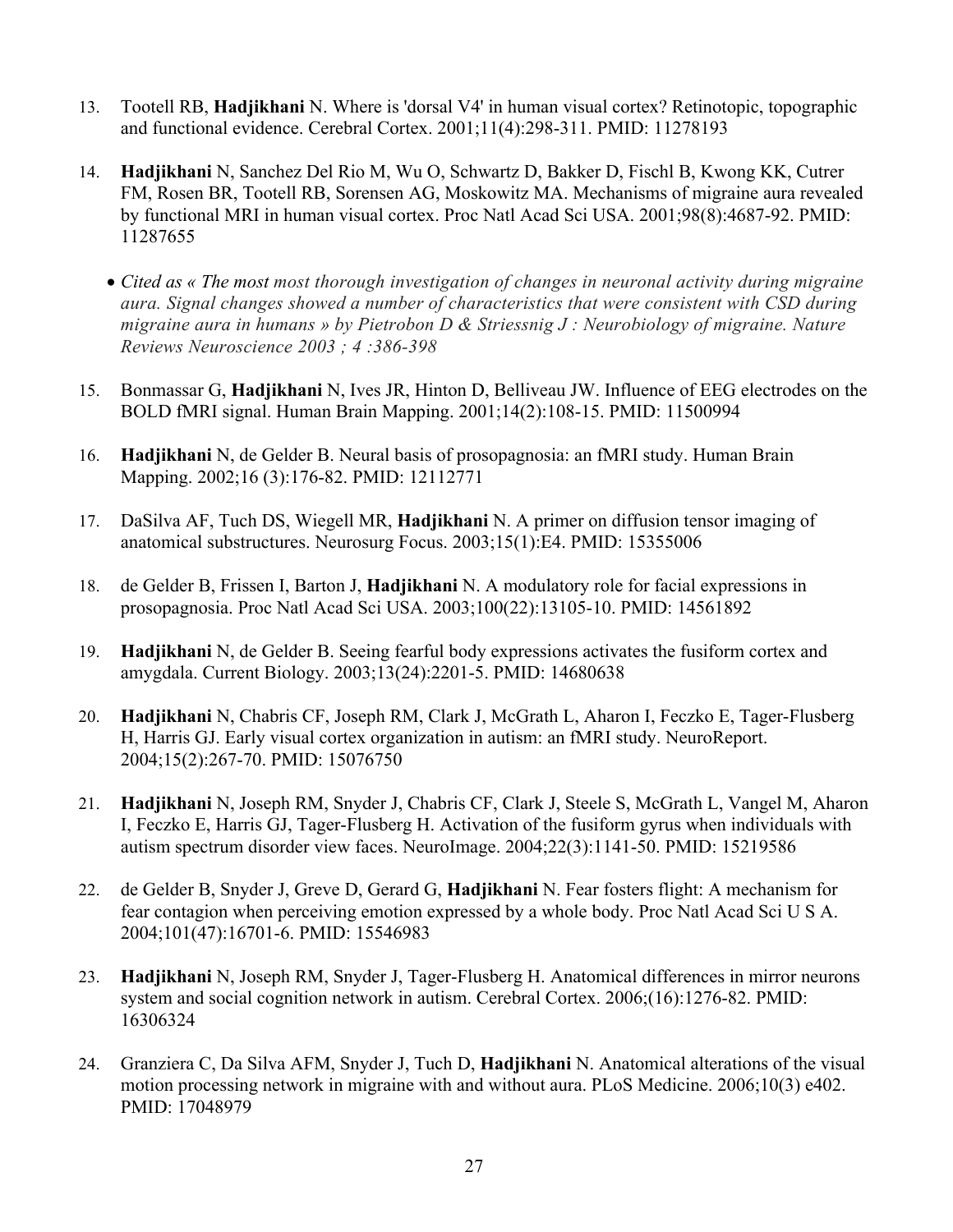13. Tootell RB, **Hadjikhani** N. Where is 'dorsal V4' in human visual cortex? Retinotopic, topographic and functional evidence. Cerebral Cortex. 2001;11(4):298-311. PMID: 11278193

14. **Hadjikhani** N, Sanchez Del Rio M, Wu O, Schwartz D, Bakker D, Fischl B, Kwong KK, Cutrer FM, Rosen BR, Tootell RB, Sorensen AG, Moskowitz MA. Mechanisms of migraine aura revealed by functional MRI in human visual cortex. Proc Natl Acad Sci USA. 2001;98(8):4687-92. PMID: 11287655

    - *Cited as « The most most thorough investigation of changes in neuronal activity during migraine aura. Signal changes showed a number of characteristics that were consistent with CSD during migraine aura in humans » by Pietrobon D & Striessnig J : Neurobiology of migraine. Nature Reviews Neuroscience 2003 ; 4 :386-398*

15. Bonmassar G, **Hadjikhani** N, Ives JR, Hinton D, Belliveau JW. Influence of EEG electrodes on the BOLD fMRI signal. Human Brain Mapping. 2001;14(2):108-15. PMID: 11500994

16. **Hadjikhani** N, de Gelder B. Neural basis of prosopagnosia: an fMRI study. Human Brain Mapping. 2002;16 (3):176-82. PMID: 12112771

17. DaSilva AF, Tuch DS, Wiegell MR, **Hadjikhani** N. A primer on diffusion tensor imaging of anatomical substructures. Neurosurg Focus. 2003;15(1):E4. PMID: 15355006

18. de Gelder B, Frissen I, Barton J, **Hadjikhani** N. A modulatory role for facial expressions in prosopagnosia. Proc Natl Acad Sci USA. 2003;100(22):13105-10. PMID: 14561892

19. **Hadjikhani** N, de Gelder B. Seeing fearful body expressions activates the fusiform cortex and amygdala. Current Biology. 2003;13(24):2201-5. PMID: 14680638

20. **Hadjikhani** N, Chabris CF, Joseph RM, Clark J, McGrath L, Aharon I, Feczko E, Tager-Flusberg H, Harris GJ. Early visual cortex organization in autism: an fMRI study. NeuroReport. 2004;15(2):267-70. PMID: 15076750

21. **Hadjikhani** N, Joseph RM, Snyder J, Chabris CF, Clark J, Steele S, McGrath L, Vangel M, Aharon I, Feczko E, Harris GJ, Tager-Flusberg H. Activation of the fusiform gyrus when individuals with autism spectrum disorder view faces. NeuroImage. 2004;22(3):1141-50. PMID: 15219586

22. de Gelder B, Snyder J, Greve D, Gerard G, **Hadjikhani** N. Fear fosters flight: A mechanism for fear contagion when perceiving emotion expressed by a whole body. Proc Natl Acad Sci U S A. 2004;101(47):16701-6. PMID: 15546983

23. **Hadjikhani** N, Joseph RM, Snyder J, Tager-Flusberg H. Anatomical differences in mirror neurons system and social cognition network in autism. Cerebral Cortex. 2006;(16):1276-82. PMID: 16306324

24. Granziera C, Da Silva AFM, Snyder J, Tuch D, **Hadjikhani** N. Anatomical alterations of the visual motion processing network in migraine with and without aura. PLoS Medicine. 2006;10(3) e402. PMID: 17048979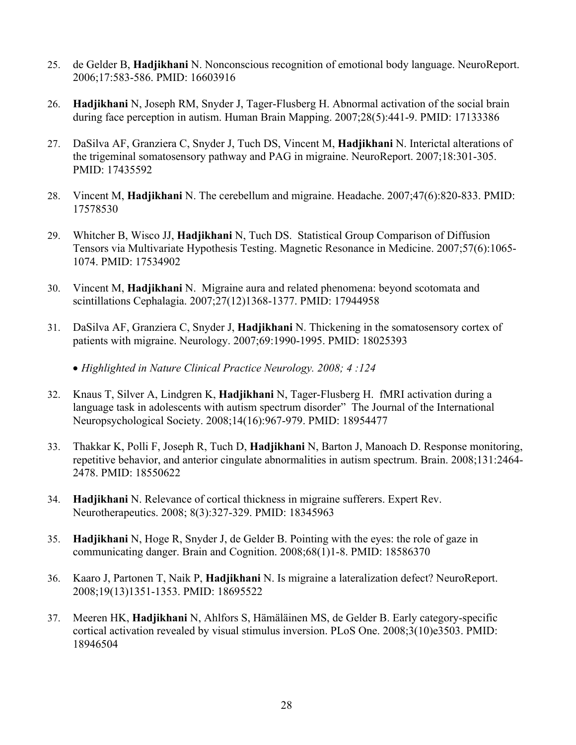25. de Gelder B, **Hadjikhani** N. Nonconscious recognition of emotional body language. NeuroReport. 2006;17:583-586. PMID: 16603916

26. **Hadjikhani** N, Joseph RM, Snyder J, Tager-Flusberg H. Abnormal activation of the social brain during face perception in autism. Human Brain Mapping. 2007;28(5):441-9. PMID: 17133386

27. DaSilva AF, Granziera C, Snyder J, Tuch DS, Vincent M, **Hadjikhani** N. Interictal alterations of the trigeminal somatosensory pathway and PAG in migraine. NeuroReport. 2007;18:301-305. PMID: 17435592

28. Vincent M, **Hadjikhani** N. The cerebellum and migraine. Headache. 2007;47(6):820-833. PMID: 17578530

29. Whitcher B, Wisco JJ, **Hadjikhani** N, Tuch DS. Statistical Group Comparison of Diffusion Tensors via Multivariate Hypothesis Testing. Magnetic Resonance in Medicine. 2007;57(6):1065-1074. PMID: 17534902

30. Vincent M, **Hadjikhani** N. Migraine aura and related phenomena: beyond scotomata and scintillations Cephalagia. 2007;27(12)1368-1377. PMID: 17944958

31. DaSilva AF, Granziera C, Snyder J, **Hadjikhani** N. Thickening in the somatosensory cortex of patients with migraine. Neurology. 2007;69:1990-1995. PMID: 18025393

    - *Highlighted in Nature Clinical Practice Neurology. 2008; 4 :124*

32. Knaus T, Silver A, Lindgren K, **Hadjikhani** N, Tager-Flusberg H. fMRI activation during a language task in adolescents with autism spectrum disorder" The Journal of the International Neuropsychological Society. 2008;14(16):967-979. PMID: 18954477

33. Thakkar K, Polli F, Joseph R, Tuch D, **Hadjikhani** N, Barton J, Manoach D. Response monitoring, repetitive behavior, and anterior cingulate abnormalities in autism spectrum. Brain. 2008;131:2464-2478. PMID: 18550622

34. **Hadjikhani** N. Relevance of cortical thickness in migraine sufferers. Expert Rev. Neurotherapeutics. 2008; 8(3):327-329. PMID: 18345963

35. **Hadjikhani** N, Hoge R, Snyder J, de Gelder B. Pointing with the eyes: the role of gaze in communicating danger. Brain and Cognition. 2008;68(1)1-8. PMID: 18586370

36. Kaaro J, Partonen T, Naik P, **Hadjikhani** N. Is migraine a lateralization defect? NeuroReport. 2008;19(13)1351-1353. PMID: 18695522

37. Meeren HK, **Hadjikhani** N, Ahlfors S, Hämäläinen MS, de Gelder B. Early category-specific cortical activation revealed by visual stimulus inversion. PLoS One. 2008;3(10)e3503. PMID: 18946504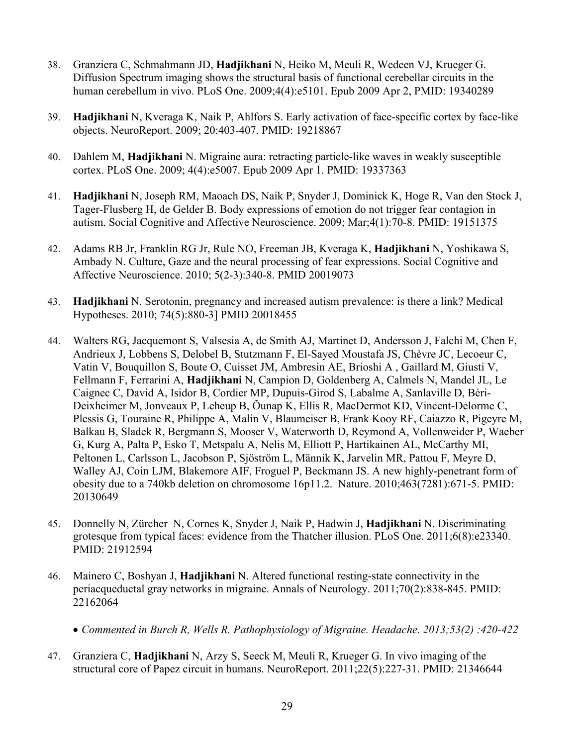38. Granziera C, Schmahmann JD, **Hadjikhani** N, Heiko M, Meuli R, Wedeen VJ, Krueger G. Diffusion Spectrum imaging shows the structural basis of functional cerebellar circuits in the human cerebellum in vivo. PLoS One. 2009;4(4):e5101. Epub 2009 Apr 2, PMID: 19340289

39. **Hadjikhani** N, Kveraga K, Naik P, Ahlfors S. Early activation of face-specific cortex by face-like objects. NeuroReport. 2009; 20:403-407. PMID: 19218867

40. Dahlem M, **Hadjikhani** N. Migraine aura: retracting particle-like waves in weakly susceptible cortex. PLoS One. 2009; 4(4):e5007. Epub 2009 Apr 1. PMID: 19337363

41. **Hadjikhani** N, Joseph RM, Maoach DS, Naik P, Snyder J, Dominick K, Hoge R, Van den Stock J, Tager-Flusberg H, de Gelder B. Body expressions of emotion do not trigger fear contagion in autism. Social Cognitive and Affective Neuroscience. 2009; Mar;4(1):70-8. PMID: 19151375

42. Adams RB Jr, Franklin RG Jr, Rule NO, Freeman JB, Kveraga K, **Hadjikhani** N, Yoshikawa S, Ambady N. Culture, Gaze and the neural processing of fear expressions. Social Cognitive and Affective Neuroscience. 2010; 5(2-3):340-8. PMID 20019073

43. **Hadjikhani** N. Serotonin, pregnancy and increased autism prevalence: is there a link? Medical Hypotheses. 2010; 74(5):880-3] PMID 20018455

44. Walters RG, Jacquemont S, Valsesia A, de Smith AJ, Martinet D, Andersson J, Falchi M, Chen F, Andrieux J, Lobbens S, Delobel B, Stutzmann F, El-Sayed Moustafa JS, Chèvre JC, Lecoeur C, Vatin V, Bouquillon S, Boute O, Cuisset JM, Ambresin AE, Brioshi A , Gaillard M, Giusti V, Fellmann F, Ferrarini A, **Hadjikhani** N, Campion D, Goldenberg A, Calmels N, Mandel JL, Le Caignec C, David A, Isidor B, Cordier MP, Dupuis-Girod S, Labalme A, Sanlaville D, Béri-Deixheimer M, Jonveaux P, Leheup B, Õunap K, Ellis R, MacDermot KD, Vincent-Delorme C, Plessis G, Touraine R, Philippe A, Malin V, Blaumeiser B, Frank Kooy RF, Caiazzo R, Pigeyre M, Balkau B, Sladek R, Bergmann S, Mooser V, Waterworth D, Reymond A, Vollenweider P, Waeber G, Kurg A, Palta P, Esko T, Metspalu A, Nelis M, Elliott P, Hartikainen AL, McCarthy MI, Peltonen L, Carlsson L, Jacobson P, Sjöström L, Männik K, Jarvelin MR, Pattou F, Meyre D, Walley AJ, Coin LJM, Blakemore AIF, Froguel P, Beckmann JS. A new highly-penetrant form of obesity due to a 740kb deletion on chromosome 16p11.2. Nature. 2010;463(7281):671-5. PMID: 20130649

45. Donnelly N, Zürcher N, Cornes K, Snyder J, Naik P, Hadwin J, **Hadjikhani** N. Discriminating grotesque from typical faces: evidence from the Thatcher illusion. PLoS One. 2011;6(8):e23340. PMID: 21912594

46. Mainero C, Boshyan J, **Hadjikhani** N. Altered functional resting-state connectivity in the periacqueductal gray networks in migraine. Annals of Neurology. 2011;70(2):838-845. PMID: 22162064

    - *Commented in Burch R, Wells R. Pathophysiology of Migraine. Headache. 2013;53(2) :420-422*

47. Granziera C, **Hadjikhani** N, Arzy S, Seeck M, Meuli R, Krueger G. In vivo imaging of the structural core of Papez circuit in humans. NeuroReport. 2011;22(5):227-31. PMID: 21346644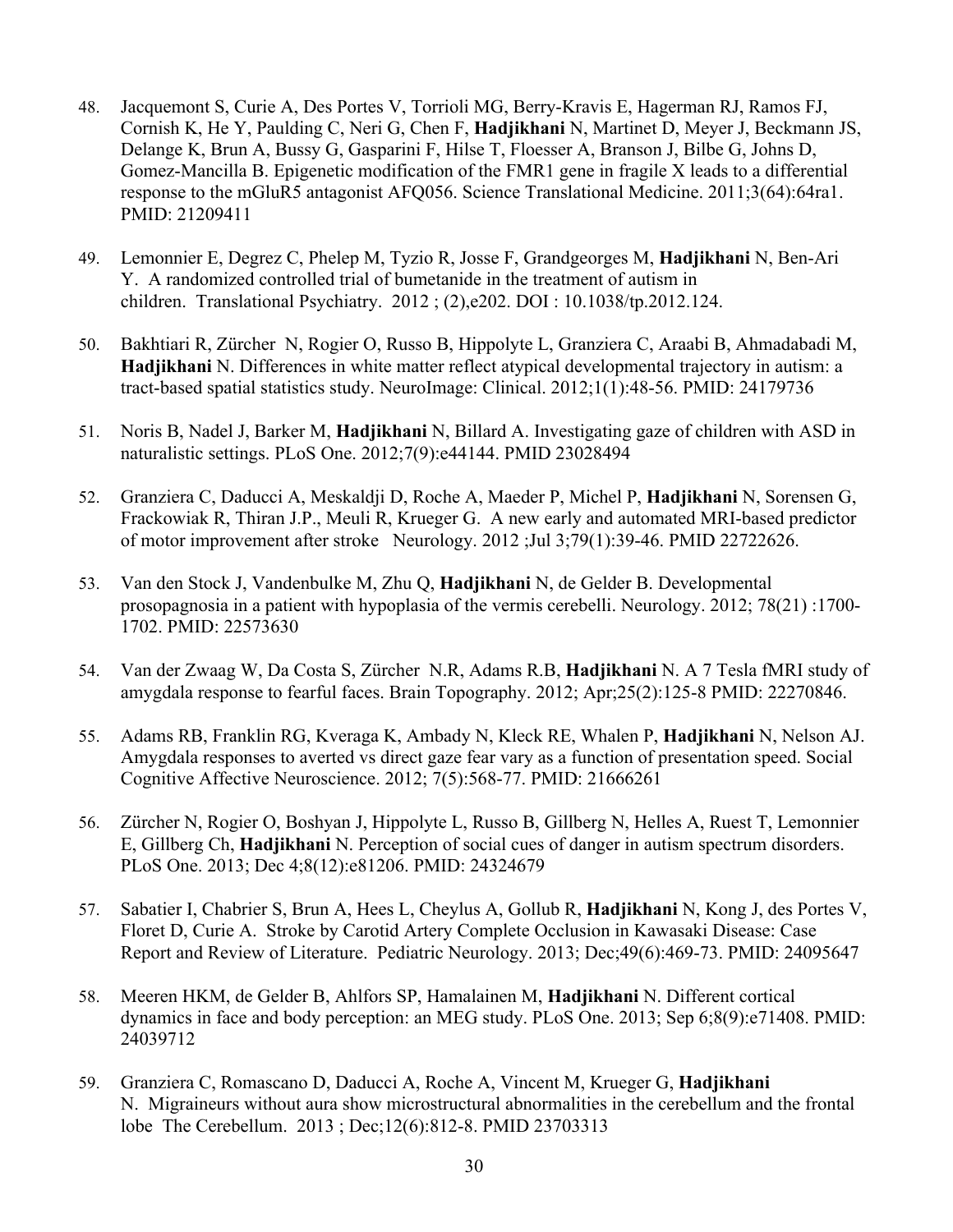48. Jacquemont S, Curie A, Des Portes V, Torrioli MG, Berry-Kravis E, Hagerman RJ, Ramos FJ, Cornish K, He Y, Paulding C, Neri G, Chen F, **Hadjikhani** N, Martinet D, Meyer J, Beckmann JS, Delange K, Brun A, Bussy G, Gasparini F, Hilse T, Floesser A, Branson J, Bilbe G, Johns D, Gomez-Mancilla B. Epigenetic modification of the FMR1 gene in fragile X leads to a differential response to the mGluR5 antagonist AFQ056. Science Translational Medicine. 2011;3(64):64ra1. PMID: 21209411

49. Lemonnier E, Degrez C, Phelep M, Tyzio R, Josse F, Grandgeorges M, **Hadjikhani** N, Ben-Ari Y. A randomized controlled trial of bumetanide in the treatment of autism in children. Translational Psychiatry. 2012 ; (2),e202. DOI : 10.1038/tp.2012.124.

50. Bakhtiari R, Zürcher N, Rogier O, Russo B, Hippolyte L, Granziera C, Araabi B, Ahmadabadi M, **Hadjikhani** N. Differences in white matter reflect atypical developmental trajectory in autism: a tract-based spatial statistics study. NeuroImage: Clinical. 2012;1(1):48-56. PMID: 24179736

51. Noris B, Nadel J, Barker M, **Hadjikhani** N, Billard A. Investigating gaze of children with ASD in naturalistic settings. PLoS One. 2012;7(9):e44144. PMID 23028494

52. Granziera C, Daducci A, Meskaldji D, Roche A, Maeder P, Michel P, **Hadjikhani** N, Sorensen G, Frackowiak R, Thiran J.P., Meuli R, Krueger G. A new early and automated MRI-based predictor of motor improvement after stroke Neurology. 2012 ;Jul 3;79(1):39-46. PMID 22722626.

53. Van den Stock J, Vandenbulke M, Zhu Q, **Hadjikhani** N, de Gelder B. Developmental prosopagnosia in a patient with hypoplasia of the vermis cerebelli. Neurology. 2012; 78(21) :1700-1702. PMID: 22573630

54. Van der Zwaag W, Da Costa S, Zürcher N.R, Adams R.B, **Hadjikhani** N. A 7 Tesla fMRI study of amygdala response to fearful faces. Brain Topography. 2012; Apr;25(2):125-8 PMID: 22270846.

55. Adams RB, Franklin RG, Kveraga K, Ambady N, Kleck RE, Whalen P, **Hadjikhani** N, Nelson AJ. Amygdala responses to averted vs direct gaze fear vary as a function of presentation speed. Social Cognitive Affective Neuroscience. 2012; 7(5):568-77. PMID: 21666261

56. Zürcher N, Rogier O, Boshyan J, Hippolyte L, Russo B, Gillberg N, Helles A, Ruest T, Lemonnier E, Gillberg Ch, **Hadjikhani** N. Perception of social cues of danger in autism spectrum disorders. PLoS One. 2013; Dec 4;8(12):e81206. PMID: 24324679

57. Sabatier I, Chabrier S, Brun A, Hees L, Cheylus A, Gollub R, **Hadjikhani** N, Kong J, des Portes V, Floret D, Curie A. Stroke by Carotid Artery Complete Occlusion in Kawasaki Disease: Case Report and Review of Literature. Pediatric Neurology. 2013; Dec;49(6):469-73. PMID: 24095647

58. Meeren HKM, de Gelder B, Ahlfors SP, Hamalainen M, **Hadjikhani** N. Different cortical dynamics in face and body perception: an MEG study. PLoS One. 2013; Sep 6;8(9):e71408. PMID: 24039712

59. Granziera C, Romascano D, Daducci A, Roche A, Vincent M, Krueger G, **Hadjikhani** N. Migraineurs without aura show microstructural abnormalities in the cerebellum and the frontal lobe The Cerebellum. 2013 ; Dec;12(6):812-8. PMID 23703313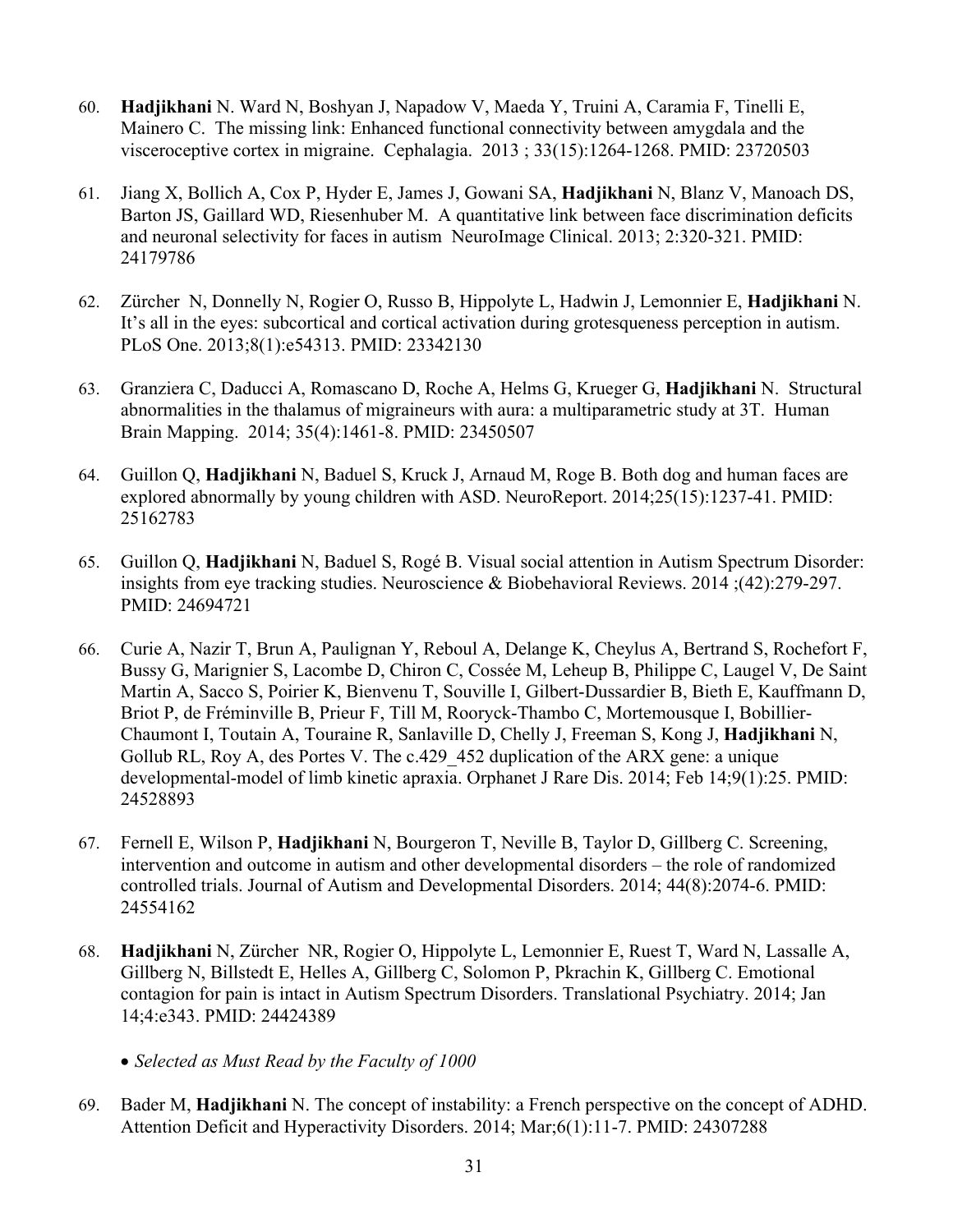60. **Hadjikhani** N. Ward N, Boshyan J, Napadow V, Maeda Y, Truini A, Caramia F, Tinelli E, Mainero C. The missing link: Enhanced functional connectivity between amygdala and the visceroceptive cortex in migraine. Cephalagia. 2013 ; 33(15):1264-1268. PMID: 23720503

61. Jiang X, Bollich A, Cox P, Hyder E, James J, Gowani SA, **Hadjikhani** N, Blanz V, Manoach DS, Barton JS, Gaillard WD, Riesenhuber M. A quantitative link between face discrimination deficits and neuronal selectivity for faces in autism NeuroImage Clinical. 2013; 2:320-321. PMID: 24179786

62. Zürcher N, Donnelly N, Rogier O, Russo B, Hippolyte L, Hadwin J, Lemonnier E, **Hadjikhani** N. It's all in the eyes: subcortical and cortical activation during grotesqueness perception in autism. PLoS One. 2013;8(1):e54313. PMID: 23342130

63. Granziera C, Daducci A, Romascano D, Roche A, Helms G, Krueger G, **Hadjikhani** N. Structural abnormalities in the thalamus of migraineurs with aura: a multiparametric study at 3T. Human Brain Mapping. 2014; 35(4):1461-8. PMID: 23450507

64. Guillon Q, **Hadjikhani** N, Baduel S, Kruck J, Arnaud M, Roge B. Both dog and human faces are explored abnormally by young children with ASD. NeuroReport. 2014;25(15):1237-41. PMID: 25162783

65. Guillon Q, **Hadjikhani** N, Baduel S, Rogé B. Visual social attention in Autism Spectrum Disorder: insights from eye tracking studies. Neuroscience & Biobehavioral Reviews. 2014 ;(42):279-297. PMID: 24694721

66. Curie A, Nazir T, Brun A, Paulignan Y, Reboul A, Delange K, Cheylus A, Bertrand S, Rochefort F, Bussy G, Marignier S, Lacombe D, Chiron C, Cossée M, Leheup B, Philippe C, Laugel V, De Saint Martin A, Sacco S, Poirier K, Bienvenu T, Souville I, Gilbert-Dussardier B, Bieth E, Kauffmann D, Briot P, de Fréminville B, Prieur F, Till M, Rooryck-Thambo C, Mortemousque I, Bobillier-Chaumont I, Toutain A, Touraine R, Sanlaville D, Chelly J, Freeman S, Kong J, **Hadjikhani** N, Gollub RL, Roy A, des Portes V. The c.429_452 duplication of the ARX gene: a unique developmental-model of limb kinetic apraxia. Orphanet J Rare Dis. 2014; Feb 14;9(1):25. PMID: 24528893

67. Fernell E, Wilson P, **Hadjikhani** N, Bourgeron T, Neville B, Taylor D, Gillberg C. Screening, intervention and outcome in autism and other developmental disorders – the role of randomized controlled trials. Journal of Autism and Developmental Disorders. 2014; 44(8):2074-6. PMID: 24554162

68. **Hadjikhani** N, Zürcher NR, Rogier O, Hippolyte L, Lemonnier E, Ruest T, Ward N, Lassalle A, Gillberg N, Billstedt E, Helles A, Gillberg C, Solomon P, Pkrachin K, Gillberg C. Emotional contagion for pain is intact in Autism Spectrum Disorders. Translational Psychiatry. 2014; Jan 14;4:e343. PMID: 24424389

    - *Selected as Must Read by the Faculty of 1000*

69. Bader M, **Hadjikhani** N. The concept of instability: a French perspective on the concept of ADHD. Attention Deficit and Hyperactivity Disorders. 2014; Mar;6(1):11-7. PMID: 24307288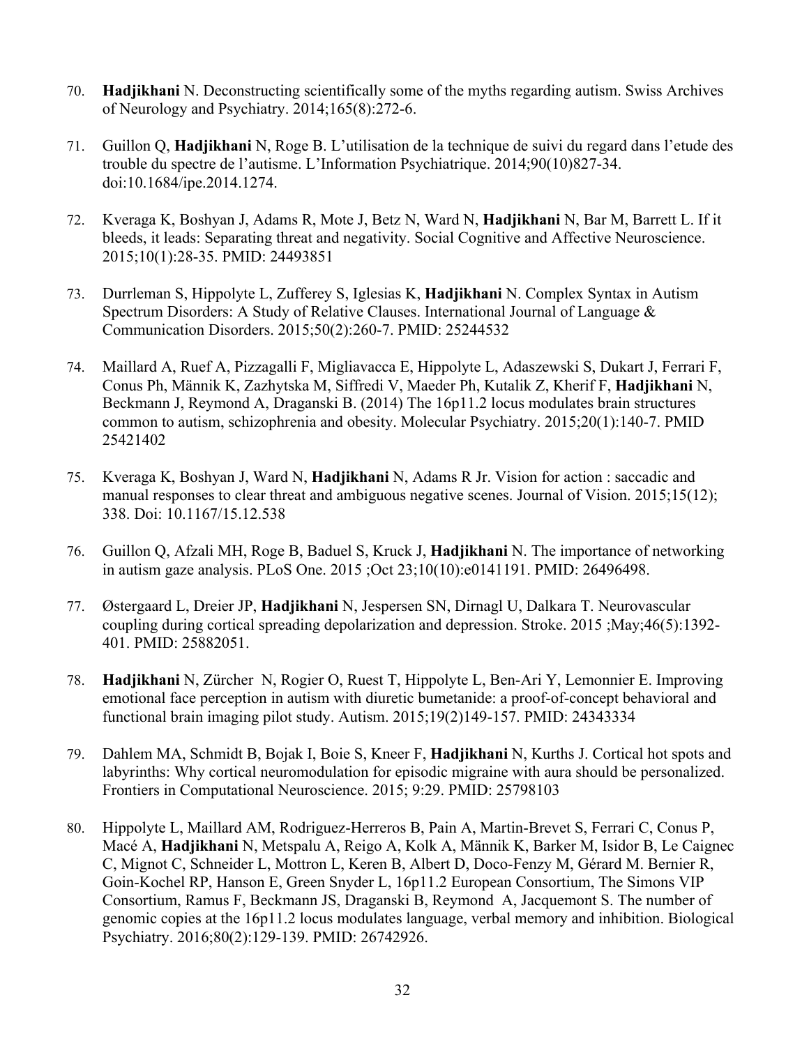70. **Hadjikhani** N. Deconstructing scientifically some of the myths regarding autism. Swiss Archives of Neurology and Psychiatry. 2014;165(8):272-6.

71. Guillon Q, **Hadjikhani** N, Roge B. L'utilisation de la technique de suivi du regard dans l'etude des trouble du spectre de l'autisme. L'Information Psychiatrique. 2014;90(10)827-34. doi:10.1684/ipe.2014.1274.

72. Kveraga K, Boshyan J, Adams R, Mote J, Betz N, Ward N, **Hadjikhani** N, Bar M, Barrett L. If it bleeds, it leads: Separating threat and negativity. Social Cognitive and Affective Neuroscience. 2015;10(1):28-35. PMID: 24493851

73. Durrleman S, Hippolyte L, Zufferey S, Iglesias K, **Hadjikhani** N. Complex Syntax in Autism Spectrum Disorders: A Study of Relative Clauses. International Journal of Language & Communication Disorders. 2015;50(2):260-7. PMID: 25244532

74. Maillard A, Ruef A, Pizzagalli F, Migliavacca E, Hippolyte L, Adaszewski S, Dukart J, Ferrari F, Conus Ph, Männik K, Zazhytska M, Siffredi V, Maeder Ph, Kutalik Z, Kherif F, **Hadjikhani** N, Beckmann J, Reymond A, Draganski B. (2014) The 16p11.2 locus modulates brain structures common to autism, schizophrenia and obesity. Molecular Psychiatry. 2015;20(1):140-7. PMID 25421402

75. Kveraga K, Boshyan J, Ward N, **Hadjikhani** N, Adams R Jr. Vision for action : saccadic and manual responses to clear threat and ambiguous negative scenes. Journal of Vision. 2015;15(12); 338. Doi: 10.1167/15.12.538

76. Guillon Q, Afzali MH, Roge B, Baduel S, Kruck J, **Hadjikhani** N. The importance of networking in autism gaze analysis. PLoS One. 2015 ;Oct 23;10(10):e0141191. PMID: 26496498.

77. Østergaard L, Dreier JP, **Hadjikhani** N, Jespersen SN, Dirnagl U, Dalkara T. Neurovascular coupling during cortical spreading depolarization and depression. Stroke. 2015 ;May;46(5):1392-401. PMID: 25882051.

78. **Hadjikhani** N, Zürcher N, Rogier O, Ruest T, Hippolyte L, Ben-Ari Y, Lemonnier E. Improving emotional face perception in autism with diuretic bumetanide: a proof-of-concept behavioral and functional brain imaging pilot study. Autism. 2015;19(2)149-157. PMID: 24343334

79. Dahlem MA, Schmidt B, Bojak I, Boie S, Kneer F, **Hadjikhani** N, Kurths J. Cortical hot spots and labyrinths: Why cortical neuromodulation for episodic migraine with aura should be personalized. Frontiers in Computational Neuroscience. 2015; 9:29. PMID: 25798103

80. Hippolyte L, Maillard AM, Rodriguez-Herreros B, Pain A, Martin-Brevet S, Ferrari C, Conus P, Macé A, **Hadjikhani** N, Metspalu A, Reigo A, Kolk A, Männik K, Barker M, Isidor B, Le Caignec C, Mignot C, Schneider L, Mottron L, Keren B, Albert D, Doco-Fenzy M, Gérard M. Bernier R, Goin-Kochel RP, Hanson E, Green Snyder L, 16p11.2 European Consortium, The Simons VIP Consortium, Ramus F, Beckmann JS, Draganski B, Reymond A, Jacquemont S. The number of genomic copies at the 16p11.2 locus modulates language, verbal memory and inhibition. Biological Psychiatry. 2016;80(2):129-139. PMID: 26742926.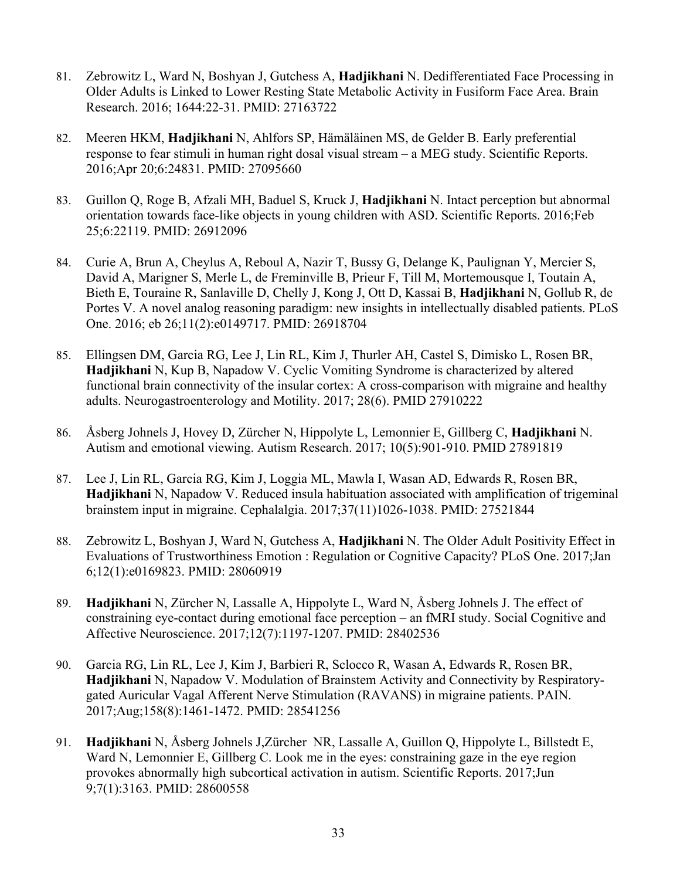81. Zebrowitz L, Ward N, Boshyan J, Gutchess A, **Hadjikhani** N. Dedifferentiated Face Processing in Older Adults is Linked to Lower Resting State Metabolic Activity in Fusiform Face Area. Brain Research. 2016; 1644:22-31. PMID: 27163722

82. Meeren HKM, **Hadjikhani** N, Ahlfors SP, Hämäläinen MS, de Gelder B. Early preferential response to fear stimuli in human right dosal visual stream – a MEG study. Scientific Reports. 2016;Apr 20;6:24831. PMID: 27095660

83. Guillon Q, Roge B, Afzali MH, Baduel S, Kruck J, **Hadjikhani** N. Intact perception but abnormal orientation towards face-like objects in young children with ASD. Scientific Reports. 2016;Feb 25;6:22119. PMID: 26912096

84. Curie A, Brun A, Cheylus A, Reboul A, Nazir T, Bussy G, Delange K, Paulignan Y, Mercier S, David A, Marigner S, Merle L, de Freminville B, Prieur F, Till M, Mortemousque I, Toutain A, Bieth E, Touraine R, Sanlaville D, Chelly J, Kong J, Ott D, Kassai B, **Hadjikhani** N, Gollub R, de Portes V. A novel analog reasoning paradigm: new insights in intellectually disabled patients. PLoS One. 2016; eb 26;11(2):e0149717. PMID: 26918704

85. Ellingsen DM, Garcia RG, Lee J, Lin RL, Kim J, Thurler AH, Castel S, Dimisko L, Rosen BR, **Hadjikhani** N, Kup B, Napadow V. Cyclic Vomiting Syndrome is characterized by altered functional brain connectivity of the insular cortex: A cross-comparison with migraine and healthy adults. Neurogastroenterology and Motility. 2017; 28(6). PMID 27910222

86. Åsberg Johnels J, Hovey D, Zürcher N, Hippolyte L, Lemonnier E, Gillberg C, **Hadjikhani** N. Autism and emotional viewing. Autism Research. 2017; 10(5):901-910. PMID 27891819

87. Lee J, Lin RL, Garcia RG, Kim J, Loggia ML, Mawla I, Wasan AD, Edwards R, Rosen BR, **Hadjikhani** N, Napadow V. Reduced insula habituation associated with amplification of trigeminal brainstem input in migraine. Cephalalgia. 2017;37(11)1026-1038. PMID: 27521844

88. Zebrowitz L, Boshyan J, Ward N, Gutchess A, **Hadjikhani** N. The Older Adult Positivity Effect in Evaluations of Trustworthiness Emotion : Regulation or Cognitive Capacity? PLoS One. 2017;Jan 6;12(1):e0169823. PMID: 28060919

89. **Hadjikhani** N, Zürcher N, Lassalle A, Hippolyte L, Ward N, Åsberg Johnels J. The effect of constraining eye-contact during emotional face perception – an fMRI study. Social Cognitive and Affective Neuroscience. 2017;12(7):1197-1207. PMID: 28402536

90. Garcia RG, Lin RL, Lee J, Kim J, Barbieri R, Sclocco R, Wasan A, Edwards R, Rosen BR, **Hadjikhani** N, Napadow V. Modulation of Brainstem Activity and Connectivity by Respiratory-gated Auricular Vagal Afferent Nerve Stimulation (RAVANS) in migraine patients. PAIN. 2017;Aug;158(8):1461-1472. PMID: 28541256

91. **Hadjikhani** N, Åsberg Johnels J,Zürcher NR, Lassalle A, Guillon Q, Hippolyte L, Billstedt E, Ward N, Lemonnier E, Gillberg C. Look me in the eyes: constraining gaze in the eye region provokes abnormally high subcortical activation in autism. Scientific Reports. 2017;Jun 9;7(1):3163. PMID: 28600558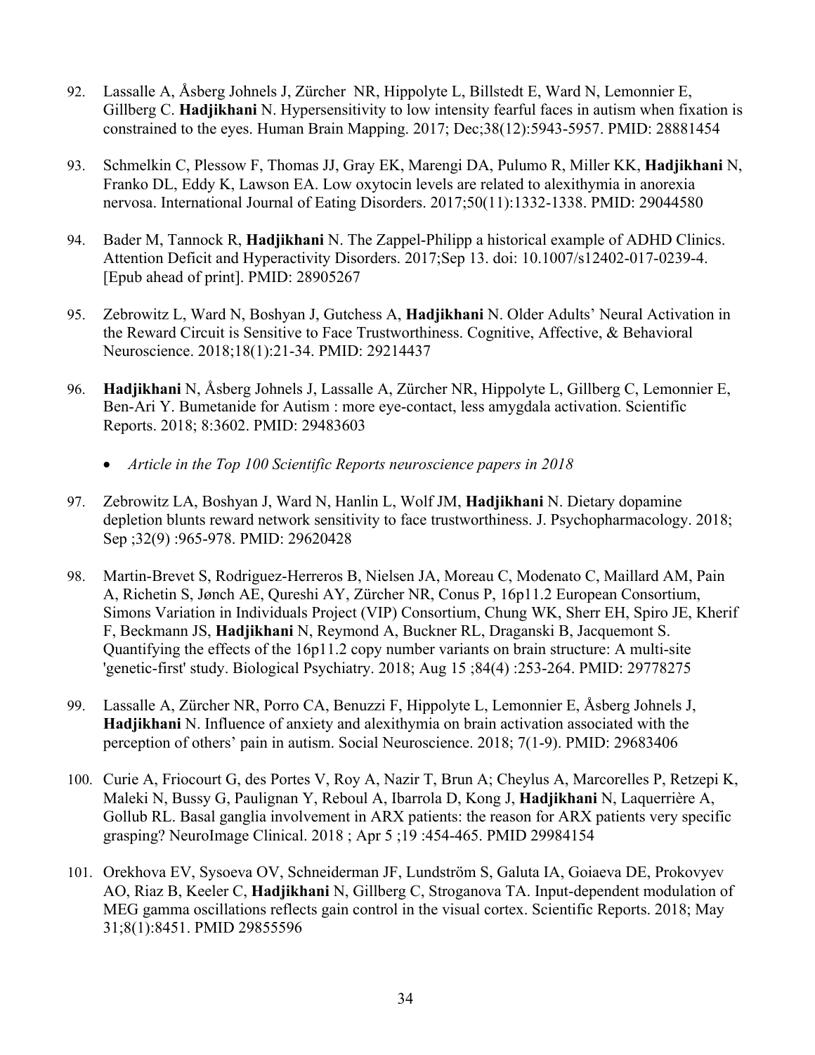92. Lassalle A, Åsberg Johnels J, Zürcher  NR, Hippolyte L, Billstedt E, Ward N, Lemonnier E, Gillberg C. **Hadjikhani** N. Hypersensitivity to low intensity fearful faces in autism when fixation is constrained to the eyes. Human Brain Mapping. 2017; Dec;38(12):5943-5957. PMID: 28881454

93. Schmelkin C, Plessow F, Thomas JJ, Gray EK, Marengi DA, Pulumo R, Miller KK, **Hadjikhani** N, Franko DL, Eddy K, Lawson EA. Low oxytocin levels are related to alexithymia in anorexia nervosa. International Journal of Eating Disorders. 2017;50(11):1332-1338. PMID: 29044580

94. Bader M, Tannock R, **Hadjikhani** N. The Zappel-Philipp a historical example of ADHD Clinics. Attention Deficit and Hyperactivity Disorders. 2017;Sep 13. doi: 10.1007/s12402-017-0239-4. [Epub ahead of print]. PMID: 28905267

95. Zebrowitz L, Ward N, Boshyan J, Gutchess A, **Hadjikhani** N. Older Adults' Neural Activation in the Reward Circuit is Sensitive to Face Trustworthiness. Cognitive, Affective, & Behavioral Neuroscience. 2018;18(1):21-34. PMID: 29214437

96. **Hadjikhani** N, Åsberg Johnels J, Lassalle A, Zürcher NR, Hippolyte L, Gillberg C, Lemonnier E, Ben-Ari Y. Bumetanide for Autism : more eye-contact, less amygdala activation. Scientific Reports. 2018; 8:3602. PMID: 29483603

    - *Article in the Top 100 Scientific Reports neuroscience papers in 2018*

97. Zebrowitz LA, Boshyan J, Ward N, Hanlin L, Wolf JM, **Hadjikhani** N. Dietary dopamine depletion blunts reward network sensitivity to face trustworthiness. J. Psychopharmacology. 2018; Sep ;32(9) :965-978. PMID: 29620428

98. Martin-Brevet S, Rodriguez-Herreros B, Nielsen JA, Moreau C, Modenato C, Maillard AM, Pain A, Richetin S, Jønch AE, Qureshi AY, Zürcher NR, Conus P, 16p11.2 European Consortium, Simons Variation in Individuals Project (VIP) Consortium, Chung WK, Sherr EH, Spiro JE, Kherif F, Beckmann JS, **Hadjikhani** N, Reymond A, Buckner RL, Draganski B, Jacquemont S. Quantifying the effects of the 16p11.2 copy number variants on brain structure: A multi-site 'genetic-first' study. Biological Psychiatry. 2018; Aug 15 ;84(4) :253-264. PMID: 29778275

99. Lassalle A, Zürcher NR, Porro CA, Benuzzi F, Hippolyte L, Lemonnier E, Åsberg Johnels J, **Hadjikhani** N. Influence of anxiety and alexithymia on brain activation associated with the perception of others' pain in autism. Social Neuroscience. 2018; 7(1-9). PMID: 29683406

100. Curie A, Friocourt G, des Portes V, Roy A, Nazir T, Brun A; Cheylus A, Marcorelles P, Retzepi K, Maleki N, Bussy G, Paulignan Y, Reboul A, Ibarrola D, Kong J, **Hadjikhani** N, Laquerrière A, Gollub RL. Basal ganglia involvement in ARX patients: the reason for ARX patients very specific grasping? NeuroImage Clinical. 2018 ; Apr 5 ;19 :454-465. PMID 29984154

101. Orekhova EV, Sysoeva OV, Schneiderman JF, Lundström S, Galuta IA, Goiaeva DE, Prokovyev AO, Riaz B, Keeler C, **Hadjikhani** N, Gillberg C, Stroganova TA. Input-dependent modulation of MEG gamma oscillations reflects gain control in the visual cortex. Scientific Reports. 2018; May 31;8(1):8451. PMID 29855596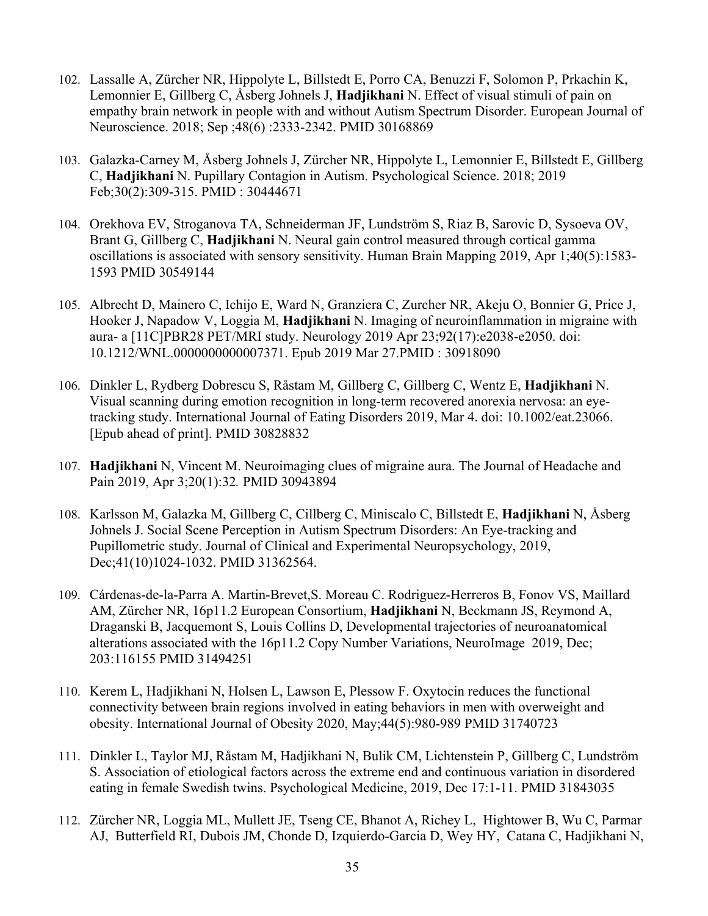102. Lassalle A, Zürcher NR, Hippolyte L, Billstedt E, Porro CA, Benuzzi F, Solomon P, Prkachin K, Lemonnier E, Gillberg C, Åsberg Johnels J, **Hadjikhani** N. Effect of visual stimuli of pain on empathy brain network in people with and without Autism Spectrum Disorder. European Journal of Neuroscience. 2018; Sep ;48(6) :2333-2342. PMID 30168869

103. Galazka-Carney M, Åsberg Johnels J, Zürcher NR, Hippolyte L, Lemonnier E, Billstedt E, Gillberg C, **Hadjikhani** N. Pupillary Contagion in Autism. Psychological Science. 2018; 2019 Feb;30(2):309-315. PMID : 30444671

104. Orekhova EV, Stroganova TA, Schneiderman JF, Lundström S, Riaz B, Sarovic D, Sysoeva OV, Brant G, Gillberg C, **Hadjikhani** N. Neural gain control measured through cortical gamma oscillations is associated with sensory sensitivity. Human Brain Mapping 2019, Apr 1;40(5):1583-1593 PMID 30549144

105. Albrecht D, Mainero C, Ichijo E, Ward N, Granziera C, Zurcher NR, Akeju O, Bonnier G, Price J, Hooker J, Napadow V, Loggia M, **Hadjikhani** N. Imaging of neuroinflammation in migraine with aura- a [11C]PBR28 PET/MRI study. Neurology 2019 Apr 23;92(17):e2038-e2050. doi: 10.1212/WNL.0000000000007371. Epub 2019 Mar 27.PMID : 30918090

106. Dinkler L, Rydberg Dobrescu S, Råstam M, Gillberg C, Gillberg C, Wentz E, **Hadjikhani** N. Visual scanning during emotion recognition in long-term recovered anorexia nervosa: an eye-tracking study. International Journal of Eating Disorders 2019, Mar 4. doi: 10.1002/eat.23066. [Epub ahead of print]. PMID 30828832

107. **Hadjikhani** N, Vincent M. Neuroimaging clues of migraine aura. The Journal of Headache and Pain 2019, Apr 3;20(1):32*.* PMID 30943894

108. Karlsson M, Galazka M, Gillberg C, Cillberg C, Miniscalo C, Billstedt E, **Hadjikhani** N, Åsberg Johnels J. Social Scene Perception in Autism Spectrum Disorders: An Eye-tracking and Pupillometric study. Journal of Clinical and Experimental Neuropsychology, 2019, Dec;41(10)1024-1032. PMID 31362564.

109. Cárdenas-de-la-Parra A. Martin-Brevet,S. Moreau C. Rodriguez-Herreros B, Fonov VS, Maillard AM, Zürcher NR, 16p11.2 European Consortium, **Hadjikhani** N, Beckmann JS, Reymond A, Draganski B, Jacquemont S, Louis Collins D, Developmental trajectories of neuroanatomical alterations associated with the 16p11.2 Copy Number Variations, NeuroImage 2019, Dec; 203:116155 PMID 31494251

110. Kerem L, Hadjikhani N, Holsen L, Lawson E, Plessow F. Oxytocin reduces the functional connectivity between brain regions involved in eating behaviors in men with overweight and obesity. International Journal of Obesity 2020, May;44(5):980-989 PMID 31740723

111. Dinkler L, Taylor MJ, Råstam M, Hadjikhani N, Bulik CM, Lichtenstein P, Gillberg C, Lundström S. Association of etiological factors across the extreme end and continuous variation in disordered eating in female Swedish twins. Psychological Medicine, 2019, Dec 17:1-11. PMID 31843035

112. Zürcher NR, Loggia ML, Mullett JE, Tseng CE, Bhanot A, Richey L, Hightower B, Wu C, Parmar AJ, Butterfield RI, Dubois JM, Chonde D, Izquierdo-Garcia D, Wey HY, Catana C, Hadjikhani N,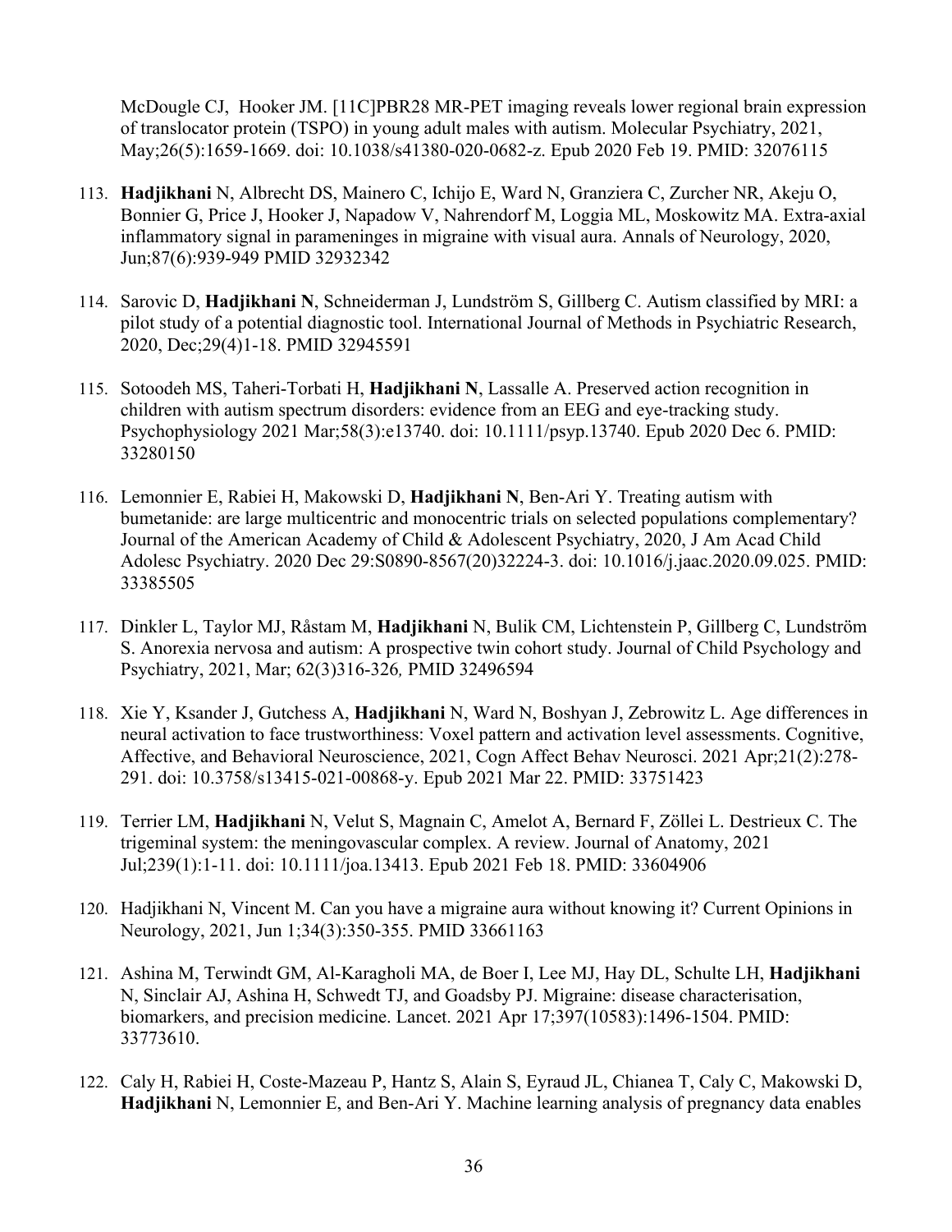McDougle CJ, Hooker JM. [11C]PBR28 MR-PET imaging reveals lower regional brain expression of translocator protein (TSPO) in young adult males with autism. Molecular Psychiatry, 2021, May;26(5):1659-1669. doi: 10.1038/s41380-020-0682-z. Epub 2020 Feb 19. PMID: 32076115

113. **Hadjikhani** N, Albrecht DS, Mainero C, Ichijo E, Ward N, Granziera C, Zurcher NR, Akeju O, Bonnier G, Price J, Hooker J, Napadow V, Nahrendorf M, Loggia ML, Moskowitz MA. Extra-axial inflammatory signal in parameninges in migraine with visual aura. Annals of Neurology, 2020, Jun;87(6):939-949 PMID 32932342

114. Sarovic D, **Hadjikhani N**, Schneiderman J, Lundström S, Gillberg C. Autism classified by MRI: a pilot study of a potential diagnostic tool. International Journal of Methods in Psychiatric Research, 2020, Dec;29(4)1-18. PMID 32945591

115. Sotoodeh MS, Taheri-Torbati H, **Hadjikhani N**, Lassalle A. Preserved action recognition in children with autism spectrum disorders: evidence from an EEG and eye-tracking study. Psychophysiology 2021 Mar;58(3):e13740. doi: 10.1111/psyp.13740. Epub 2020 Dec 6. PMID: 33280150

116. Lemonnier E, Rabiei H, Makowski D, **Hadjikhani N**, Ben-Ari Y. Treating autism with bumetanide: are large multicentric and monocentric trials on selected populations complementary? Journal of the American Academy of Child & Adolescent Psychiatry, 2020, J Am Acad Child Adolesc Psychiatry. 2020 Dec 29:S0890-8567(20)32224-3. doi: 10.1016/j.jaac.2020.09.025. PMID: 33385505

117. Dinkler L, Taylor MJ, Råstam M, **Hadjikhani** N, Bulik CM, Lichtenstein P, Gillberg C, Lundström S. Anorexia nervosa and autism: A prospective twin cohort study. Journal of Child Psychology and Psychiatry, 2021, Mar; 62(3)316-326*,* PMID 32496594

118. Xie Y, Ksander J, Gutchess A, **Hadjikhani** N, Ward N, Boshyan J, Zebrowitz L. Age differences in neural activation to face trustworthiness: Voxel pattern and activation level assessments. Cognitive, Affective, and Behavioral Neuroscience, 2021, Cogn Affect Behav Neurosci. 2021 Apr;21(2):278-291. doi: 10.3758/s13415-021-00868-y. Epub 2021 Mar 22. PMID: 33751423

119. Terrier LM, **Hadjikhani** N, Velut S, Magnain C, Amelot A, Bernard F, Zöllei L. Destrieux C. The trigeminal system: the meningovascular complex. A review. Journal of Anatomy, 2021 Jul;239(1):1-11. doi: 10.1111/joa.13413. Epub 2021 Feb 18. PMID: 33604906

120. Hadjikhani N, Vincent M. Can you have a migraine aura without knowing it? Current Opinions in Neurology, 2021, Jun 1;34(3):350-355. PMID 33661163

121. Ashina M, Terwindt GM, Al-Karagholi MA, de Boer I, Lee MJ, Hay DL, Schulte LH, **Hadjikhani** N, Sinclair AJ, Ashina H, Schwedt TJ, and Goadsby PJ. Migraine: disease characterisation, biomarkers, and precision medicine. Lancet. 2021 Apr 17;397(10583):1496-1504. PMID: 33773610.

122. Caly H, Rabiei H, Coste-Mazeau P, Hantz S, Alain S, Eyraud JL, Chianea T, Caly C, Makowski D, **Hadjikhani** N, Lemonnier E, and Ben-Ari Y. Machine learning analysis of pregnancy data enables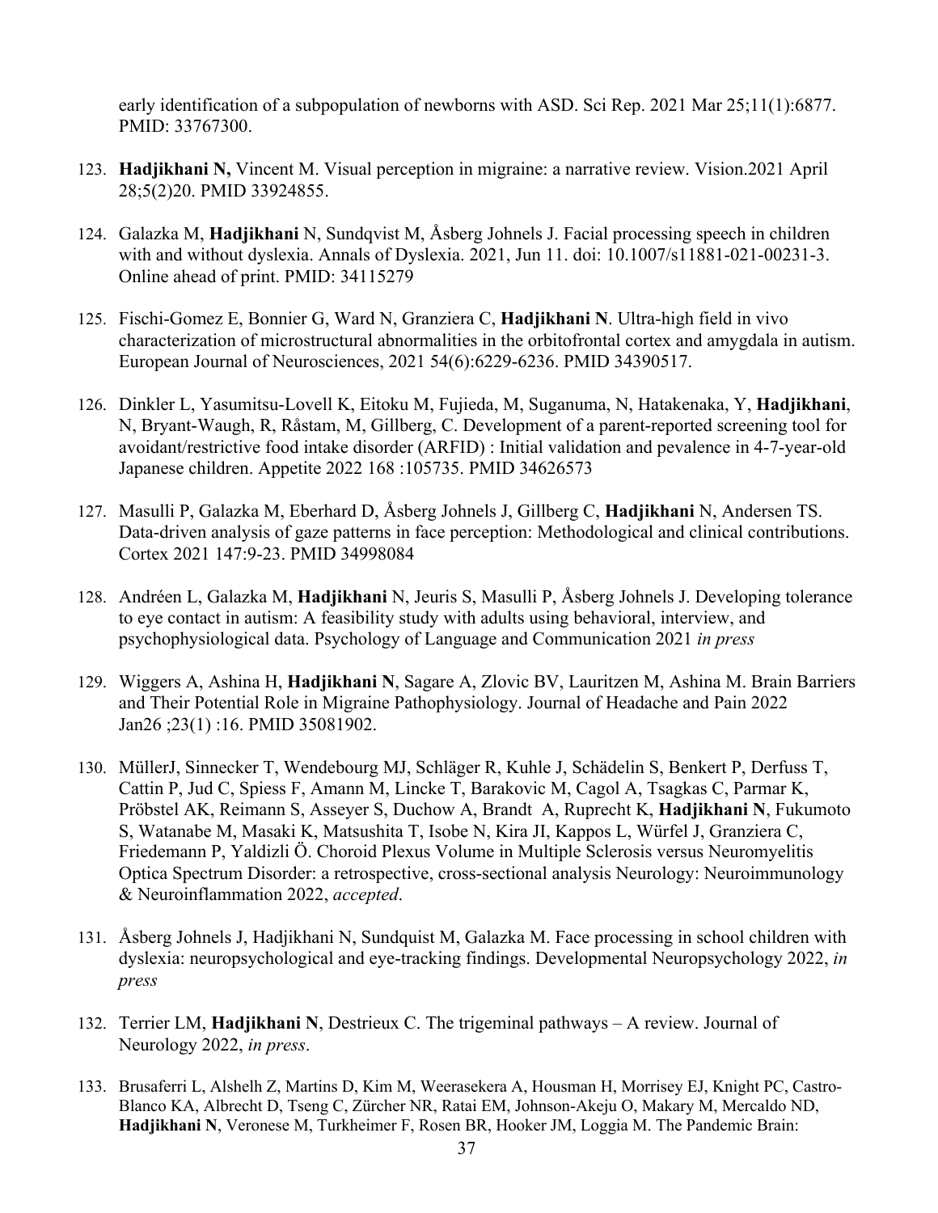early identification of a subpopulation of newborns with ASD. Sci Rep. 2021 Mar 25;11(1):6877. PMID: 33767300.

123. **Hadjikhani N,** Vincent M. Visual perception in migraine: a narrative review. Vision.2021 April 28;5(2)20. PMID 33924855.

124. Galazka M, **Hadjikhani** N, Sundqvist M, Åsberg Johnels J. Facial processing speech in children with and without dyslexia. Annals of Dyslexia. 2021, Jun 11. doi: 10.1007/s11881-021-00231-3. Online ahead of print. PMID: 34115279

125. Fischi-Gomez E, Bonnier G, Ward N, Granziera C, **Hadjikhani N**. Ultra-high field in vivo characterization of microstructural abnormalities in the orbitofrontal cortex and amygdala in autism. European Journal of Neurosciences, 2021 54(6):6229-6236. PMID 34390517.

126. Dinkler L, Yasumitsu-Lovell K, Eitoku M, Fujieda, M, Suganuma, N, Hatakenaka, Y, **Hadjikhani**, N, Bryant-Waugh, R, Råstam, M, Gillberg, C. Development of a parent-reported screening tool for avoidant/restrictive food intake disorder (ARFID) : Initial validation and pevalence in 4-7-year-old Japanese children. Appetite 2022 168 :105735. PMID 34626573

127. Masulli P, Galazka M, Eberhard D, Åsberg Johnels J, Gillberg C, **Hadjikhani** N, Andersen TS. Data-driven analysis of gaze patterns in face perception: Methodological and clinical contributions. Cortex 2021 147:9-23. PMID 34998084

128. Andréen L, Galazka M, **Hadjikhani** N, Jeuris S, Masulli P, Åsberg Johnels J. Developing tolerance to eye contact in autism: A feasibility study with adults using behavioral, interview, and psychophysiological data. Psychology of Language and Communication 2021 *in press*

129. Wiggers A, Ashina H, **Hadjikhani N**, Sagare A, Zlovic BV, Lauritzen M, Ashina M. Brain Barriers and Their Potential Role in Migraine Pathophysiology. Journal of Headache and Pain 2022 Jan26 ;23(1) :16. PMID 35081902.

130. MüllerJ, Sinnecker T, Wendebourg MJ, Schläger R, Kuhle J, Schädelin S, Benkert P, Derfuss T, Cattin P, Jud C, Spiess F, Amann M, Lincke T, Barakovic M, Cagol A, Tsagkas C, Parmar K, Pröbstel AK, Reimann S, Asseyer S, Duchow A, Brandt A, Ruprecht K, **Hadjikhani N**, Fukumoto S, Watanabe M, Masaki K, Matsushita T, Isobe N, Kira JI, Kappos L, Würfel J, Granziera C, Friedemann P, Yaldizli Ö. Choroid Plexus Volume in Multiple Sclerosis versus Neuromyelitis Optica Spectrum Disorder: a retrospective, cross-sectional analysis Neurology: Neuroimmunology & Neuroinflammation 2022, *accepted*.

131. Åsberg Johnels J, Hadjikhani N, Sundquist M, Galazka M. Face processing in school children with dyslexia: neuropsychological and eye-tracking findings. Developmental Neuropsychology 2022, *in press*

132. Terrier LM, **Hadjikhani N**, Destrieux C. The trigeminal pathways – A review. Journal of Neurology 2022, *in press*.

133. Brusaferri L, Alshelh Z, Martins D, Kim M, Weerasekera A, Housman H, Morrisey EJ, Knight PC, Castro-Blanco KA, Albrecht D, Tseng C, Zürcher NR, Ratai EM, Johnson-Akeju O, Makary M, Mercaldo ND, **Hadjikhani N**, Veronese M, Turkheimer F, Rosen BR, Hooker JM, Loggia M. The Pandemic Brain: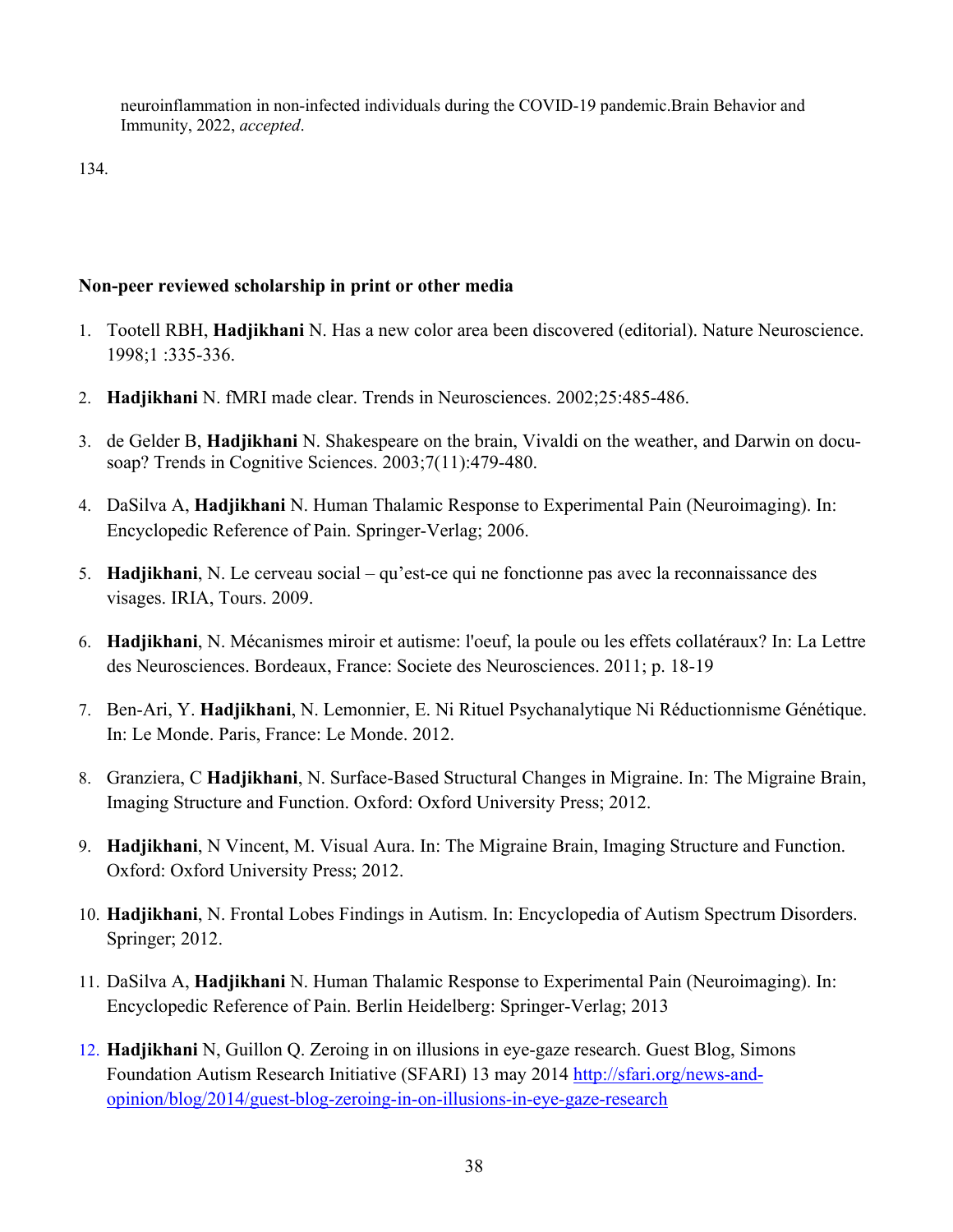neuroinflammation in non-infected individuals during the COVID-19 pandemic.Brain Behavior and Immunity, 2022, *accepted*.

134.

**Non-peer reviewed scholarship in print or other media**

1. Tootell RBH, **Hadjikhani** N. Has a new color area been discovered (editorial). Nature Neuroscience. 1998;1 :335-336.
2. **Hadjikhani** N. fMRI made clear. Trends in Neurosciences. 2002;25:485-486.
3. de Gelder B, **Hadjikhani** N. Shakespeare on the brain, Vivaldi on the weather, and Darwin on docu-soap? Trends in Cognitive Sciences. 2003;7(11):479-480.
4. DaSilva A, **Hadjikhani** N. Human Thalamic Response to Experimental Pain (Neuroimaging). In: Encyclopedic Reference of Pain. Springer-Verlag; 2006.
5. **Hadjikhani**, N. Le cerveau social – qu'est-ce qui ne fonctionne pas avec la reconnaissance des visages. IRIA, Tours. 2009.
6. **Hadjikhani**, N. Mécanismes miroir et autisme: l'oeuf, la poule ou les effets collatéraux? In: La Lettre des Neurosciences. Bordeaux, France: Societe des Neurosciences. 2011; p. 18-19
7. Ben-Ari, Y. **Hadjikhani**, N. Lemonnier, E. Ni Rituel Psychanalytique Ni Réductionnisme Génétique. In: Le Monde. Paris, France: Le Monde. 2012.
8. Granziera, C **Hadjikhani**, N. Surface-Based Structural Changes in Migraine. In: The Migraine Brain, Imaging Structure and Function. Oxford: Oxford University Press; 2012.
9. **Hadjikhani**, N Vincent, M. Visual Aura. In: The Migraine Brain, Imaging Structure and Function. Oxford: Oxford University Press; 2012.
10. **Hadjikhani**, N. Frontal Lobes Findings in Autism. In: Encyclopedia of Autism Spectrum Disorders. Springer; 2012.
11. DaSilva A, **Hadjikhani** N. Human Thalamic Response to Experimental Pain (Neuroimaging). In: Encyclopedic Reference of Pain. Berlin Heidelberg: Springer-Verlag; 2013
12. **Hadjikhani** N, Guillon Q. Zeroing in on illusions in eye-gaze research. Guest Blog, Simons Foundation Autism Research Initiative (SFARI) 13 may 2014 [http://sfari.org/news-and-opinion/blog/2014/guest-blog-zeroing-in-on-illusions-in-eye-gaze-research](http://sfari.org/news-and-opinion/blog/2014/guest-blog-zeroing-in-on-illusions-in-eye-gaze-research)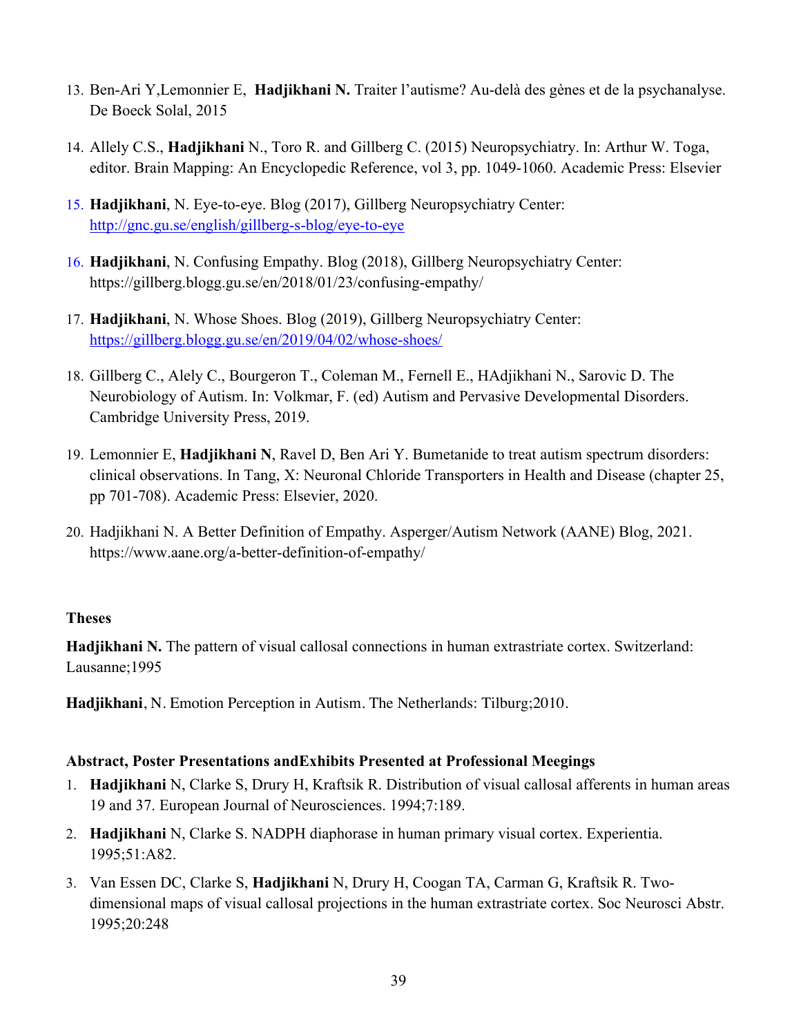13. Ben-Ari Y,Lemonnier E, **Hadjikhani N.** Traiter l'autisme? Au-delà des gènes et de la psychanalyse. De Boeck Solal, 2015

14. Allely C.S., **Hadjikhani** N., Toro R. and Gillberg C. (2015) Neuropsychiatry. In: Arthur W. Toga, editor. Brain Mapping: An Encyclopedic Reference, vol 3, pp. 1049-1060. Academic Press: Elsevier

15. **Hadjikhani**, N. Eye-to-eye. Blog (2017), Gillberg Neuropsychiatry Center: http://gnc.gu.se/english/gillberg-s-blog/eye-to-eye

16. **Hadjikhani**, N. Confusing Empathy. Blog (2018), Gillberg Neuropsychiatry Center: https://gillberg.blogg.gu.se/en/2018/01/23/confusing-empathy/

17. **Hadjikhani**, N. Whose Shoes. Blog (2019), Gillberg Neuropsychiatry Center: https://gillberg.blogg.gu.se/en/2019/04/02/whose-shoes/

18. Gillberg C., Alely C., Bourgeron T., Coleman M., Fernell E., HAdjikhani N., Sarovic D. The Neurobiology of Autism. In: Volkmar, F. (ed) Autism and Pervasive Developmental Disorders. Cambridge University Press, 2019.

19. Lemonnier E, **Hadjikhani N**, Ravel D, Ben Ari Y. Bumetanide to treat autism spectrum disorders: clinical observations. In Tang, X: Neuronal Chloride Transporters in Health and Disease (chapter 25, pp 701-708). Academic Press: Elsevier, 2020.

20. Hadjikhani N. A Better Definition of Empathy. Asperger/Autism Network (AANE) Blog, 2021. https://www.aane.org/a-better-definition-of-empathy/

**Theses**

**Hadjikhani N.** The pattern of visual callosal connections in human extrastriate cortex. Switzerland: Lausanne;1995

**Hadjikhani**, N. Emotion Perception in Autism. The Netherlands: Tilburg;2010.

**Abstract, Poster Presentations andExhibits Presented at Professional Meegings**

1. **Hadjikhani** N, Clarke S, Drury H, Kraftsik R. Distribution of visual callosal afferents in human areas 19 and 37. European Journal of Neurosciences. 1994;7:189.

2. **Hadjikhani** N, Clarke S. NADPH diaphorase in human primary visual cortex. Experientia. 1995;51:A82.

3. Van Essen DC, Clarke S, **Hadjikhani** N, Drury H, Coogan TA, Carman G, Kraftsik R. Two-dimensional maps of visual callosal projections in the human extrastriate cortex. Soc Neurosci Abstr. 1995;20:248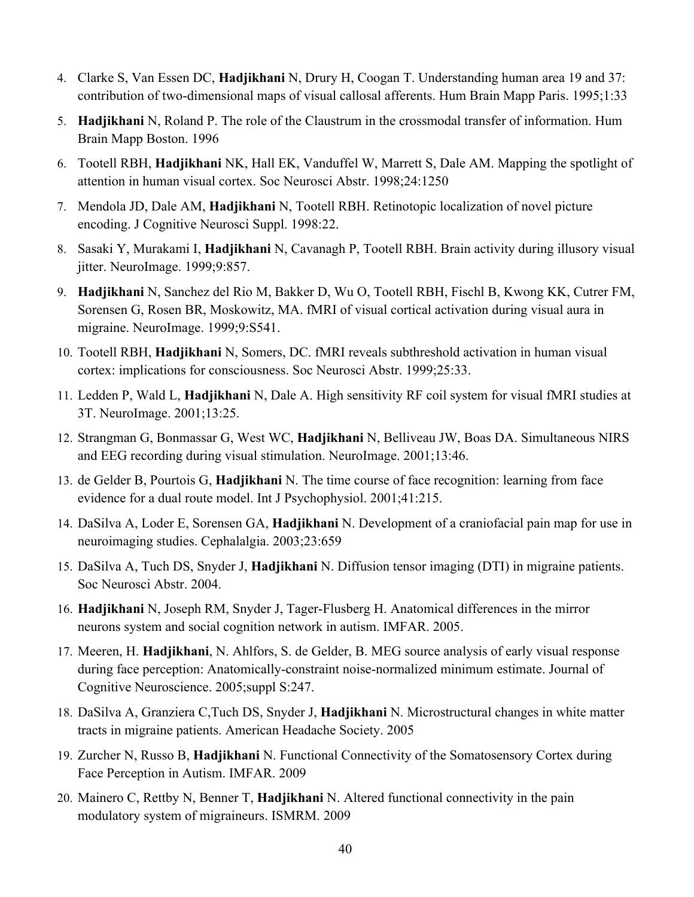4. Clarke S, Van Essen DC, **Hadjikhani** N, Drury H, Coogan T. Understanding human area 19 and 37: contribution of two-dimensional maps of visual callosal afferents. Hum Brain Mapp Paris. 1995;1:33
5. **Hadjikhani** N, Roland P. The role of the Claustrum in the crossmodal transfer of information. Hum Brain Mapp Boston. 1996
6. Tootell RBH, **Hadjikhani** NK, Hall EK, Vanduffel W, Marrett S, Dale AM. Mapping the spotlight of attention in human visual cortex. Soc Neurosci Abstr. 1998;24:1250
7. Mendola JD, Dale AM, **Hadjikhani** N, Tootell RBH. Retinotopic localization of novel picture encoding. J Cognitive Neurosci Suppl. 1998:22.
8. Sasaki Y, Murakami I, **Hadjikhani** N, Cavanagh P, Tootell RBH. Brain activity during illusory visual jitter. NeuroImage. 1999;9:857.
9. **Hadjikhani** N, Sanchez del Rio M, Bakker D, Wu O, Tootell RBH, Fischl B, Kwong KK, Cutrer FM, Sorensen G, Rosen BR, Moskowitz, MA. fMRI of visual cortical activation during visual aura in migraine. NeuroImage. 1999;9:S541.
10. Tootell RBH, **Hadjikhani** N, Somers, DC. fMRI reveals subthreshold activation in human visual cortex: implications for consciousness. Soc Neurosci Abstr. 1999;25:33.
11. Ledden P, Wald L, **Hadjikhani** N, Dale A. High sensitivity RF coil system for visual fMRI studies at 3T. NeuroImage. 2001;13:25.
12. Strangman G, Bonmassar G, West WC, **Hadjikhani** N, Belliveau JW, Boas DA. Simultaneous NIRS and EEG recording during visual stimulation. NeuroImage. 2001;13:46.
13. de Gelder B, Pourtois G, **Hadjikhani** N. The time course of face recognition: learning from face evidence for a dual route model. Int J Psychophysiol. 2001;41:215.
14. DaSilva A, Loder E, Sorensen GA, **Hadjikhani** N. Development of a craniofacial pain map for use in neuroimaging studies. Cephalalgia. 2003;23:659
15. DaSilva A, Tuch DS, Snyder J, **Hadjikhani** N. Diffusion tensor imaging (DTI) in migraine patients. Soc Neurosci Abstr. 2004.
16. **Hadjikhani** N, Joseph RM, Snyder J, Tager-Flusberg H. Anatomical differences in the mirror neurons system and social cognition network in autism. IMFAR. 2005.
17. Meeren, H. **Hadjikhani**, N. Ahlfors, S. de Gelder, B. MEG source analysis of early visual response during face perception: Anatomically-constraint noise-normalized minimum estimate. Journal of Cognitive Neuroscience. 2005;suppl S:247.
18. DaSilva A, Granziera C,Tuch DS, Snyder J, **Hadjikhani** N. Microstructural changes in white matter tracts in migraine patients. American Headache Society. 2005
19. Zurcher N, Russo B, **Hadjikhani** N. Functional Connectivity of the Somatosensory Cortex during Face Perception in Autism. IMFAR. 2009
20. Mainero C, Rettby N, Benner T, **Hadjikhani** N. Altered functional connectivity in the pain modulatory system of migraineurs. ISMRM. 2009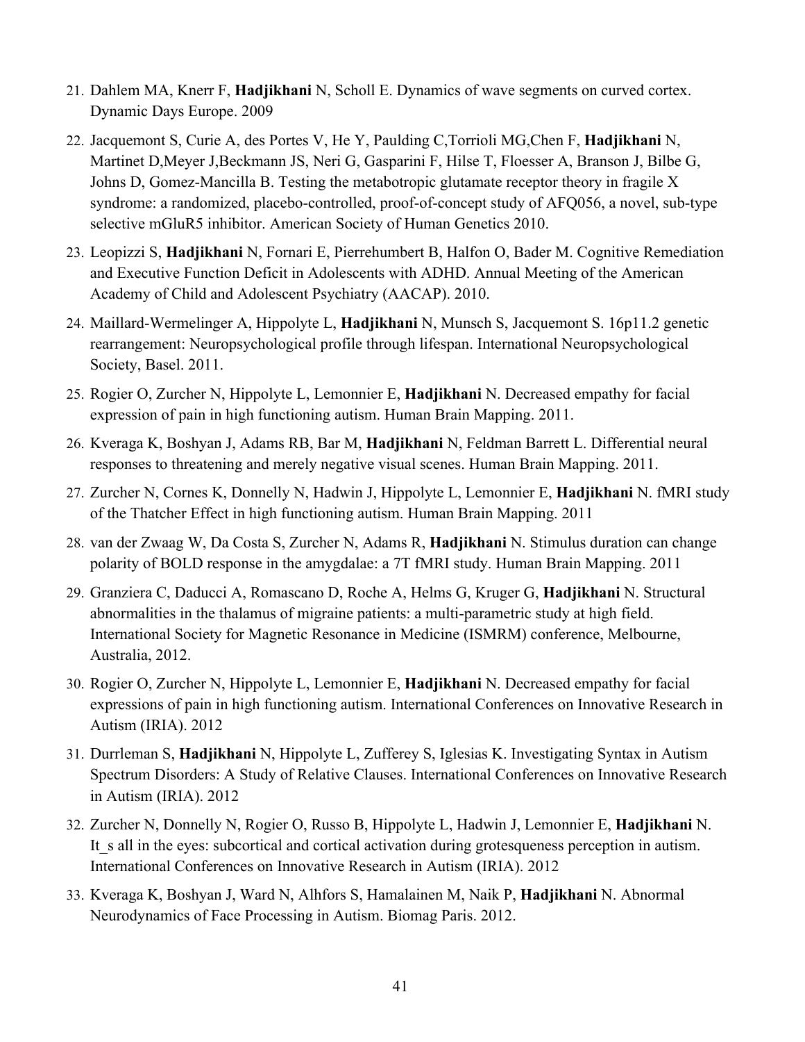21. Dahlem MA, Knerr F, **Hadjikhani** N, Scholl E. Dynamics of wave segments on curved cortex. Dynamic Days Europe. 2009

22. Jacquemont S, Curie A, des Portes V, He Y, Paulding C,Torrioli MG,Chen F, **Hadjikhani** N, Martinet D,Meyer J,Beckmann JS, Neri G, Gasparini F, Hilse T, Floesser A, Branson J, Bilbe G, Johns D, Gomez-Mancilla B. Testing the metabotropic glutamate receptor theory in fragile X syndrome: a randomized, placebo-controlled, proof-of-concept study of AFQ056, a novel, sub-type selective mGluR5 inhibitor. American Society of Human Genetics 2010.

23. Leopizzi S, **Hadjikhani** N, Fornari E, Pierrehumbert B, Halfon O, Bader M. Cognitive Remediation and Executive Function Deficit in Adolescents with ADHD. Annual Meeting of the American Academy of Child and Adolescent Psychiatry (AACAP). 2010.

24. Maillard-Wermelinger A, Hippolyte L, **Hadjikhani** N, Munsch S, Jacquemont S. 16p11.2 genetic rearrangement: Neuropsychological profile through lifespan. International Neuropsychological Society, Basel. 2011.

25. Rogier O, Zurcher N, Hippolyte L, Lemonnier E, **Hadjikhani** N. Decreased empathy for facial expression of pain in high functioning autism. Human Brain Mapping. 2011.

26. Kveraga K, Boshyan J, Adams RB, Bar M, **Hadjikhani** N, Feldman Barrett L. Differential neural responses to threatening and merely negative visual scenes. Human Brain Mapping. 2011.

27. Zurcher N, Cornes K, Donnelly N, Hadwin J, Hippolyte L, Lemonnier E, **Hadjikhani** N. fMRI study of the Thatcher Effect in high functioning autism. Human Brain Mapping. 2011

28. van der Zwaag W, Da Costa S, Zurcher N, Adams R, **Hadjikhani** N. Stimulus duration can change polarity of BOLD response in the amygdalae: a 7T fMRI study. Human Brain Mapping. 2011

29. Granziera C, Daducci A, Romascano D, Roche A, Helms G, Kruger G, **Hadjikhani** N. Structural abnormalities in the thalamus of migraine patients: a multi-parametric study at high field. International Society for Magnetic Resonance in Medicine (ISMRM) conference, Melbourne, Australia, 2012.

30. Rogier O, Zurcher N, Hippolyte L, Lemonnier E, **Hadjikhani** N. Decreased empathy for facial expressions of pain in high functioning autism. International Conferences on Innovative Research in Autism (IRIA). 2012

31. Durrleman S, **Hadjikhani** N, Hippolyte L, Zufferey S, Iglesias K. Investigating Syntax in Autism Spectrum Disorders: A Study of Relative Clauses. International Conferences on Innovative Research in Autism (IRIA). 2012

32. Zurcher N, Donnelly N, Rogier O, Russo B, Hippolyte L, Hadwin J, Lemonnier E, **Hadjikhani** N. It_s all in the eyes: subcortical and cortical activation during grotesqueness perception in autism. International Conferences on Innovative Research in Autism (IRIA). 2012

33. Kveraga K, Boshyan J, Ward N, Alhfors S, Hamalainen M, Naik P, **Hadjikhani** N. Abnormal Neurodynamics of Face Processing in Autism. Biomag Paris. 2012.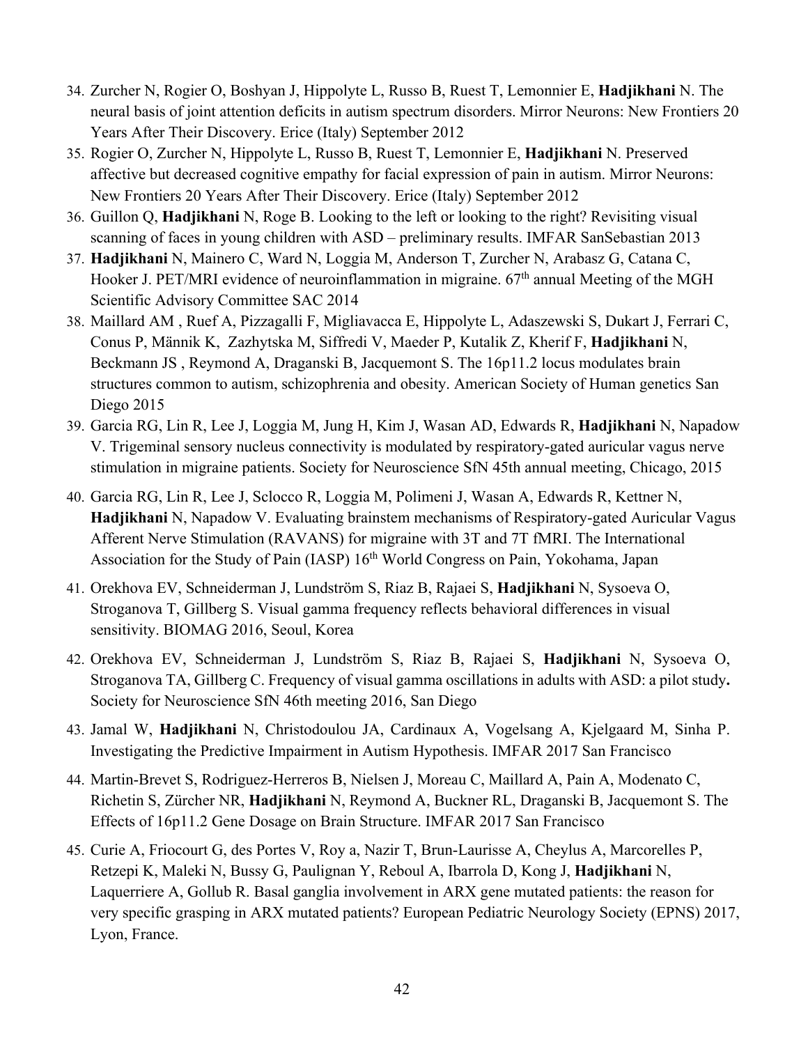34. Zurcher N, Rogier O, Boshyan J, Hippolyte L, Russo B, Ruest T, Lemonnier E, **Hadjikhani** N. The neural basis of joint attention deficits in autism spectrum disorders. Mirror Neurons: New Frontiers 20 Years After Their Discovery. Erice (Italy) September 2012
35. Rogier O, Zurcher N, Hippolyte L, Russo B, Ruest T, Lemonnier E, **Hadjikhani** N. Preserved affective but decreased cognitive empathy for facial expression of pain in autism. Mirror Neurons: New Frontiers 20 Years After Their Discovery. Erice (Italy) September 2012
36. Guillon Q, **Hadjikhani** N, Roge B. Looking to the left or looking to the right? Revisiting visual scanning of faces in young children with ASD – preliminary results. IMFAR SanSebastian 2013
37. **Hadjikhani** N, Mainero C, Ward N, Loggia M, Anderson T, Zurcher N, Arabasz G, Catana C, Hooker J. PET/MRI evidence of neuroinflammation in migraine. 67th annual Meeting of the MGH Scientific Advisory Committee SAC 2014
38. Maillard AM , Ruef A, Pizzagalli F, Migliavacca E, Hippolyte L, Adaszewski S, Dukart J, Ferrari C, Conus P, Männik K, Zazhytska M, Siffredi V, Maeder P, Kutalik Z, Kherif F, **Hadjikhani** N, Beckmann JS , Reymond A, Draganski B, Jacquemont S. The 16p11.2 locus modulates brain structures common to autism, schizophrenia and obesity. American Society of Human genetics San Diego 2015
39. Garcia RG, Lin R, Lee J, Loggia M, Jung H, Kim J, Wasan AD, Edwards R, **Hadjikhani** N, Napadow V. Trigeminal sensory nucleus connectivity is modulated by respiratory-gated auricular vagus nerve stimulation in migraine patients. Society for Neuroscience SfN 45th annual meeting, Chicago, 2015
40. Garcia RG, Lin R, Lee J, Sclocco R, Loggia M, Polimeni J, Wasan A, Edwards R, Kettner N, **Hadjikhani** N, Napadow V. Evaluating brainstem mechanisms of Respiratory-gated Auricular Vagus Afferent Nerve Stimulation (RAVANS) for migraine with 3T and 7T fMRI. The International Association for the Study of Pain (IASP) 16th World Congress on Pain, Yokohama, Japan
41. Orekhova EV, Schneiderman J, Lundström S, Riaz B, Rajaei S, **Hadjikhani** N, Sysoeva O, Stroganova T, Gillberg S. Visual gamma frequency reflects behavioral differences in visual sensitivity. BIOMAG 2016, Seoul, Korea
42. Orekhova EV, Schneiderman J, Lundström S, Riaz B, Rajaei S, **Hadjikhani** N, Sysoeva O, Stroganova TA, Gillberg C. Frequency of visual gamma oscillations in adults with ASD: a pilot study**.** Society for Neuroscience SfN 46th meeting 2016, San Diego
43. Jamal W, **Hadjikhani** N, Christodoulou JA, Cardinaux A, Vogelsang A, Kjelgaard M, Sinha P. Investigating the Predictive Impairment in Autism Hypothesis. IMFAR 2017 San Francisco
44. Martin-Brevet S, Rodriguez-Herreros B, Nielsen J, Moreau C, Maillard A, Pain A, Modenato C, Richetin S, Zürcher NR, **Hadjikhani** N, Reymond A, Buckner RL, Draganski B, Jacquemont S. The Effects of 16p11.2 Gene Dosage on Brain Structure. IMFAR 2017 San Francisco
45. Curie A, Friocourt G, des Portes V, Roy a, Nazir T, Brun-Laurisse A, Cheylus A, Marcorelles P, Retzepi K, Maleki N, Bussy G, Paulignan Y, Reboul A, Ibarrola D, Kong J, **Hadjikhani** N, Laquerriere A, Gollub R. Basal ganglia involvement in ARX gene mutated patients: the reason for very specific grasping in ARX mutated patients? European Pediatric Neurology Society (EPNS) 2017, Lyon, France.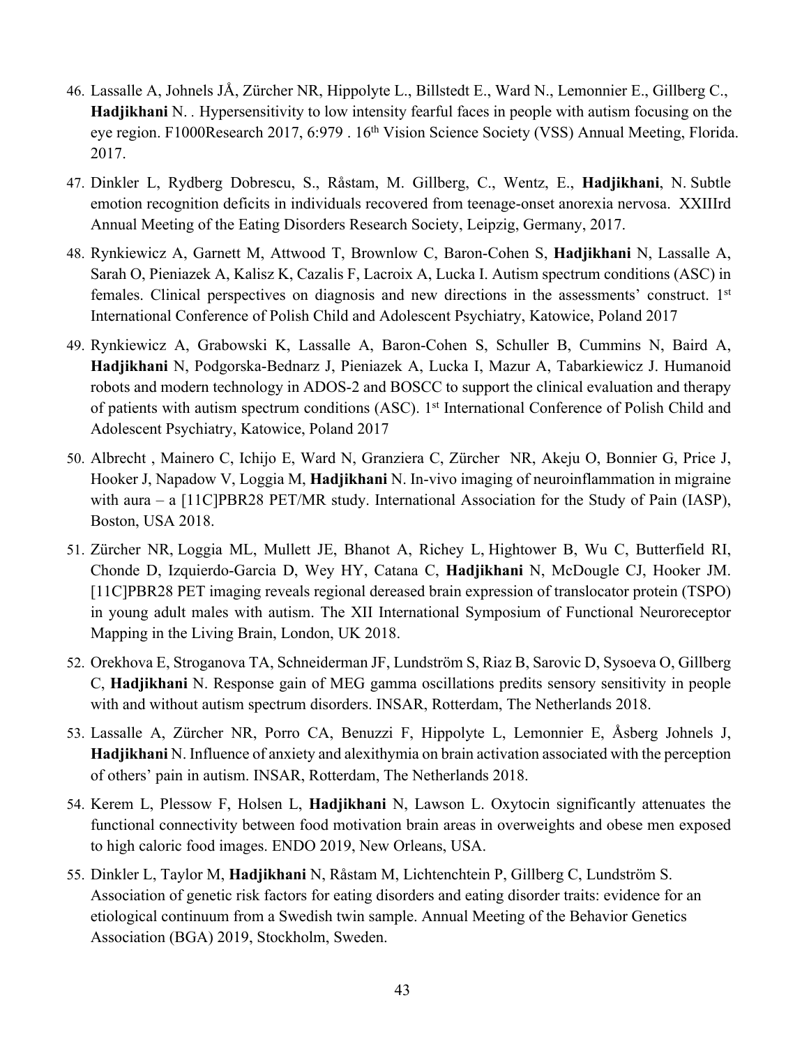46. Lassalle A, Johnels JÅ, Zürcher NR, Hippolyte L., Billstedt E., Ward N., Lemonnier E., Gillberg C., **Hadjikhani** N. . Hypersensitivity to low intensity fearful faces in people with autism focusing on the eye region. F1000Research 2017, 6:979 . 16th Vision Science Society (VSS) Annual Meeting, Florida. 2017.

47. Dinkler L, Rydberg Dobrescu, S., Råstam, M. Gillberg, C., Wentz, E., **Hadjikhani**, N. Subtle emotion recognition deficits in individuals recovered from teenage-onset anorexia nervosa. XXIIIrd Annual Meeting of the Eating Disorders Research Society, Leipzig, Germany, 2017.

48. Rynkiewicz A, Garnett M, Attwood T, Brownlow C, Baron-Cohen S, **Hadjikhani** N, Lassalle A, Sarah O, Pieniazek A, Kalisz K, Cazalis F, Lacroix A, Lucka I. Autism spectrum conditions (ASC) in females. Clinical perspectives on diagnosis and new directions in the assessments' construct. 1st International Conference of Polish Child and Adolescent Psychiatry, Katowice, Poland 2017

49. Rynkiewicz A, Grabowski K, Lassalle A, Baron-Cohen S, Schuller B, Cummins N, Baird A, **Hadjikhani** N, Podgorska-Bednarz J, Pieniazek A, Lucka I, Mazur A, Tabarkiewicz J. Humanoid robots and modern technology in ADOS-2 and BOSCC to support the clinical evaluation and therapy of patients with autism spectrum conditions (ASC). 1st International Conference of Polish Child and Adolescent Psychiatry, Katowice, Poland 2017

50. Albrecht , Mainero C, Ichijo E, Ward N, Granziera C, Zürcher NR, Akeju O, Bonnier G, Price J, Hooker J, Napadow V, Loggia M, **Hadjikhani** N. In-vivo imaging of neuroinflammation in migraine with aura – a [11C]PBR28 PET/MR study. International Association for the Study of Pain (IASP), Boston, USA 2018.

51. Zürcher NR, Loggia ML, Mullett JE, Bhanot A, Richey L, Hightower B, Wu C, Butterfield RI, Chonde D, Izquierdo-Garcia D, Wey HY, Catana C, **Hadjikhani** N, McDougle CJ, Hooker JM. [11C]PBR28 PET imaging reveals regional dereased brain expression of translocator protein (TSPO) in young adult males with autism. The XII International Symposium of Functional Neuroreceptor Mapping in the Living Brain, London, UK 2018.

52. Orekhova E, Stroganova TA, Schneiderman JF, Lundström S, Riaz B, Sarovic D, Sysoeva O, Gillberg C, **Hadjikhani** N. Response gain of MEG gamma oscillations predits sensory sensitivity in people with and without autism spectrum disorders. INSAR, Rotterdam, The Netherlands 2018.

53. Lassalle A, Zürcher NR, Porro CA, Benuzzi F, Hippolyte L, Lemonnier E, Åsberg Johnels J, **Hadjikhani** N. Influence of anxiety and alexithymia on brain activation associated with the perception of others' pain in autism. INSAR, Rotterdam, The Netherlands 2018.

54. Kerem L, Plessow F, Holsen L, **Hadjikhani** N, Lawson L. Oxytocin significantly attenuates the functional connectivity between food motivation brain areas in overweights and obese men exposed to high caloric food images. ENDO 2019, New Orleans, USA.

55. Dinkler L, Taylor M, **Hadjikhani** N, Råstam M, Lichtenchtein P, Gillberg C, Lundström S. Association of genetic risk factors for eating disorders and eating disorder traits: evidence for an etiological continuum from a Swedish twin sample. Annual Meeting of the Behavior Genetics Association (BGA) 2019, Stockholm, Sweden.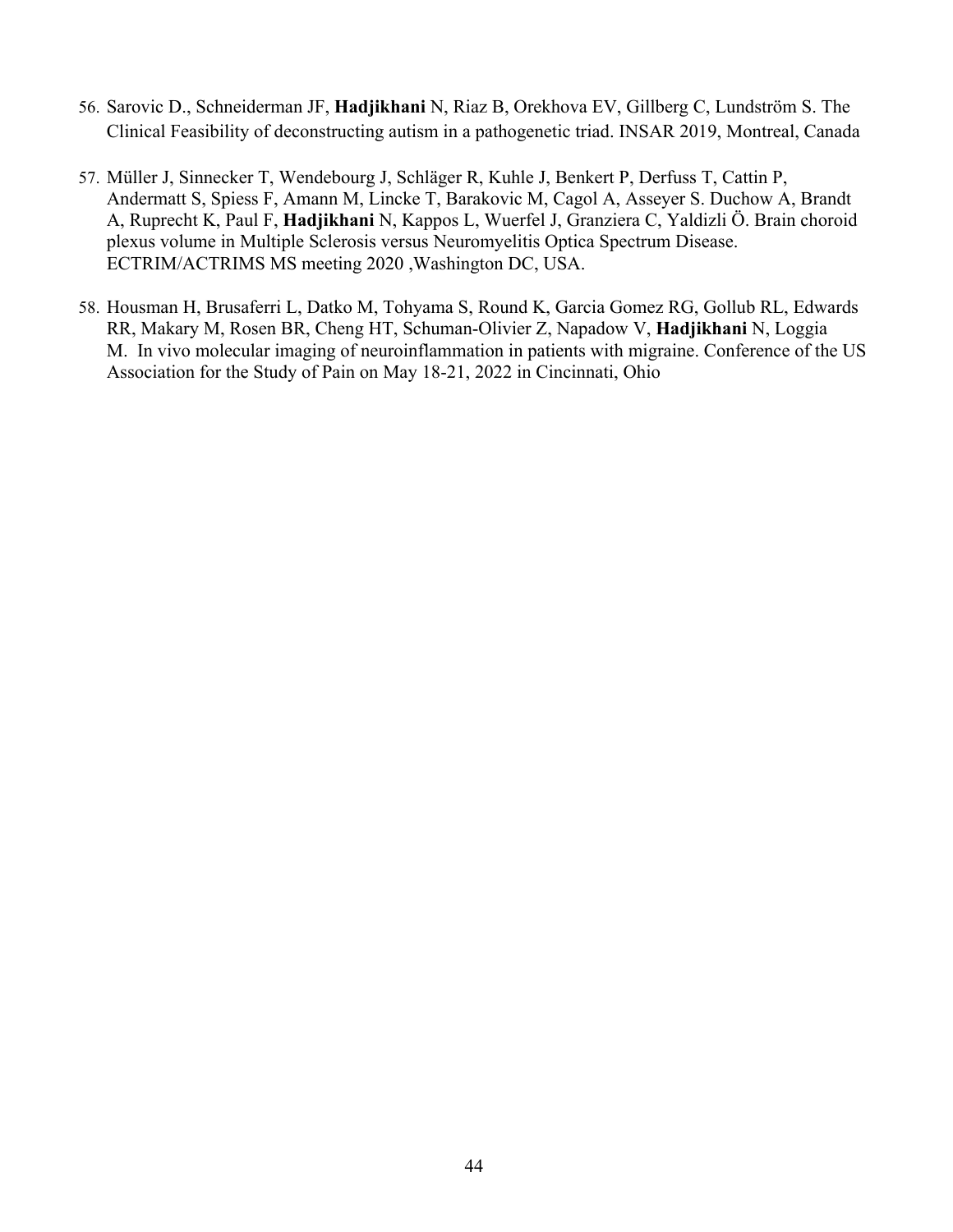56. Sarovic D., Schneiderman JF, **Hadjikhani** N, Riaz B, Orekhova EV, Gillberg C, Lundström S. The Clinical Feasibility of deconstructing autism in a pathogenetic triad. INSAR 2019, Montreal, Canada

57. Müller J, Sinnecker T, Wendebourg J, Schläger R, Kuhle J, Benkert P, Derfuss T, Cattin P, Andermatt S, Spiess F, Amann M, Lincke T, Barakovic M, Cagol A, Asseyer S. Duchow A, Brandt A, Ruprecht K, Paul F, **Hadjikhani** N, Kappos L, Wuerfel J, Granziera C, Yaldizli Ö. Brain choroid plexus volume in Multiple Sclerosis versus Neuromyelitis Optica Spectrum Disease. ECTRIM/ACTRIMS MS meeting 2020 ,Washington DC, USA.

58. Housman H, Brusaferri L, Datko M, Tohyama S, Round K, Garcia Gomez RG, Gollub RL, Edwards RR, Makary M, Rosen BR, Cheng HT, Schuman-Olivier Z, Napadow V, **Hadjikhani** N, Loggia M. In vivo molecular imaging of neuroinflammation in patients with migraine. Conference of the US Association for the Study of Pain on May 18-21, 2022 in Cincinnati, Ohio